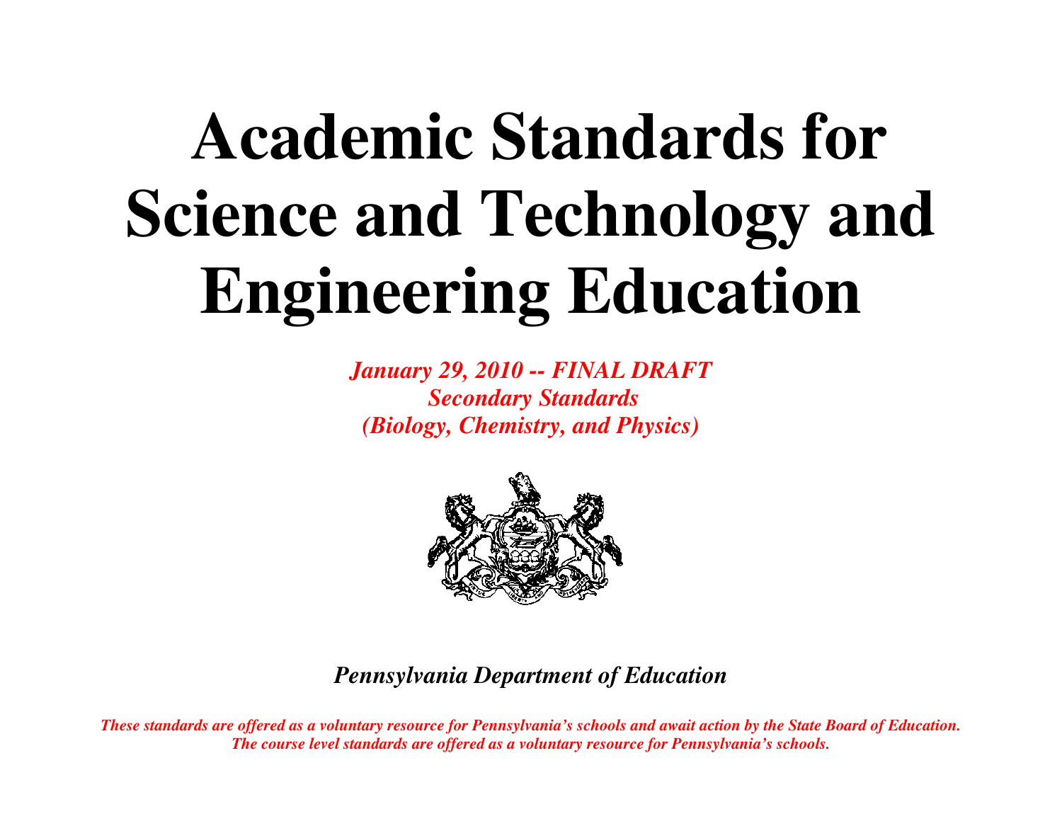# Academic Standards for Science and Technology and Engineering Education

***January 29, 2010 -- FINAL DRAFT***
***Secondary Standards***
***(Biology, Chemistry, and Physics)***

***Pennsylvania Department of Education***

***These standards are offered as a voluntary resource for Pennsylvania's schools and await action by the State Board of Education.***
***The course level standards are offered as a voluntary resource for Pennsylvania's schools.***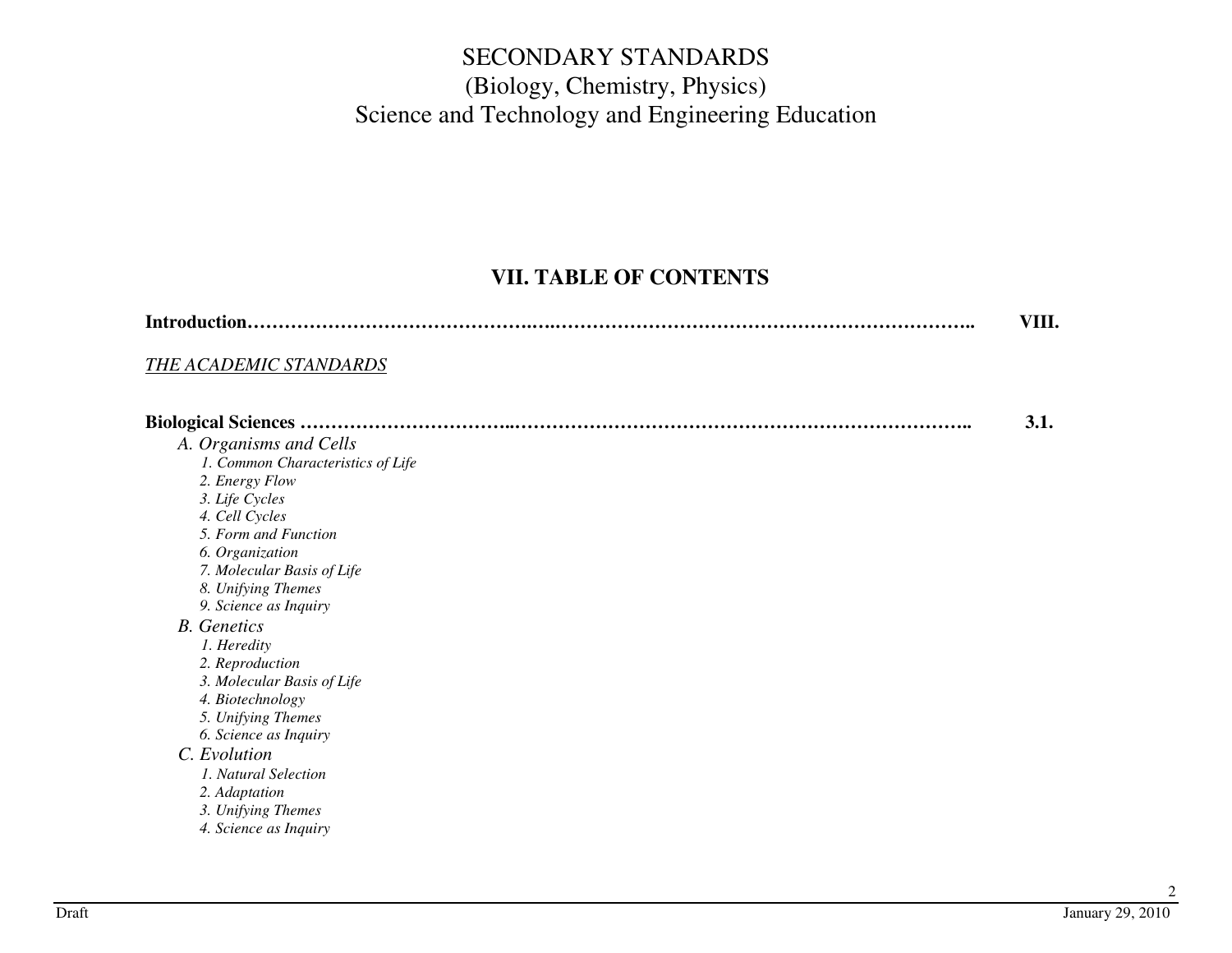# SECONDARY STANDARDS
## (Biology, Chemistry, Physics)
## Science and Technology and Engineering Education

## VII. TABLE OF CONTENTS

**Introduction…………………………………………………………………………………………………………..** **VIII.**

*THE ACADEMIC STANDARDS*

**Biological Sciences ………………………………………………………………………………………………..** **3.1.**

- *A. Organisms and Cells*
  - *1. Common Characteristics of Life*
  - *2. Energy Flow*
  - *3. Life Cycles*
  - *4. Cell Cycles*
  - *5. Form and Function*
  - *6. Organization*
  - *7. Molecular Basis of Life*
  - *8. Unifying Themes*
  - *9. Science as Inquiry*
- *B. Genetics*
  - *1. Heredity*
  - *2. Reproduction*
  - *3. Molecular Basis of Life*
  - *4. Biotechnology*
  - *5. Unifying Themes*
  - *6. Science as Inquiry*
- *C. Evolution*
  - *1. Natural Selection*
  - *2. Adaptation*
  - *3. Unifying Themes*
  - *4. Science as Inquiry*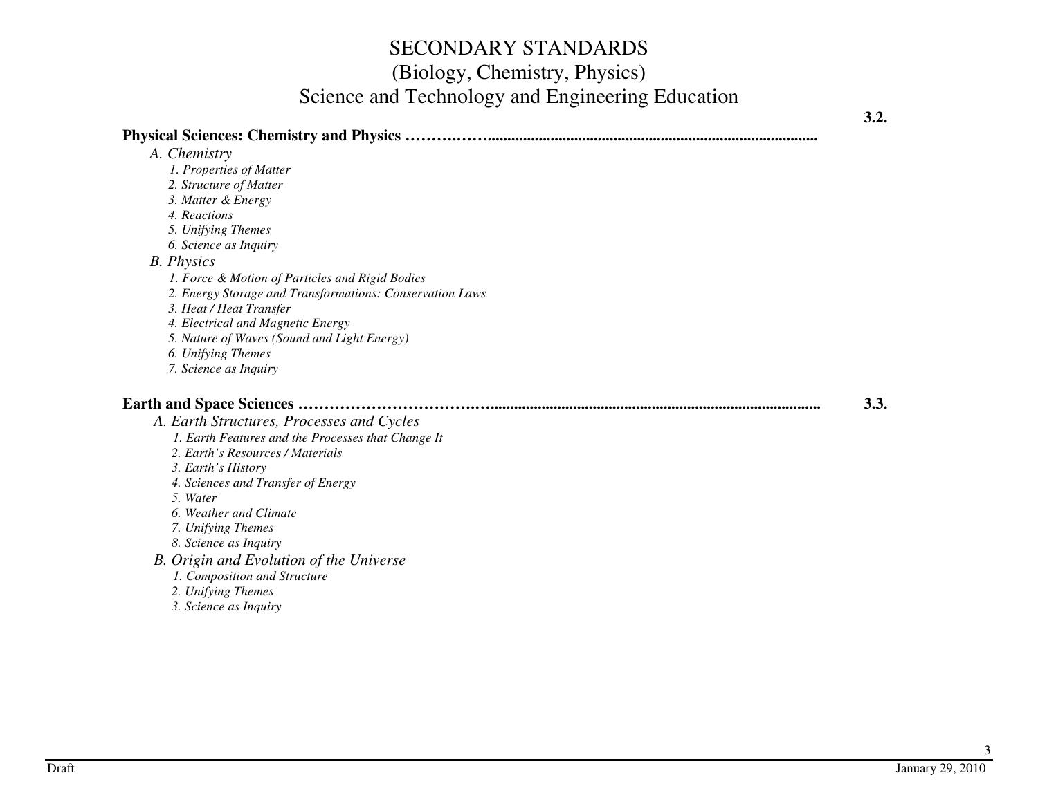# SECONDARY STANDARDS
## (Biology, Chemistry, Physics)
## Science and Technology and Engineering Education

**Physical Sciences: Chemistry and Physics ……….……....................................................................................... 3.2.**

*A. Chemistry*

- *1. Properties of Matter*
- *2. Structure of Matter*
- *3. Matter & Energy*
- *4. Reactions*
- *5. Unifying Themes*
- *6. Science as Inquiry*

*B. Physics*

- *1. Force & Motion of Particles and Rigid Bodies*
- *2. Energy Storage and Transformations: Conservation Laws*
- *3. Heat / Heat Transfer*
- *4. Electrical and Magnetic Energy*
- *5. Nature of Waves (Sound and Light Energy)*
- *6. Unifying Themes*
- *7. Science as Inquiry*

**Earth and Space Sciences …………………………….….................................................................................... 3.3.**

*A. Earth Structures, Processes and Cycles*

- *1. Earth Features and the Processes that Change It*
- *2. Earth's Resources / Materials*
- *3. Earth's History*
- *4. Sciences and Transfer of Energy*
- *5. Water*
- *6. Weather and Climate*
- *7. Unifying Themes*
- *8. Science as Inquiry*

*B. Origin and Evolution of the Universe*

- *1. Composition and Structure*
- *2. Unifying Themes*
- *3. Science as Inquiry*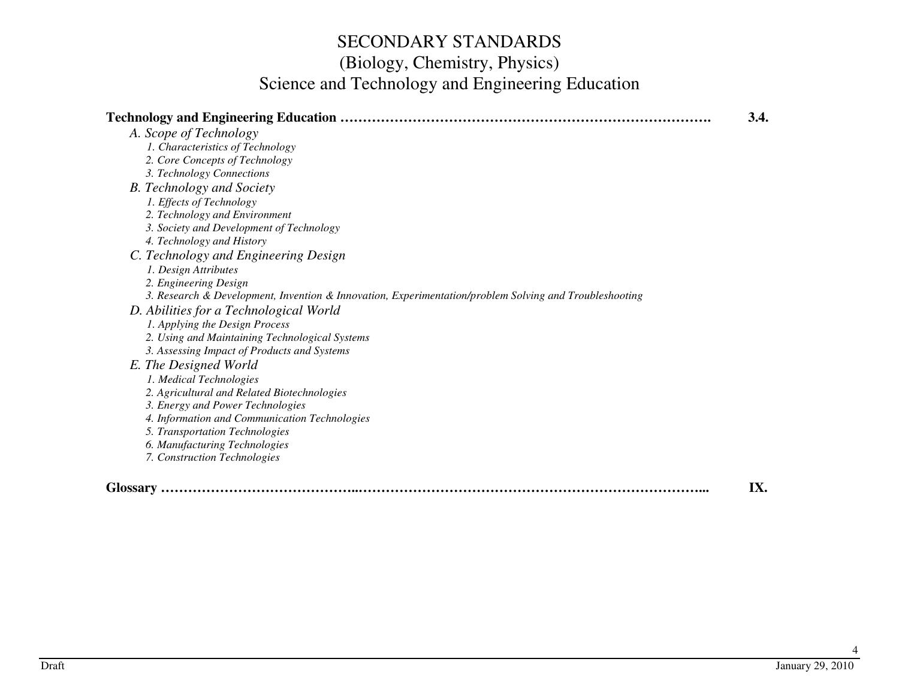# SECONDARY STANDARDS
## (Biology, Chemistry, Physics)
## Science and Technology and Engineering Education

**Technology and Engineering Education ……………………………………………………………………. 3.4.**

*A. Scope of Technology*
- *1. Characteristics of Technology*
- *2. Core Concepts of Technology*
- *3. Technology Connections*

*B. Technology and Society*
- *1. Effects of Technology*
- *2. Technology and Environment*
- *3. Society and Development of Technology*
- *4. Technology and History*

*C. Technology and Engineering Design*
- *1. Design Attributes*
- *2. Engineering Design*
- *3. Research & Development, Invention & Innovation, Experimentation/problem Solving and Troubleshooting*

*D. Abilities for a Technological World*
- *1. Applying the Design Process*
- *2. Using and Maintaining Technological Systems*
- *3. Assessing Impact of Products and Systems*

*E. The Designed World*
- *1. Medical Technologies*
- *2. Agricultural and Related Biotechnologies*
- *3. Energy and Power Technologies*
- *4. Information and Communication Technologies*
- *5. Transportation Technologies*
- *6. Manufacturing Technologies*
- *7. Construction Technologies*

**Glossary ……………………………………..…………………………………………………………………... IX.**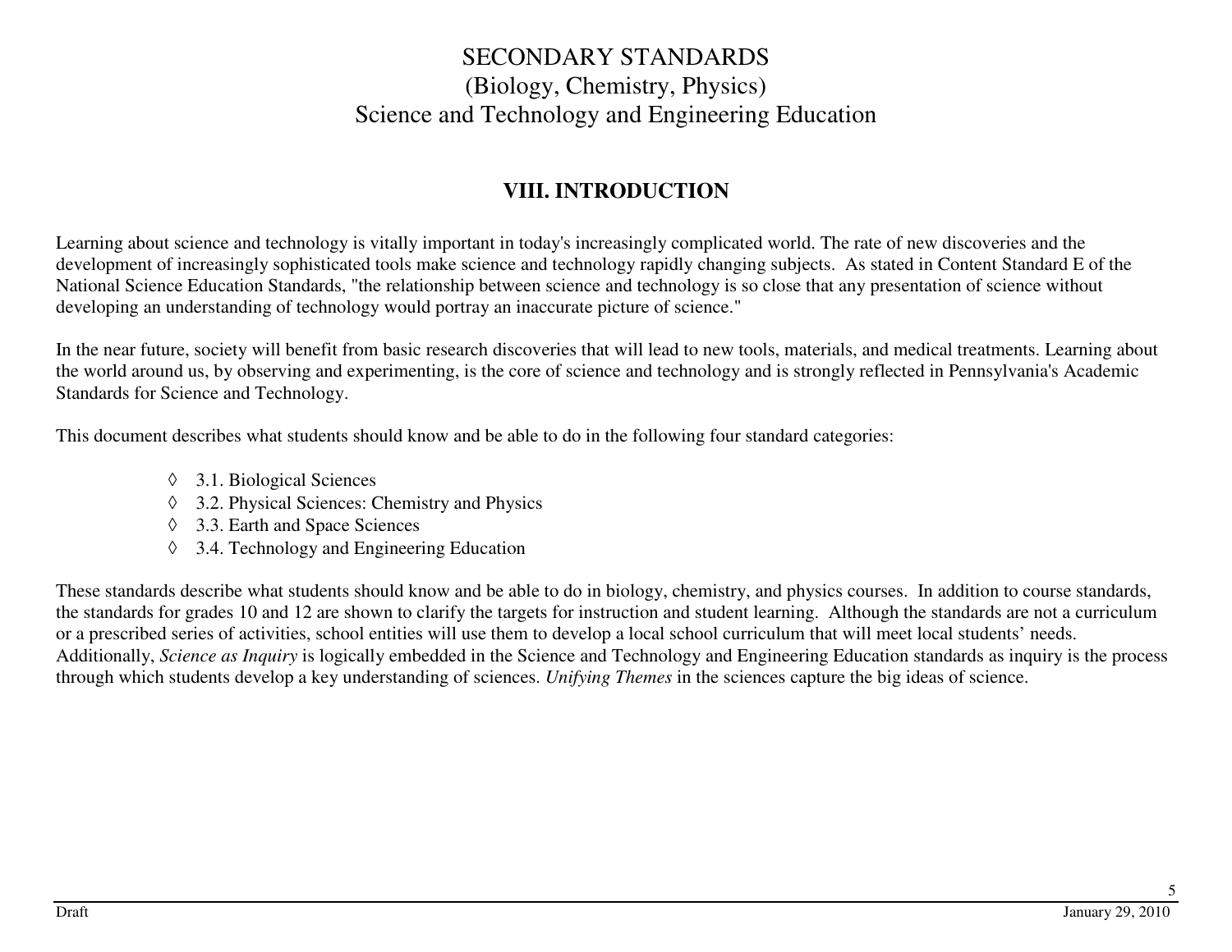# SECONDARY STANDARDS
# (Biology, Chemistry, Physics)
# Science and Technology and Engineering Education

## VIII. INTRODUCTION

Learning about science and technology is vitally important in today's increasingly complicated world. The rate of new discoveries and the development of increasingly sophisticated tools make science and technology rapidly changing subjects. As stated in Content Standard E of the National Science Education Standards, "the relationship between science and technology is so close that any presentation of science without developing an understanding of technology would portray an inaccurate picture of science."

In the near future, society will benefit from basic research discoveries that will lead to new tools, materials, and medical treatments. Learning about the world around us, by observing and experimenting, is the core of science and technology and is strongly reflected in Pennsylvania's Academic Standards for Science and Technology.

This document describes what students should know and be able to do in the following four standard categories:

- ◊ 3.1. Biological Sciences
- ◊ 3.2. Physical Sciences: Chemistry and Physics
- ◊ 3.3. Earth and Space Sciences
- ◊ 3.4. Technology and Engineering Education

These standards describe what students should know and be able to do in biology, chemistry, and physics courses. In addition to course standards, the standards for grades 10 and 12 are shown to clarify the targets for instruction and student learning. Although the standards are not a curriculum or a prescribed series of activities, school entities will use them to develop a local school curriculum that will meet local students' needs. Additionally, *Science as Inquiry* is logically embedded in the Science and Technology and Engineering Education standards as inquiry is the process through which students develop a key understanding of sciences. *Unifying Themes* in the sciences capture the big ideas of science.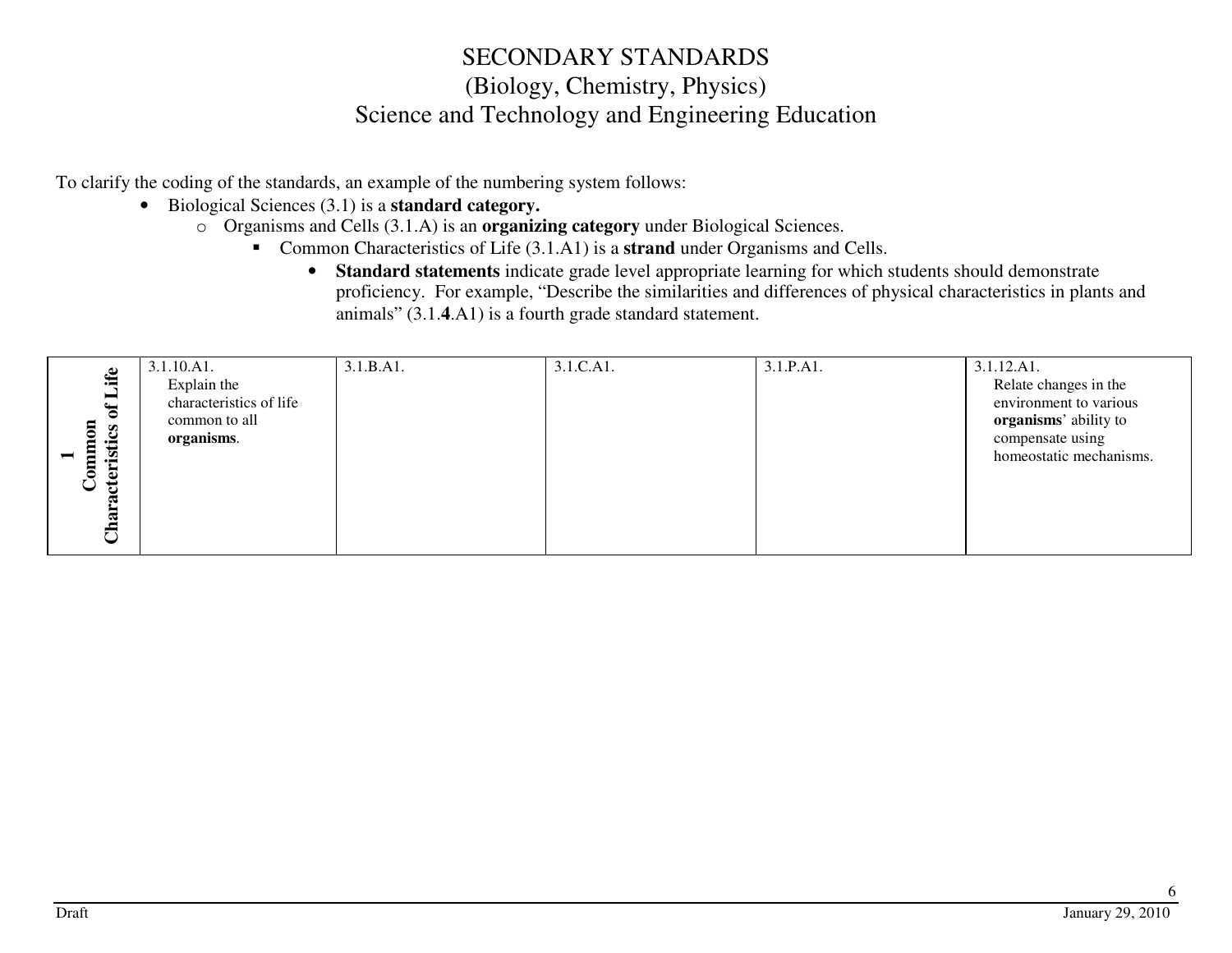# SECONDARY STANDARDS
## (Biology, Chemistry, Physics)
## Science and Technology and Engineering Education

To clarify the coding of the standards, an example of the numbering system follows:

- Biological Sciences (3.1) is a **standard category.**
  - Organisms and Cells (3.1.A) is an **organizing category** under Biological Sciences.
    - Common Characteristics of Life (3.1.A1) is a **strand** under Organisms and Cells.
      - **Standard statements** indicate grade level appropriate learning for which students should demonstrate proficiency. For example, "Describe the similarities and differences of physical characteristics in plants and animals" (3.1.**4**.A1) is a fourth grade standard statement.

| | | | | | |
|---|---|---|---|---|---|
| **1 Common Characteristics of Life** | 3.1.10.A1. Explain the characteristics of life common to all **organisms**. | 3.1.B.A1. | 3.1.C.A1. | 3.1.P.A1. | 3.1.12.A1. Relate changes in the environment to various **organisms**' ability to compensate using homeostatic mechanisms. |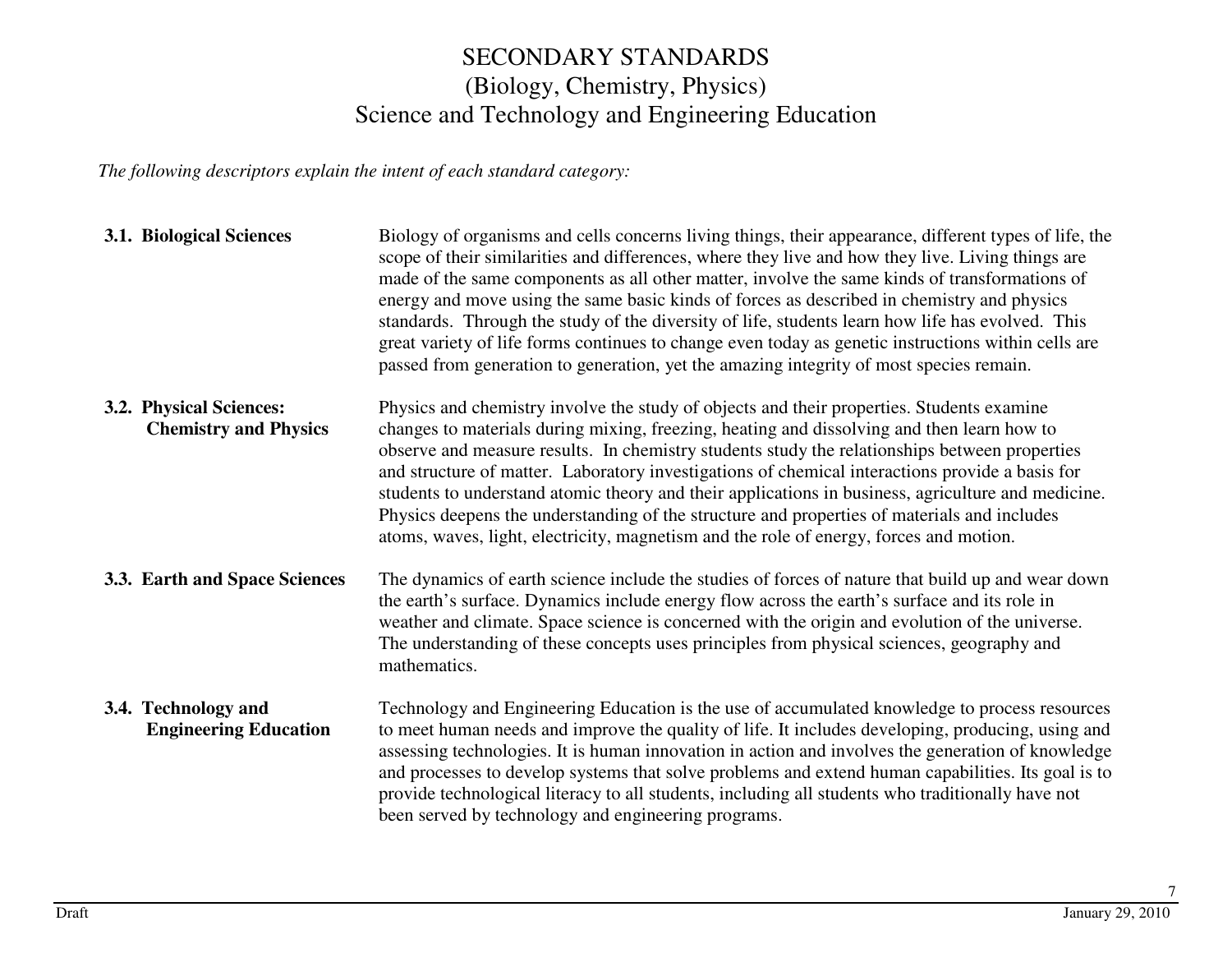# SECONDARY STANDARDS
## (Biology, Chemistry, Physics)
## Science and Technology and Engineering Education

*The following descriptors explain the intent of each standard category:*

| | |
|---|---|
| **3.1. Biological Sciences** | Biology of organisms and cells concerns living things, their appearance, different types of life, the scope of their similarities and differences, where they live and how they live. Living things are made of the same components as all other matter, involve the same kinds of transformations of energy and move using the same basic kinds of forces as described in chemistry and physics standards. Through the study of the diversity of life, students learn how life has evolved. This great variety of life forms continues to change even today as genetic instructions within cells are passed from generation to generation, yet the amazing integrity of most species remain. |
| **3.2. Physical Sciences: Chemistry and Physics** | Physics and chemistry involve the study of objects and their properties. Students examine changes to materials during mixing, freezing, heating and dissolving and then learn how to observe and measure results. In chemistry students study the relationships between properties and structure of matter. Laboratory investigations of chemical interactions provide a basis for students to understand atomic theory and their applications in business, agriculture and medicine. Physics deepens the understanding of the structure and properties of materials and includes atoms, waves, light, electricity, magnetism and the role of energy, forces and motion. |
| **3.3. Earth and Space Sciences** | The dynamics of earth science include the studies of forces of nature that build up and wear down the earth's surface. Dynamics include energy flow across the earth's surface and its role in weather and climate. Space science is concerned with the origin and evolution of the universe. The understanding of these concepts uses principles from physical sciences, geography and mathematics. |
| **3.4. Technology and Engineering Education** | Technology and Engineering Education is the use of accumulated knowledge to process resources to meet human needs and improve the quality of life. It includes developing, producing, using and assessing technologies. It is human innovation in action and involves the generation of knowledge and processes to develop systems that solve problems and extend human capabilities. Its goal is to provide technological literacy to all students, including all students who traditionally have not been served by technology and engineering programs. |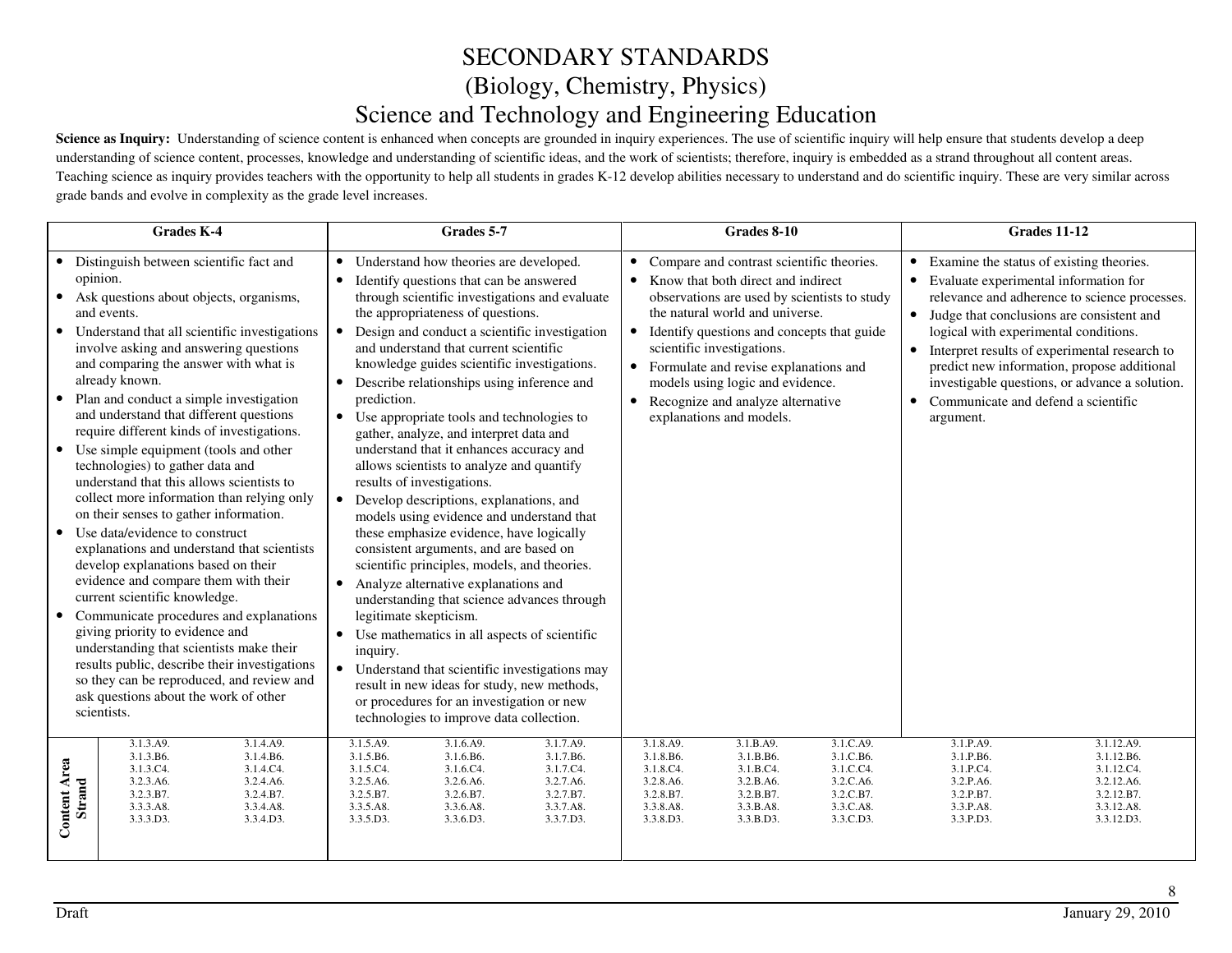# SECONDARY STANDARDS
## (Biology, Chemistry, Physics)
## Science and Technology and Engineering Education

**Science as Inquiry:** Understanding of science content is enhanced when concepts are grounded in inquiry experiences. The use of scientific inquiry will help ensure that students develop a deep understanding of science content, processes, knowledge and understanding of scientific ideas, and the work of scientists; therefore, inquiry is embedded as a strand throughout all content areas. Teaching science as inquiry provides teachers with the opportunity to help all students in grades K-12 develop abilities necessary to understand and do scientific inquiry. These are very similar across grade bands and evolve in complexity as the grade level increases.

| | Grades K-4 | Grades 5-7 | Grades 8-10 | Grades 11-12 |
|---|---|---|---|---|
| | • Distinguish between scientific fact and opinion.<br>• Ask questions about objects, organisms, and events.<br>• Understand that all scientific investigations involve asking and answering questions and comparing the answer with what is already known.<br>• Plan and conduct a simple investigation and understand that different questions require different kinds of investigations.<br>• Use simple equipment (tools and other technologies) to gather data and understand that this allows scientists to collect more information than relying only on their senses to gather information.<br>• Use data/evidence to construct explanations and understand that scientists develop explanations based on their evidence and compare them with their current scientific knowledge.<br>• Communicate procedures and explanations giving priority to evidence and understanding that scientists make their results public, describe their investigations so they can be reproduced, and review and ask questions about the work of other scientists. | • Understand how theories are developed.<br>• Identify questions that can be answered through scientific investigations and evaluate the appropriateness of questions.<br>• Design and conduct a scientific investigation and understand that current scientific knowledge guides scientific investigations.<br>• Describe relationships using inference and prediction.<br>• Use appropriate tools and technologies to gather, analyze, and interpret data and understand that it enhances accuracy and allows scientists to analyze and quantify results of investigations.<br>• Develop descriptions, explanations, and models using evidence and understand that these emphasize evidence, have logically consistent arguments, and are based on scientific principles, models, and theories.<br>• Analyze alternative explanations and understanding that science advances through legitimate skepticism.<br>• Use mathematics in all aspects of scientific inquiry.<br>• Understand that scientific investigations may result in new ideas for study, new methods, or procedures for an investigation or new technologies to improve data collection. | • Compare and contrast scientific theories.<br>• Know that both direct and indirect observations are used by scientists to study the natural world and universe.<br>• Identify questions and concepts that guide scientific investigations.<br>• Formulate and revise explanations and models using logic and evidence.<br>• Recognize and analyze alternative explanations and models. | • Examine the status of existing theories.<br>• Evaluate experimental information for relevance and adherence to science processes.<br>• Judge that conclusions are consistent and logical with experimental conditions.<br>• Interpret results of experimental research to predict new information, propose additional investigable questions, or advance a solution.<br>• Communicate and defend a scientific argument. |
| **Content Area Strand** | 3.1.3.A9. 3.1.3.B6. 3.1.3.C4. 3.2.3.A6. 3.2.3.B7. 3.3.3.A8. 3.3.3.D3.<br>3.1.4.A9. 3.1.4.B6. 3.1.4.C4. 3.2.4.A6. 3.2.4.B7. 3.3.4.A8. 3.3.4.D3. | 3.1.5.A9. 3.1.5.B6. 3.1.5.C4. 3.2.5.A6. 3.2.5.B7. 3.3.5.A8. 3.3.5.D3.<br>3.1.6.A9. 3.1.6.B6. 3.1.6.C4. 3.2.6.A6. 3.2.6.B7. 3.3.6.A8. 3.3.6.D3.<br>3.1.7.A9. 3.1.7.B6. 3.1.7.C4. 3.2.7.A6. 3.2.7.B7. 3.3.7.A8. 3.3.7.D3. | 3.1.8.A9. 3.1.8.B6. 3.1.8.C4. 3.2.8.A6. 3.2.8.B7. 3.3.8.A8. 3.3.8.D3.<br>3.1.B.A9. 3.1.B.B6. 3.1.B.C4. 3.2.B.A6. 3.2.B.B7. 3.3.B.A8. 3.3.B.D3.<br>3.1.C.A9. 3.1.C.B6. 3.1.C.C4. 3.2.C.A6. 3.2.C.B7. 3.3.C.A8. 3.3.C.D3. | 3.1.P.A9. 3.1.P.B6. 3.1.P.C4. 3.2.P.A6. 3.2.P.B7. 3.3.P.A8. 3.3.P.D3.<br>3.1.12.A9. 3.1.12.B6. 3.1.12.C4. 3.2.12.A6. 3.2.12.B7. 3.3.12.A8. 3.3.12.D3. |

Draft January 29, 2010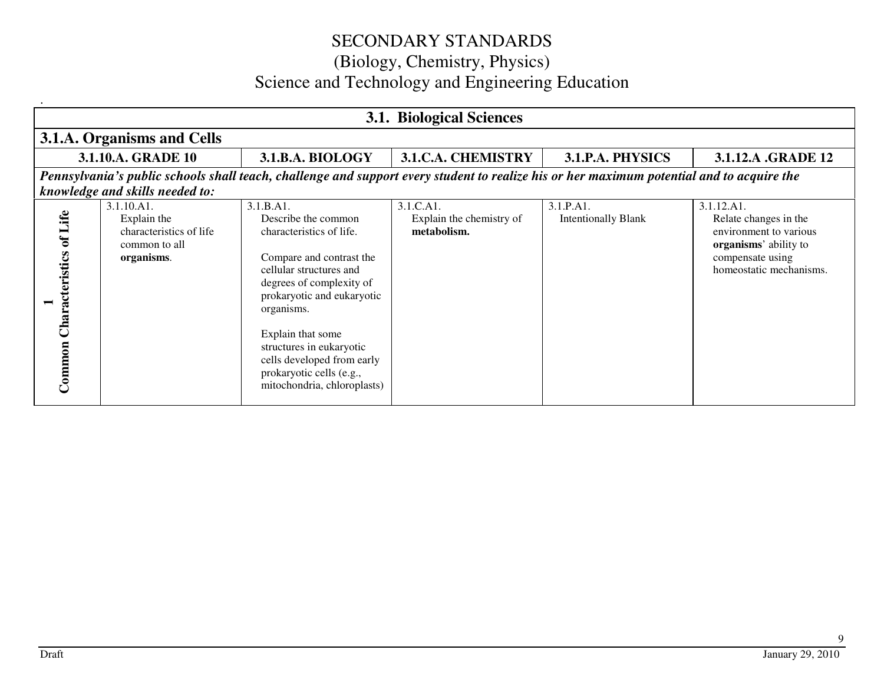# SECONDARY STANDARDS
# (Biology, Chemistry, Physics)
# Science and Technology and Engineering Education

## 3.1. Biological Sciences

### 3.1.A. Organisms and Cells

| | 3.1.10.A. GRADE 10 | 3.1.B.A. BIOLOGY | 3.1.C.A. CHEMISTRY | 3.1.P.A. PHYSICS | 3.1.12.A .GRADE 12 |
|---|---|---|---|---|---|
| ***Pennsylvania's public schools shall teach, challenge and support every student to realize his or her maximum potential and to acquire the knowledge and skills needed to:*** | | | | | |
| **1 Common Characteristics of Life** | 3.1.10.A1. Explain the characteristics of life common to all **organisms**. | 3.1.B.A1. Describe the common characteristics of life.<br><br>Compare and contrast the cellular structures and degrees of complexity of prokaryotic and eukaryotic organisms.<br><br>Explain that some structures in eukaryotic cells developed from early prokaryotic cells (e.g., mitochondria, chloroplasts) | 3.1.C.A1. Explain the chemistry of **metabolism.** | 3.1.P.A1. Intentionally Blank | 3.1.12.A1. Relate changes in the environment to various **organisms**' ability to compensate using homeostatic mechanisms. |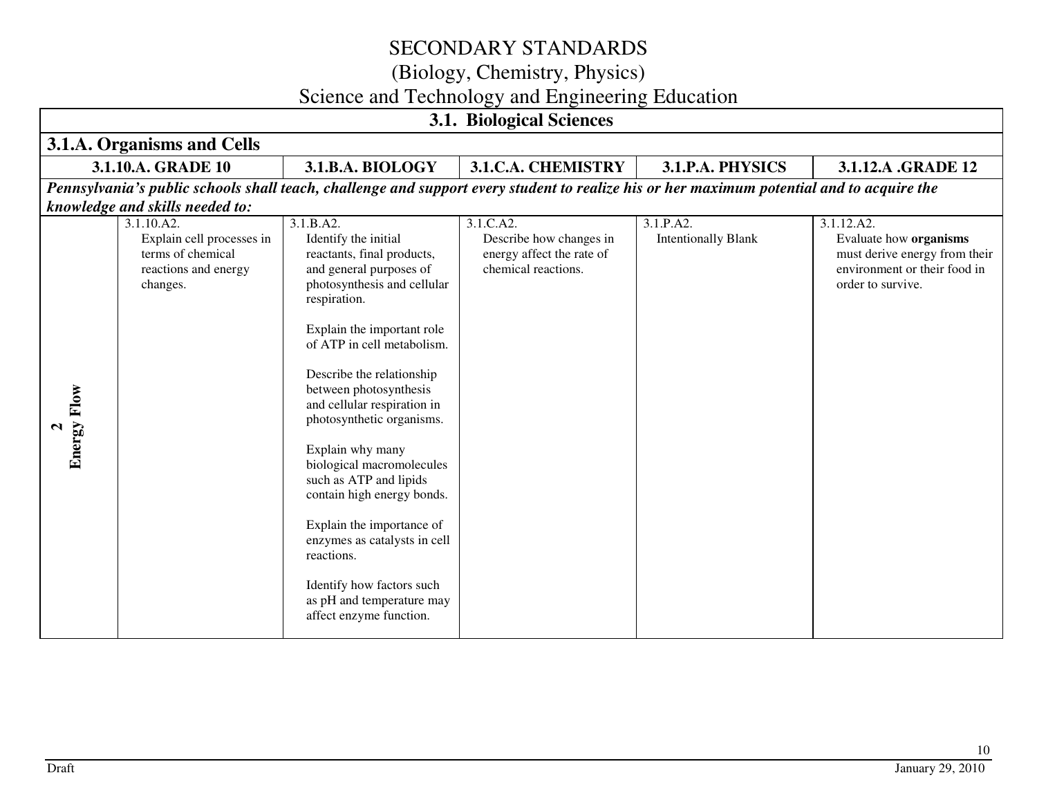# SECONDARY STANDARDS
## (Biology, Chemistry, Physics)
## Science and Technology and Engineering Education

| 3.1. Biological Sciences | | | | | |
|---|---|---|---|---|---|
| **3.1.A. Organisms and Cells** | | | | | |
| | **3.1.10.A. GRADE 10** | **3.1.B.A. BIOLOGY** | **3.1.C.A. CHEMISTRY** | **3.1.P.A. PHYSICS** | **3.1.12.A .GRADE 12** |
| ***Pennsylvania's public schools shall teach, challenge and support every student to realize his or her maximum potential and to acquire the knowledge and skills needed to:*** | | | | | |
| **2 Energy Flow** | 3.1.10.A2. Explain cell processes in terms of chemical reactions and energy changes. | 3.1.B.A2. Identify the initial reactants, final products, and general purposes of photosynthesis and cellular respiration.<br><br>Explain the important role of ATP in cell metabolism.<br><br>Describe the relationship between photosynthesis and cellular respiration in photosynthetic organisms.<br><br>Explain why many biological macromolecules such as ATP and lipids contain high energy bonds.<br><br>Explain the importance of enzymes as catalysts in cell reactions.<br><br>Identify how factors such as pH and temperature may affect enzyme function. | 3.1.C.A2. Describe how changes in energy affect the rate of chemical reactions. | 3.1.P.A2. Intentionally Blank | 3.1.12.A2. Evaluate how **organisms** must derive energy from their environment or their food in order to survive. |

Draft January 29, 2010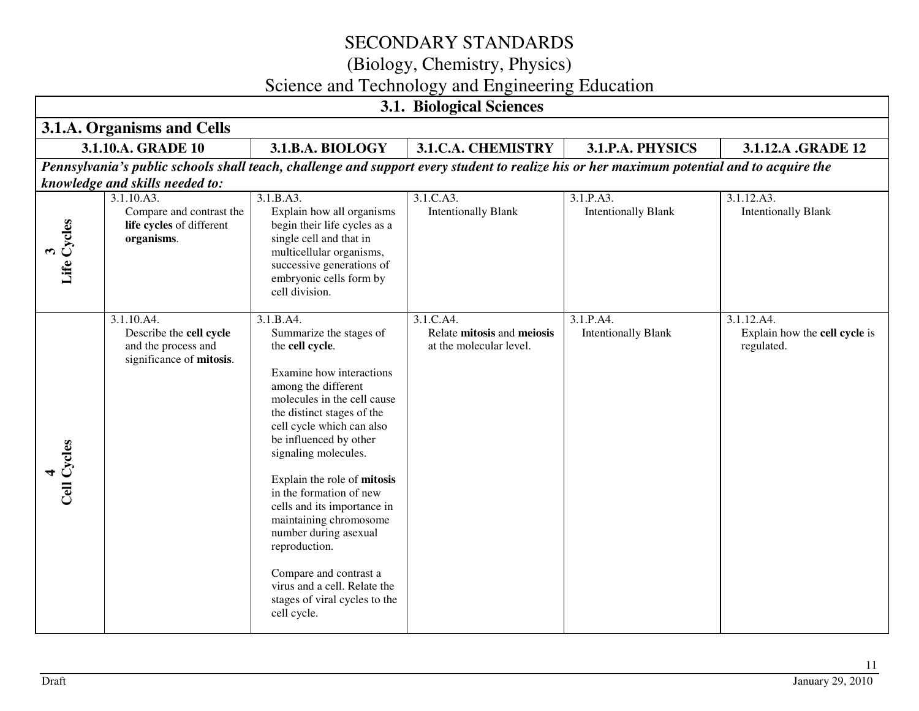# SECONDARY STANDARDS
## (Biology, Chemistry, Physics)
## Science and Technology and Engineering Education

### 3.1. Biological Sciences

#### 3.1.A. Organisms and Cells

| | 3.1.10.A. GRADE 10 | 3.1.B.A. BIOLOGY | 3.1.C.A. CHEMISTRY | 3.1.P.A. PHYSICS | 3.1.12.A .GRADE 12 |
|---|---|---|---|---|---|
| ***Pennsylvania's public schools shall teach, challenge and support every student to realize his or her maximum potential and to acquire the knowledge and skills needed to:*** | | | | | |
| **3 Life Cycles** | 3.1.10.A3. Compare and contrast the **life cycles** of different **organisms**. | 3.1.B.A3. Explain how all organisms begin their life cycles as a single cell and that in multicellular organisms, successive generations of embryonic cells form by cell division. | 3.1.C.A3. Intentionally Blank | 3.1.P.A3. Intentionally Blank | 3.1.12.A3. Intentionally Blank |
| **4 Cell Cycles** | 3.1.10.A4. Describe the **cell cycle** and the process and significance of **mitosis**. | 3.1.B.A4. Summarize the stages of the **cell cycle**.<br><br>Examine how interactions among the different molecules in the cell cause the distinct stages of the cell cycle which can also be influenced by other signaling molecules.<br><br>Explain the role of **mitosis** in the formation of new cells and its importance in maintaining chromosome number during asexual reproduction.<br><br>Compare and contrast a virus and a cell. Relate the stages of viral cycles to the cell cycle. | 3.1.C.A4. Relate **mitosis** and **meiosis** at the molecular level. | 3.1.P.A4. Intentionally Blank | 3.1.12.A4. Explain how the **cell cycle** is regulated. |

Draft — January 29, 2010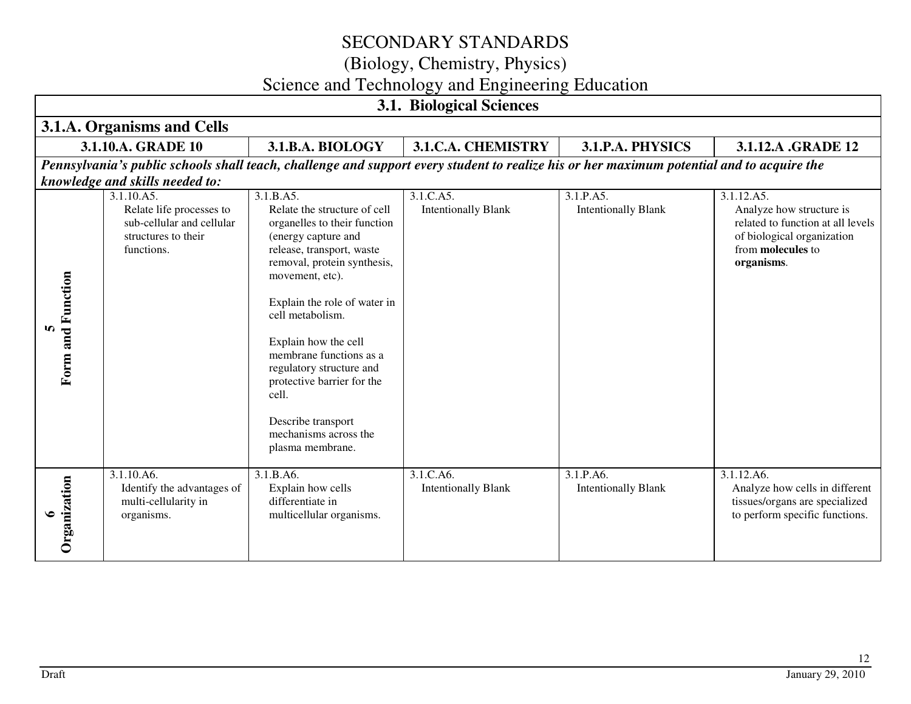# SECONDARY STANDARDS
## (Biology, Chemistry, Physics)
## Science and Technology and Engineering Education

### 3.1. Biological Sciences

#### 3.1.A. Organisms and Cells

| | 3.1.10.A. GRADE 10 | 3.1.B.A. BIOLOGY | 3.1.C.A. CHEMISTRY | 3.1.P.A. PHYSICS | 3.1.12.A .GRADE 12 |
|---|---|---|---|---|---|
| ***Pennsylvania's public schools shall teach, challenge and support every student to realize his or her maximum potential and to acquire the knowledge and skills needed to:*** | | | | | |
| **5 Form and Function** | 3.1.10.A5. Relate life processes to sub-cellular and cellular structures to their functions. | 3.1.B.A5. Relate the structure of cell organelles to their function (energy capture and release, transport, waste removal, protein synthesis, movement, etc).<br><br>Explain the role of water in cell metabolism.<br><br>Explain how the cell membrane functions as a regulatory structure and protective barrier for the cell.<br><br>Describe transport mechanisms across the plasma membrane. | 3.1.C.A5. Intentionally Blank | 3.1.P.A5. Intentionally Blank | 3.1.12.A5. Analyze how structure is related to function at all levels of biological organization from **molecules** to **organisms**. |
| **6 Organization** | 3.1.10.A6. Identify the advantages of multi-cellularity in organisms. | 3.1.B.A6. Explain how cells differentiate in multicellular organisms. | 3.1.C.A6. Intentionally Blank | 3.1.P.A6. Intentionally Blank | 3.1.12.A6. Analyze how cells in different tissues/organs are specialized to perform specific functions. |

Draft — January 29, 2010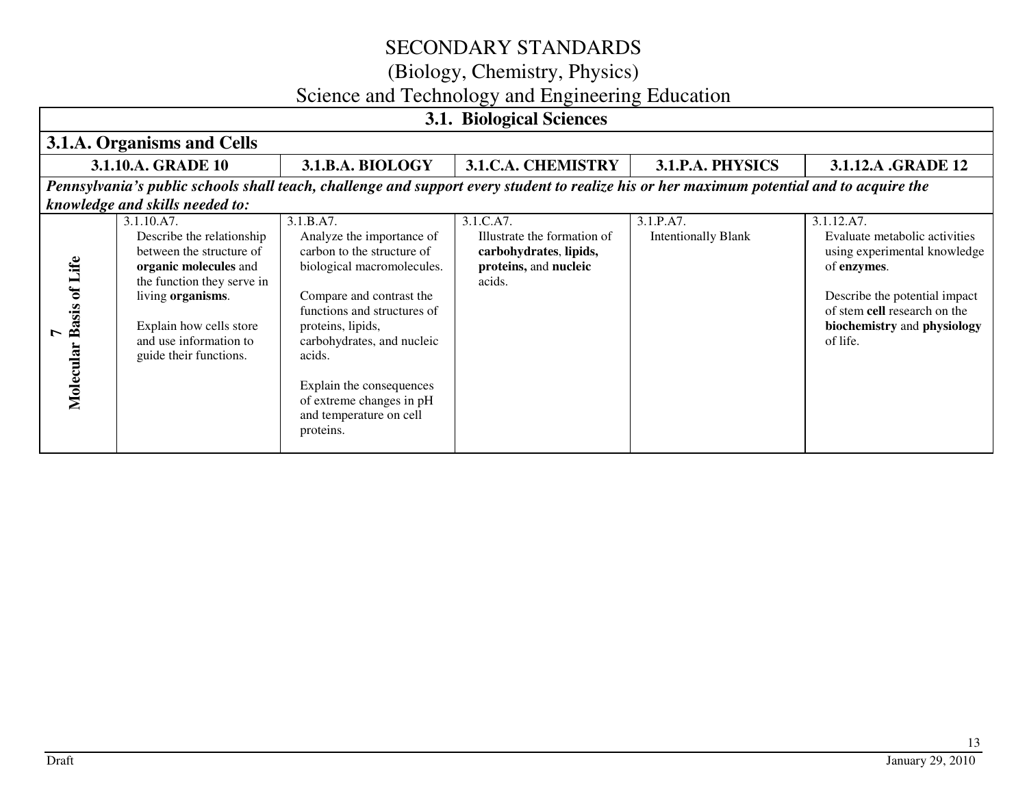# SECONDARY STANDARDS
## (Biology, Chemistry, Physics)
## Science and Technology and Engineering Education

| 3.1. Biological Sciences | | | | | |
|---|---|---|---|---|---|
| **3.1.A. Organisms and Cells** | | | | | |
| | **3.1.10.A. GRADE 10** | **3.1.B.A. BIOLOGY** | **3.1.C.A. CHEMISTRY** | **3.1.P.A. PHYSICS** | **3.1.12.A .GRADE 12** |
| ***Pennsylvania's public schools shall teach, challenge and support every student to realize his or her maximum potential and to acquire the knowledge and skills needed to:*** | | | | | |
| **7 Molecular Basis of Life** | 3.1.10.A7. Describe the relationship between the structure of **organic molecules** and the function they serve in living **organisms**. <br><br> Explain how cells store and use information to guide their functions. | 3.1.B.A7. Analyze the importance of carbon to the structure of biological macromolecules. <br><br> Compare and contrast the functions and structures of proteins, lipids, carbohydrates, and nucleic acids. <br><br> Explain the consequences of extreme changes in pH and temperature on cell proteins. | 3.1.C.A7. Illustrate the formation of **carbohydrates**, **lipids, proteins,** and **nucleic** acids. | 3.1.P.A7. Intentionally Blank | 3.1.12.A7. Evaluate metabolic activities using experimental knowledge of **enzymes**. <br><br> Describe the potential impact of stem **cell** research on the **biochemistry** and **physiology** of life. |

Draft — January 29, 2010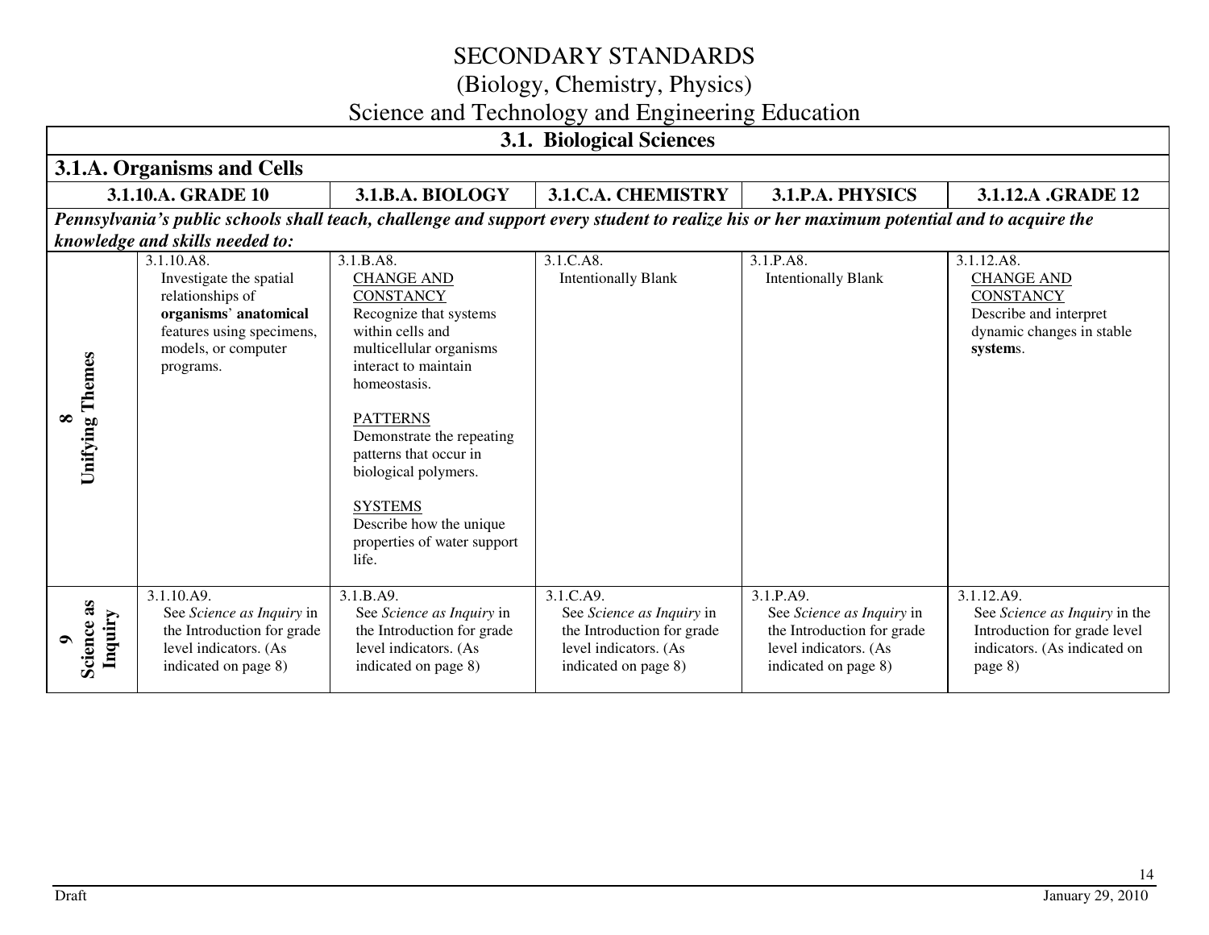# SECONDARY STANDARDS
## (Biology, Chemistry, Physics)
## Science and Technology and Engineering Education

| 3.1. Biological Sciences | | | | | |
|---|---|---|---|---|---|
| **3.1.A. Organisms and Cells** | | | | | |
| | **3.1.10.A. GRADE 10** | **3.1.B.A. BIOLOGY** | **3.1.C.A. CHEMISTRY** | **3.1.P.A. PHYSICS** | **3.1.12.A .GRADE 12** |
| ***Pennsylvania's public schools shall teach, challenge and support every student to realize his or her maximum potential and to acquire the knowledge and skills needed to:*** | | | | | |
| **8 Unifying Themes** | 3.1.10.A8. Investigate the spatial relationships of **organisms' anatomical** features using specimens, models, or computer programs. | 3.1.B.A8. CHANGE AND CONSTANCY Recognize that systems within cells and multicellular organisms interact to maintain homeostasis. PATTERNS Demonstrate the repeating patterns that occur in biological polymers. SYSTEMS Describe how the unique properties of water support life. | 3.1.C.A8. Intentionally Blank | 3.1.P.A8. Intentionally Blank | 3.1.12.A8. CHANGE AND CONSTANCY Describe and interpret dynamic changes in stable **system**s. |
| **9 Science as Inquiry** | 3.1.10.A9. See *Science as Inquiry* in the Introduction for grade level indicators. (As indicated on page 8) | 3.1.B.A9. See *Science as Inquiry* in the Introduction for grade level indicators. (As indicated on page 8) | 3.1.C.A9. See *Science as Inquiry* in the Introduction for grade level indicators. (As indicated on page 8) | 3.1.P.A9. See *Science as Inquiry* in the Introduction for grade level indicators. (As indicated on page 8) | 3.1.12.A9. See *Science as Inquiry* in the Introduction for grade level indicators. (As indicated on page 8) |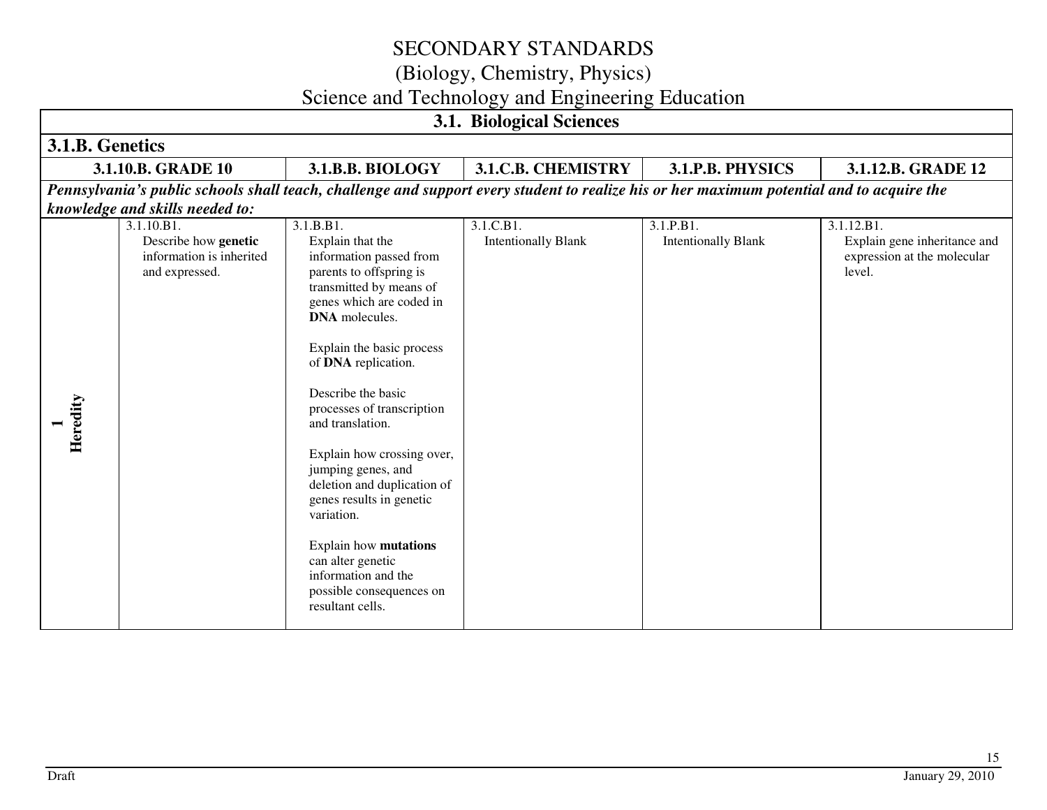# SECONDARY STANDARDS
## (Biology, Chemistry, Physics)
## Science and Technology and Engineering Education

| 3.1. Biological Sciences | | | | | |
|---|---|---|---|---|---|
| **3.1.B. Genetics** | | | | | |
| | **3.1.10.B. GRADE 10** | **3.1.B.B. BIOLOGY** | **3.1.C.B. CHEMISTRY** | **3.1.P.B. PHYSICS** | **3.1.12.B. GRADE 12** |
| ***Pennsylvania's public schools shall teach, challenge and support every student to realize his or her maximum potential and to acquire the knowledge and skills needed to:*** | | | | | |
| **1 Heredity** | 3.1.10.B1. Describe how **genetic** information is inherited and expressed. | 3.1.B.B1. Explain that the information passed from parents to offspring is transmitted by means of genes which are coded in **DNA** molecules. <br><br> Explain the basic process of **DNA** replication. <br><br> Describe the basic processes of transcription and translation. <br><br> Explain how crossing over, jumping genes, and deletion and duplication of genes results in genetic variation. <br><br> Explain how **mutations** can alter genetic information and the possible consequences on resultant cells. | 3.1.C.B1. Intentionally Blank | 3.1.P.B1. Intentionally Blank | 3.1.12.B1. Explain gene inheritance and expression at the molecular level. |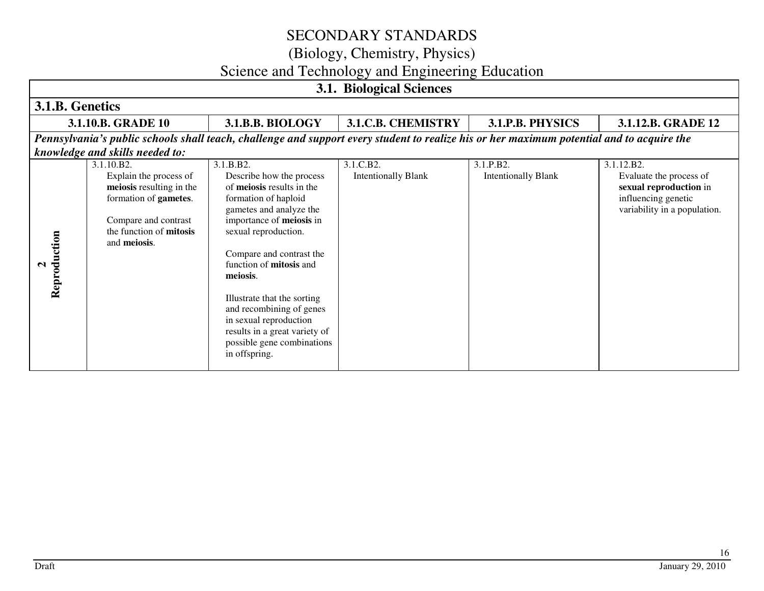# SECONDARY STANDARDS
## (Biology, Chemistry, Physics)
## Science and Technology and Engineering Education

| 3.1. Biological Sciences | | | | | |
|---|---|---|---|---|---|
| **3.1.B. Genetics** | | | | | |
| | **3.1.10.B. GRADE 10** | **3.1.B.B. BIOLOGY** | **3.1.C.B. CHEMISTRY** | **3.1.P.B. PHYSICS** | **3.1.12.B. GRADE 12** |
| ***Pennsylvania's public schools shall teach, challenge and support every student to realize his or her maximum potential and to acquire the knowledge and skills needed to:*** | | | | | |
| **2 Reproduction** | 3.1.10.B2. Explain the process of **meiosis** resulting in the formation of **gametes**. <br><br> Compare and contrast the function of **mitosis** and **meiosis**. | 3.1.B.B2. Describe how the process of **meiosis** results in the formation of haploid gametes and analyze the importance of **meiosis** in sexual reproduction. <br><br> Compare and contrast the function of **mitosis** and **meiosis**. <br><br> Illustrate that the sorting and recombining of genes in sexual reproduction results in a great variety of possible gene combinations in offspring. | 3.1.C.B2. Intentionally Blank | 3.1.P.B2. Intentionally Blank | 3.1.12.B2. Evaluate the process of **sexual reproduction** in influencing genetic variability in a population. |

Draft — January 29, 2010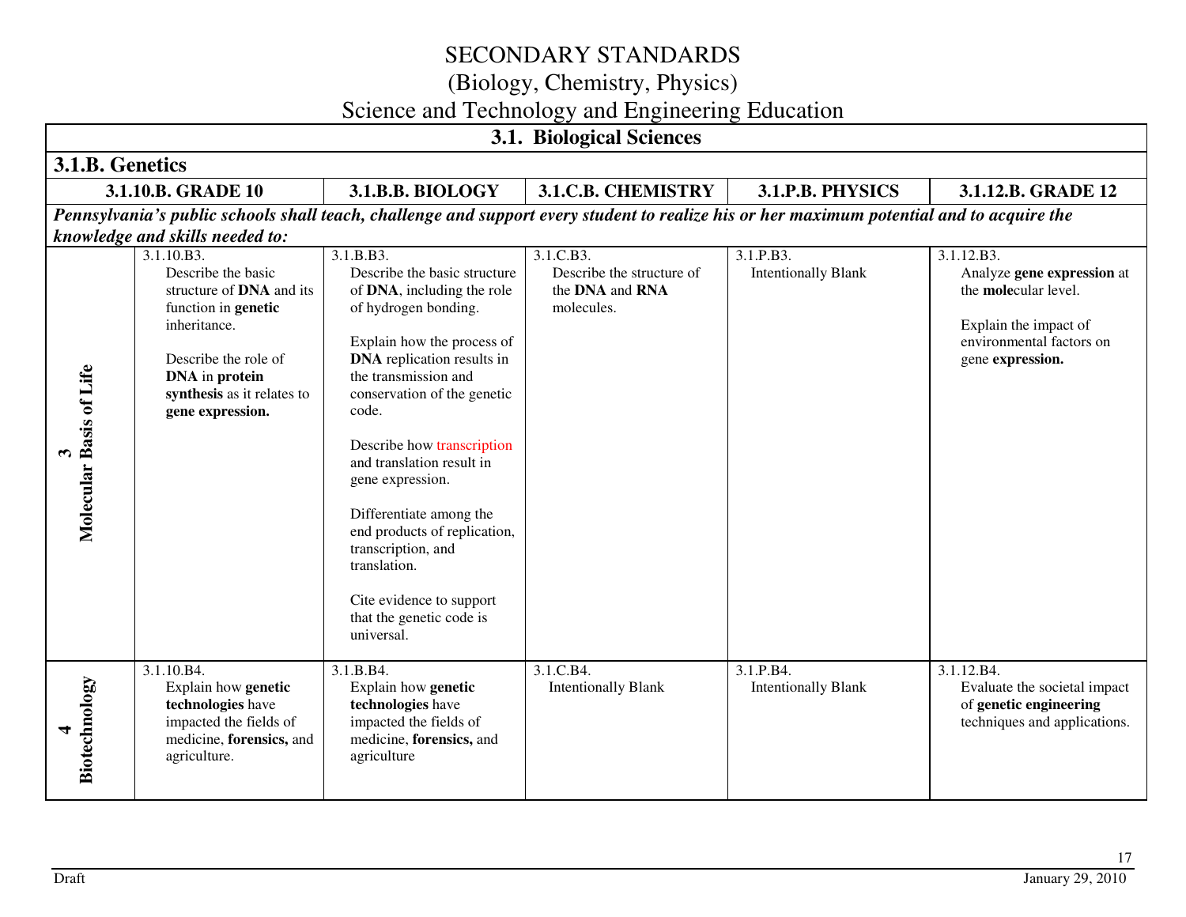# SECONDARY STANDARDS
## (Biology, Chemistry, Physics)
## Science and Technology and Engineering Education

### 3.1. Biological Sciences

#### 3.1.B. Genetics

*Pennsylvania's public schools shall teach, challenge and support every student to realize his or her maximum potential and to acquire the knowledge and skills needed to:*

| | 3.1.10.B. GRADE 10 | 3.1.B.B. BIOLOGY | 3.1.C.B. CHEMISTRY | 3.1.P.B. PHYSICS | 3.1.12.B. GRADE 12 |
|---|---|---|---|---|---|
| **3 Molecular Basis of Life** | 3.1.10.B3. Describe the basic structure of **DNA** and its function in **genetic** inheritance.<br><br>Describe the role of **DNA** in **protein synthesis** as it relates to **gene expression.** | 3.1.B.B3. Describe the basic structure of **DNA**, including the role of hydrogen bonding.<br><br>Explain how the process of **DNA** replication results in the transmission and conservation of the genetic code.<br><br>Describe how transcription and translation result in gene expression.<br><br>Differentiate among the end products of replication, transcription, and translation.<br><br>Cite evidence to support that the genetic code is universal. | 3.1.C.B3. Describe the structure of the **DNA** and **RNA** molecules. | 3.1.P.B3. Intentionally Blank | 3.1.12.B3. Analyze **gene expression** at the **mole**cular level.<br><br>Explain the impact of environmental factors on gene **expression.** |
| **4 Biotechnology** | 3.1.10.B4. Explain how **genetic technologies** have impacted the fields of medicine, **forensics,** and agriculture. | 3.1.B.B4. Explain how **genetic technologies** have impacted the fields of medicine, **forensics,** and agriculture | 3.1.C.B4. Intentionally Blank | 3.1.P.B4. Intentionally Blank | 3.1.12.B4. Evaluate the societal impact of **genetic engineering** techniques and applications. |

Draft January 29, 2010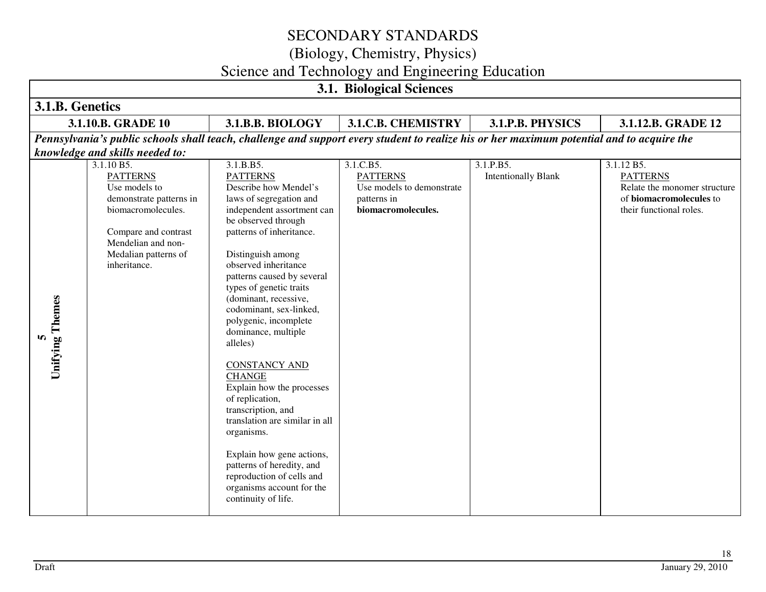# SECONDARY STANDARDS
## (Biology, Chemistry, Physics)
## Science and Technology and Engineering Education

| 3.1. Biological Sciences | | | | | |
|---|---|---|---|---|---|
| **3.1.B. Genetics** | | | | | |
| | **3.1.10.B. GRADE 10** | **3.1.B.B. BIOLOGY** | **3.1.C.B. CHEMISTRY** | **3.1.P.B. PHYSICS** | **3.1.12.B. GRADE 12** |
| ***Pennsylvania's public schools shall teach, challenge and support every student to realize his or her maximum potential and to acquire the knowledge and skills needed to:*** | | | | | |
| **5 Unifying Themes** | 3.1.10 B5. <br> PATTERNS <br> Use models to demonstrate patterns in biomacromolecules. <br><br> Compare and contrast Mendelian and non-Medalian patterns of inheritance. | 3.1.B.B5. <br> PATTERNS <br> Describe how Mendel's laws of segregation and independent assortment can be observed through patterns of inheritance. <br><br> Distinguish among observed inheritance patterns caused by several types of genetic traits (dominant, recessive, codominant, sex-linked, polygenic, incomplete dominance, multiple alleles) <br><br> CONSTANCY AND CHANGE <br> Explain how the processes of replication, transcription, and translation are similar in all organisms. <br><br> Explain how gene actions, patterns of heredity, and reproduction of cells and organisms account for the continuity of life. | 3.1.C.B5. <br> PATTERNS <br> Use models to demonstrate patterns in **biomacromolecules.** | 3.1.P.B5. <br> Intentionally Blank | 3.1.12 B5. <br> PATTERNS <br> Relate the monomer structure of **biomacromolecules** to their functional roles. |

Draft

January 29, 2010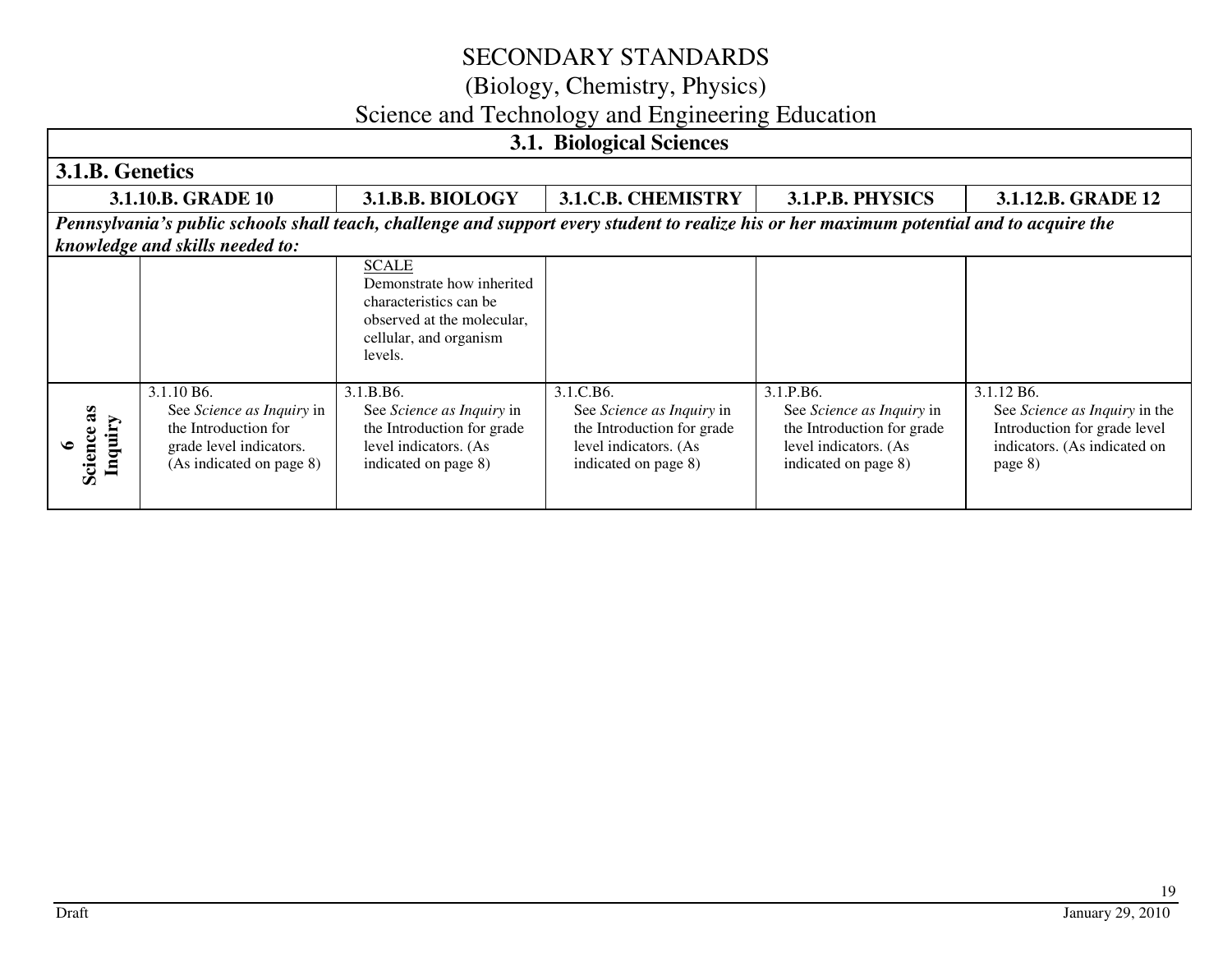# SECONDARY STANDARDS
## (Biology, Chemistry, Physics)
## Science and Technology and Engineering Education

| 3.1. Biological Sciences | | | | | |
|---|---|---|---|---|---|
| **3.1.B. Genetics** | | | | | |
| | **3.1.10.B. GRADE 10** | **3.1.B.B. BIOLOGY** | **3.1.C.B. CHEMISTRY** | **3.1.P.B. PHYSICS** | **3.1.12.B. GRADE 12** |
| ***Pennsylvania's public schools shall teach, challenge and support every student to realize his or her maximum potential and to acquire the knowledge and skills needed to:*** | | | | | |
| | | SCALE Demonstrate how inherited characteristics can be observed at the molecular, cellular, and organism levels. | | | |
| **6 Science as Inquiry** | 3.1.10 B6. See *Science as Inquiry* in the Introduction for grade level indicators. (As indicated on page 8) | 3.1.B.B6. See *Science as Inquiry* in the Introduction for grade level indicators. (As indicated on page 8) | 3.1.C.B6. See *Science as Inquiry* in the Introduction for grade level indicators. (As indicated on page 8) | 3.1.P.B6. See *Science as Inquiry* in the Introduction for grade level indicators. (As indicated on page 8) | 3.1.12 B6. See *Science as Inquiry* in the Introduction for grade level indicators. (As indicated on page 8) |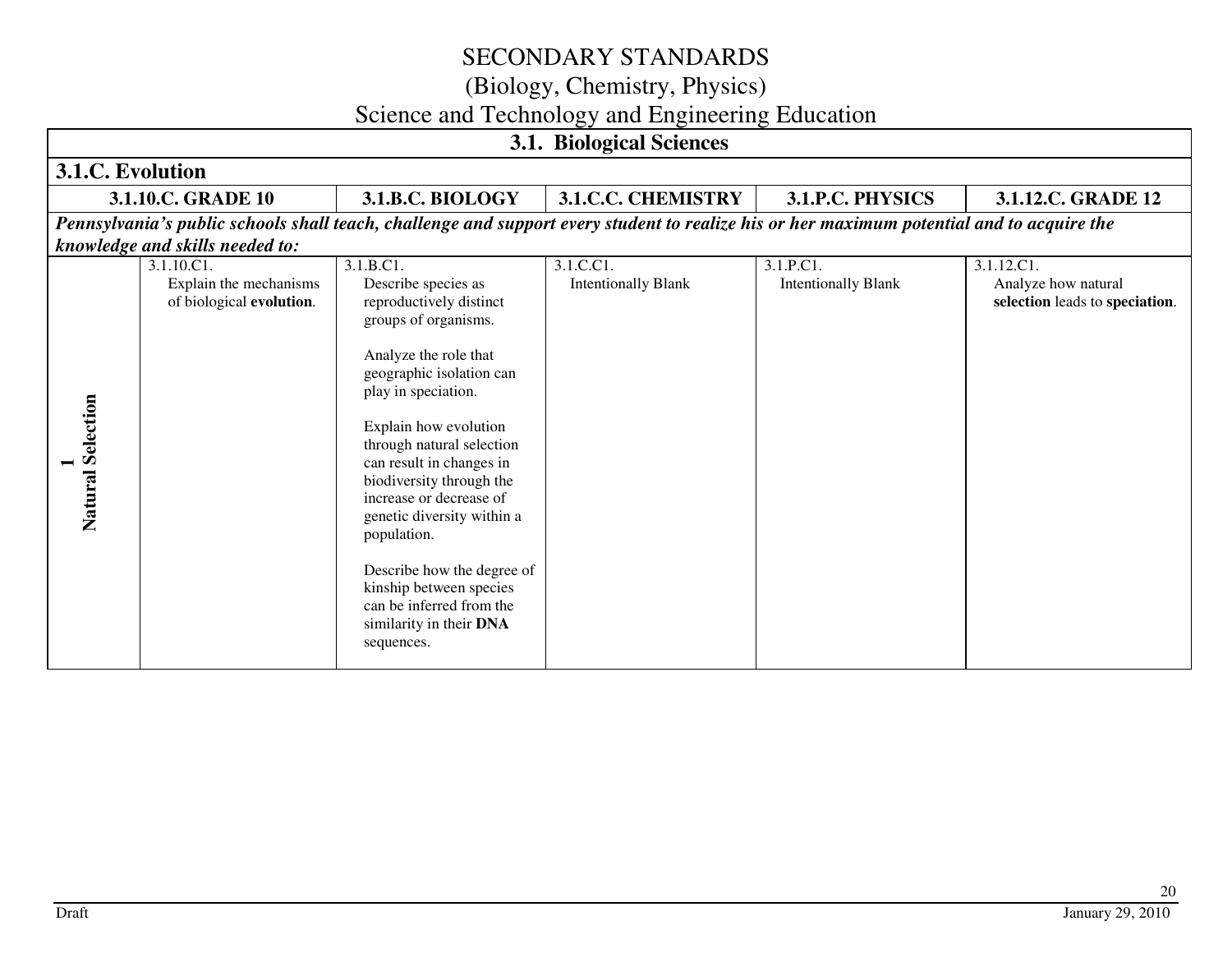# SECONDARY STANDARDS
## (Biology, Chemistry, Physics)
## Science and Technology and Engineering Education

| 3.1. Biological Sciences | | | | | |
|---|---|---|---|---|---|
| **3.1.C. Evolution** | | | | | |
| | **3.1.10.C. GRADE 10** | **3.1.B.C. BIOLOGY** | **3.1.C.C. CHEMISTRY** | **3.1.P.C. PHYSICS** | **3.1.12.C. GRADE 12** |
| ***Pennsylvania's public schools shall teach, challenge and support every student to realize his or her maximum potential and to acquire the knowledge and skills needed to:*** | | | | | |
| **1 Natural Selection** | 3.1.10.C1. Explain the mechanisms of biological **evolution**. | 3.1.B.C1. Describe species as reproductively distinct groups of organisms.<br><br>Analyze the role that geographic isolation can play in speciation.<br><br>Explain how evolution through natural selection can result in changes in biodiversity through the increase or decrease of genetic diversity within a population.<br><br>Describe how the degree of kinship between species can be inferred from the similarity in their **DNA** sequences. | 3.1.C.C1. Intentionally Blank | 3.1.P.C1. Intentionally Blank | 3.1.12.C1. Analyze how natural **selection** leads to **speciation**. |

Draft January 29, 2010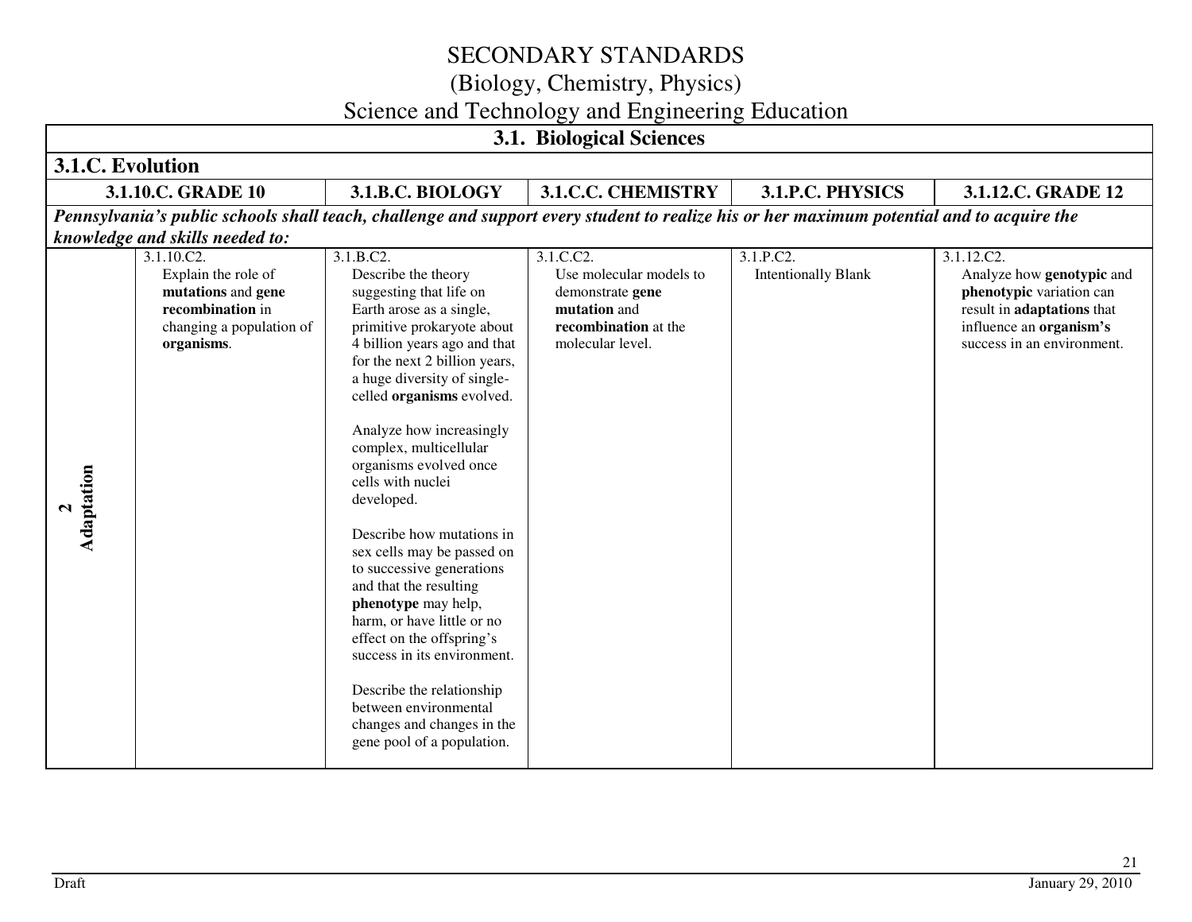# SECONDARY STANDARDS
## (Biology, Chemistry, Physics)
## Science and Technology and Engineering Education

| 3.1. Biological Sciences | | | | | |
|---|---|---|---|---|---|
| **3.1.C. Evolution** | | | | | |
| | **3.1.10.C. GRADE 10** | **3.1.B.C. BIOLOGY** | **3.1.C.C. CHEMISTRY** | **3.1.P.C. PHYSICS** | **3.1.12.C. GRADE 12** |
| ***Pennsylvania's public schools shall teach, challenge and support every student to realize his or her maximum potential and to acquire the knowledge and skills needed to:*** | | | | | |
| **2 Adaptation** | 3.1.10.C2. Explain the role of **mutations** and **gene recombination** in changing a population of **organisms**. | 3.1.B.C2. Describe the theory suggesting that life on Earth arose as a single, primitive prokaryote about 4 billion years ago and that for the next 2 billion years, a huge diversity of single-celled **organisms** evolved.<br><br>Analyze how increasingly complex, multicellular organisms evolved once cells with nuclei developed.<br><br>Describe how mutations in sex cells may be passed on to successive generations and that the resulting **phenotype** may help, harm, or have little or no effect on the offspring's success in its environment.<br><br>Describe the relationship between environmental changes and changes in the gene pool of a population. | 3.1.C.C2. Use molecular models to demonstrate **gene mutation** and **recombination** at the molecular level. | 3.1.P.C2. Intentionally Blank | 3.1.12.C2. Analyze how **genotypic** and **phenotypic** variation can result in **adaptations** that influence an **organism's** success in an environment. |

Draft

January 29, 2010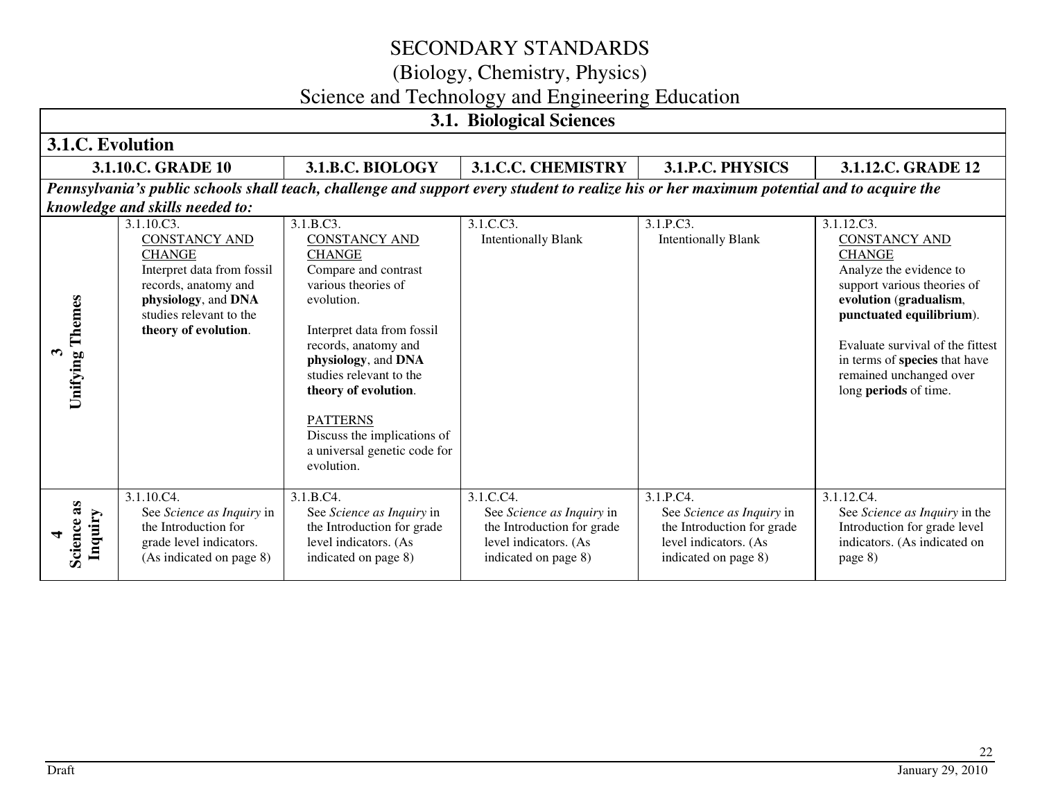# SECONDARY STANDARDS
## (Biology, Chemistry, Physics)
## Science and Technology and Engineering Education

| 3.1. Biological Sciences | | | | | |
|---|---|---|---|---|---|
| **3.1.C. Evolution** | | | | | |
| | **3.1.10.C. GRADE 10** | **3.1.B.C. BIOLOGY** | **3.1.C.C. CHEMISTRY** | **3.1.P.C. PHYSICS** | **3.1.12.C. GRADE 12** |
| ***Pennsylvania's public schools shall teach, challenge and support every student to realize his or her maximum potential and to acquire the knowledge and skills needed to:*** | | | | | |
| **3 Unifying Themes** | 3.1.10.C3. CONSTANCY AND CHANGE Interpret data from fossil records, anatomy and **physiology**, and **DNA** studies relevant to the **theory of evolution**. | 3.1.B.C3. CONSTANCY AND CHANGE Compare and contrast various theories of evolution.<br><br>Interpret data from fossil records, anatomy and **physiology**, and **DNA** studies relevant to the **theory of evolution**.<br><br>PATTERNS Discuss the implications of a universal genetic code for evolution. | 3.1.C.C3. Intentionally Blank | 3.1.P.C3. Intentionally Blank | 3.1.12.C3. CONSTANCY AND CHANGE Analyze the evidence to support various theories of **evolution** (**gradualism**, **punctuated equilibrium**).<br><br>Evaluate survival of the fittest in terms of **species** that have remained unchanged over long **periods** of time. |
| **4 Science as Inquiry** | 3.1.10.C4. See *Science as Inquiry* in the Introduction for grade level indicators. (As indicated on page 8) | 3.1.B.C4. See *Science as Inquiry* in the Introduction for grade level indicators. (As indicated on page 8) | 3.1.C.C4. See *Science as Inquiry* in the Introduction for grade level indicators. (As indicated on page 8) | 3.1.P.C4. See *Science as Inquiry* in the Introduction for grade level indicators. (As indicated on page 8) | 3.1.12.C4. See *Science as Inquiry* in the Introduction for grade level indicators. (As indicated on page 8) |

Draft January 29, 2010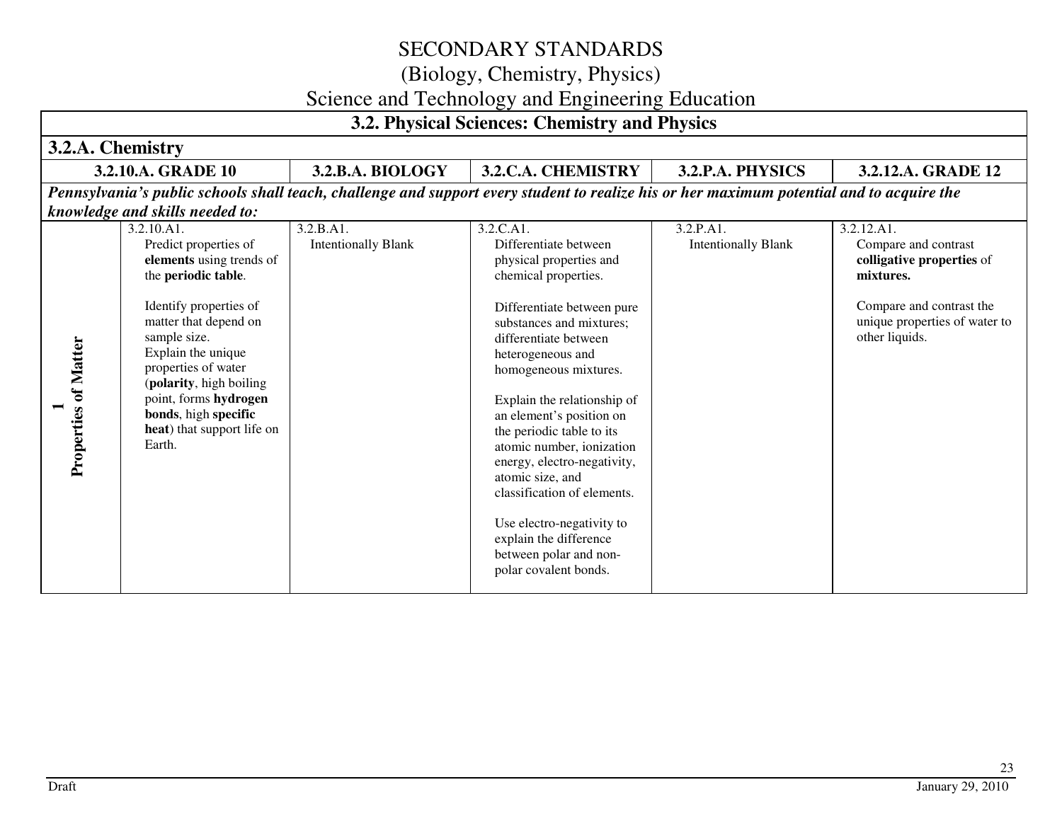# SECONDARY STANDARDS
## (Biology, Chemistry, Physics)
## Science and Technology and Engineering Education

### 3.2. Physical Sciences: Chemistry and Physics

#### 3.2.A. Chemistry

| | 3.2.10.A. GRADE 10 | 3.2.B.A. BIOLOGY | 3.2.C.A. CHEMISTRY | 3.2.P.A. PHYSICS | 3.2.12.A. GRADE 12 |
|---|---|---|---|---|---|
| ***Pennsylvania's public schools shall teach, challenge and support every student to realize his or her maximum potential and to acquire the knowledge and skills needed to:*** | | | | | |
| **1 Properties of Matter** | 3.2.10.A1. Predict properties of **elements** using trends of the **periodic table**.<br><br>Identify properties of matter that depend on sample size.<br>Explain the unique properties of water (**polarity**, high boiling point, forms **hydrogen bonds**, high **specific heat**) that support life on Earth. | 3.2.B.A1. Intentionally Blank | 3.2.C.A1. Differentiate between physical properties and chemical properties.<br><br>Differentiate between pure substances and mixtures; differentiate between heterogeneous and homogeneous mixtures.<br><br>Explain the relationship of an element's position on the periodic table to its atomic number, ionization energy, electro-negativity, atomic size, and classification of elements.<br><br>Use electro-negativity to explain the difference between polar and non-polar covalent bonds. | 3.2.P.A1. Intentionally Blank | 3.2.12.A1. Compare and contrast **colligative properties** of **mixtures.**<br><br>Compare and contrast the unique properties of water to other liquids. |

Draft January 29, 2010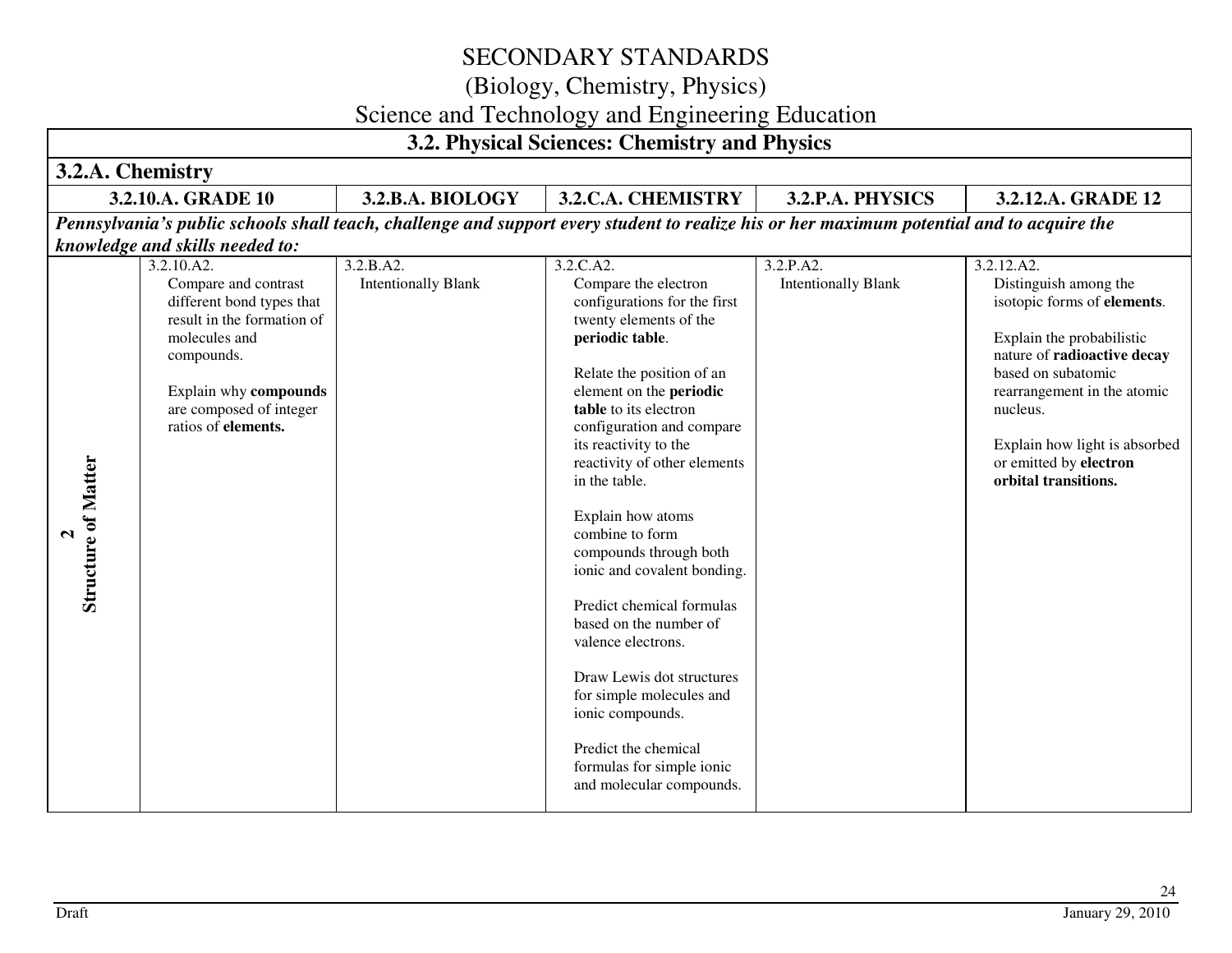# SECONDARY STANDARDS
## (Biology, Chemistry, Physics)
## Science and Technology and Engineering Education

| 3.2. Physical Sciences: Chemistry and Physics | | | | | |
|---|---|---|---|---|---|
| **3.2.A. Chemistry** | | | | | |
| | **3.2.10.A. GRADE 10** | **3.2.B.A. BIOLOGY** | **3.2.C.A. CHEMISTRY** | **3.2.P.A. PHYSICS** | **3.2.12.A. GRADE 12** |
| ***Pennsylvania's public schools shall teach, challenge and support every student to realize his or her maximum potential and to acquire the knowledge and skills needed to:*** | | | | | |
| **2 Structure of Matter** | 3.2.10.A2.<br>Compare and contrast different bond types that result in the formation of molecules and compounds.<br><br>Explain why **compounds** are composed of integer ratios of **elements.** | 3.2.B.A2.<br>Intentionally Blank | 3.2.C.A2.<br>Compare the electron configurations for the first twenty elements of the **periodic table**.<br><br>Relate the position of an element on the **periodic table** to its electron configuration and compare its reactivity to the reactivity of other elements in the table.<br><br>Explain how atoms combine to form compounds through both ionic and covalent bonding.<br><br>Predict chemical formulas based on the number of valence electrons.<br><br>Draw Lewis dot structures for simple molecules and ionic compounds.<br><br>Predict the chemical formulas for simple ionic and molecular compounds. | 3.2.P.A2.<br>Intentionally Blank | 3.2.12.A2.<br>Distinguish among the isotopic forms of **elements**.<br><br>Explain the probabilistic nature of **radioactive decay** based on subatomic rearrangement in the atomic nucleus.<br><br>Explain how light is absorbed or emitted by **electron orbital transitions.** |

Draft January 29, 2010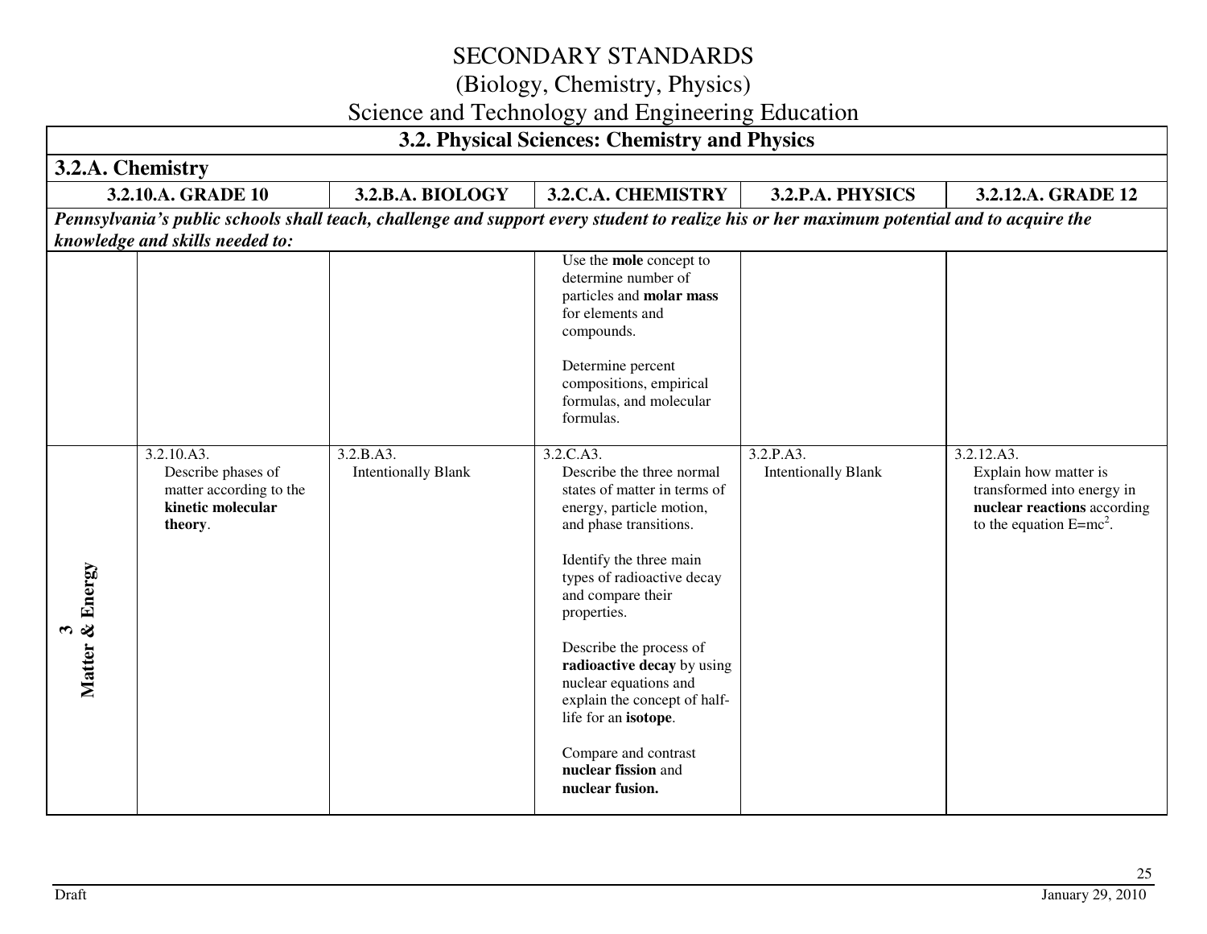# SECONDARY STANDARDS
## (Biology, Chemistry, Physics)
## Science and Technology and Engineering Education

| 3.2. Physical Sciences: Chemistry and Physics | | | | | |
|---|---|---|---|---|---|
| **3.2.A. Chemistry** | | | | | |
| | **3.2.10.A. GRADE 10** | **3.2.B.A. BIOLOGY** | **3.2.C.A. CHEMISTRY** | **3.2.P.A. PHYSICS** | **3.2.12.A. GRADE 12** |
| ***Pennsylvania's public schools shall teach, challenge and support every student to realize his or her maximum potential and to acquire the knowledge and skills needed to:*** | | | | | |
| | | | Use the **mole** concept to determine number of particles and **molar mass** for elements and compounds.<br><br>Determine percent compositions, empirical formulas, and molecular formulas. | | |
| **3 Matter & Energy** | 3.2.10.A3.<br>Describe phases of matter according to the **kinetic molecular theory**. | 3.2.B.A3.<br>Intentionally Blank | 3.2.C.A3.<br>Describe the three normal states of matter in terms of energy, particle motion, and phase transitions.<br><br>Identify the three main types of radioactive decay and compare their properties.<br><br>Describe the process of **radioactive decay** by using nuclear equations and explain the concept of half-life for an **isotope**.<br><br>Compare and contrast **nuclear fission** and **nuclear fusion.** | 3.2.P.A3.<br>Intentionally Blank | 3.2.12.A3.<br>Explain how matter is transformed into energy in **nuclear reactions** according to the equation $E=mc^2$. |

Draft

January 29, 2010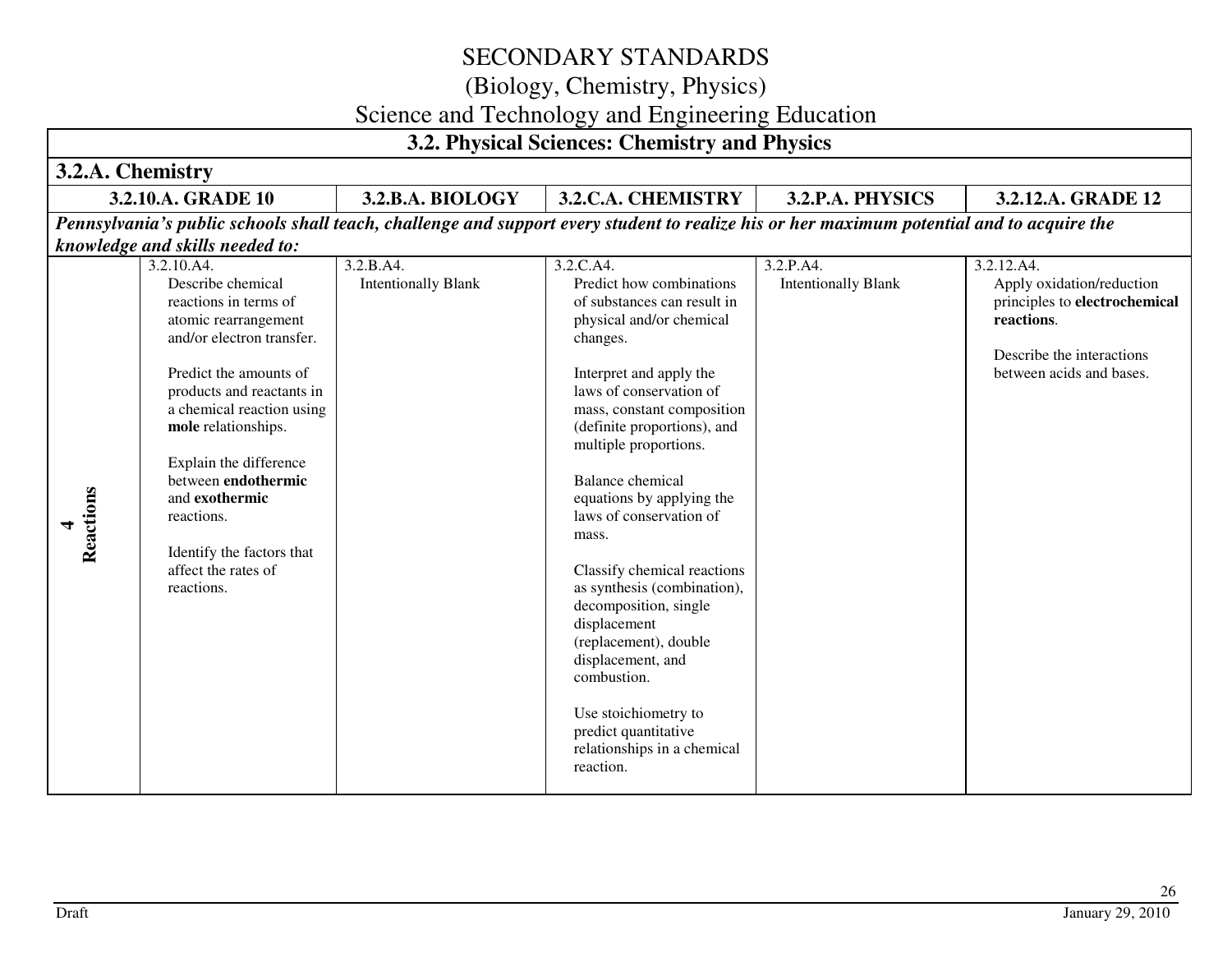# SECONDARY STANDARDS
## (Biology, Chemistry, Physics)
## Science and Technology and Engineering Education

| 3.2. Physical Sciences: Chemistry and Physics | | | | | |
|---|---|---|---|---|---|
| **3.2.A. Chemistry** | | | | | |
| | **3.2.10.A. GRADE 10** | **3.2.B.A. BIOLOGY** | **3.2.C.A. CHEMISTRY** | **3.2.P.A. PHYSICS** | **3.2.12.A. GRADE 12** |
| ***Pennsylvania's public schools shall teach, challenge and support every student to realize his or her maximum potential and to acquire the knowledge and skills needed to:*** | | | | | |
| **4 Reactions** | 3.2.10.A4.<br>Describe chemical reactions in terms of atomic rearrangement and/or electron transfer.<br><br>Predict the amounts of products and reactants in a chemical reaction using **mole** relationships.<br><br>Explain the difference between **endothermic** and **exothermic** reactions.<br><br>Identify the factors that affect the rates of reactions. | 3.2.B.A4.<br>Intentionally Blank | 3.2.C.A4.<br>Predict how combinations of substances can result in physical and/or chemical changes.<br><br>Interpret and apply the laws of conservation of mass, constant composition (definite proportions), and multiple proportions.<br><br>Balance chemical equations by applying the laws of conservation of mass.<br><br>Classify chemical reactions as synthesis (combination), decomposition, single displacement (replacement), double displacement, and combustion.<br><br>Use stoichiometry to predict quantitative relationships in a chemical reaction. | 3.2.P.A4.<br>Intentionally Blank | 3.2.12.A4.<br>Apply oxidation/reduction principles to **electrochemical reactions**.<br><br>Describe the interactions between acids and bases. |

Draft

January 29, 2010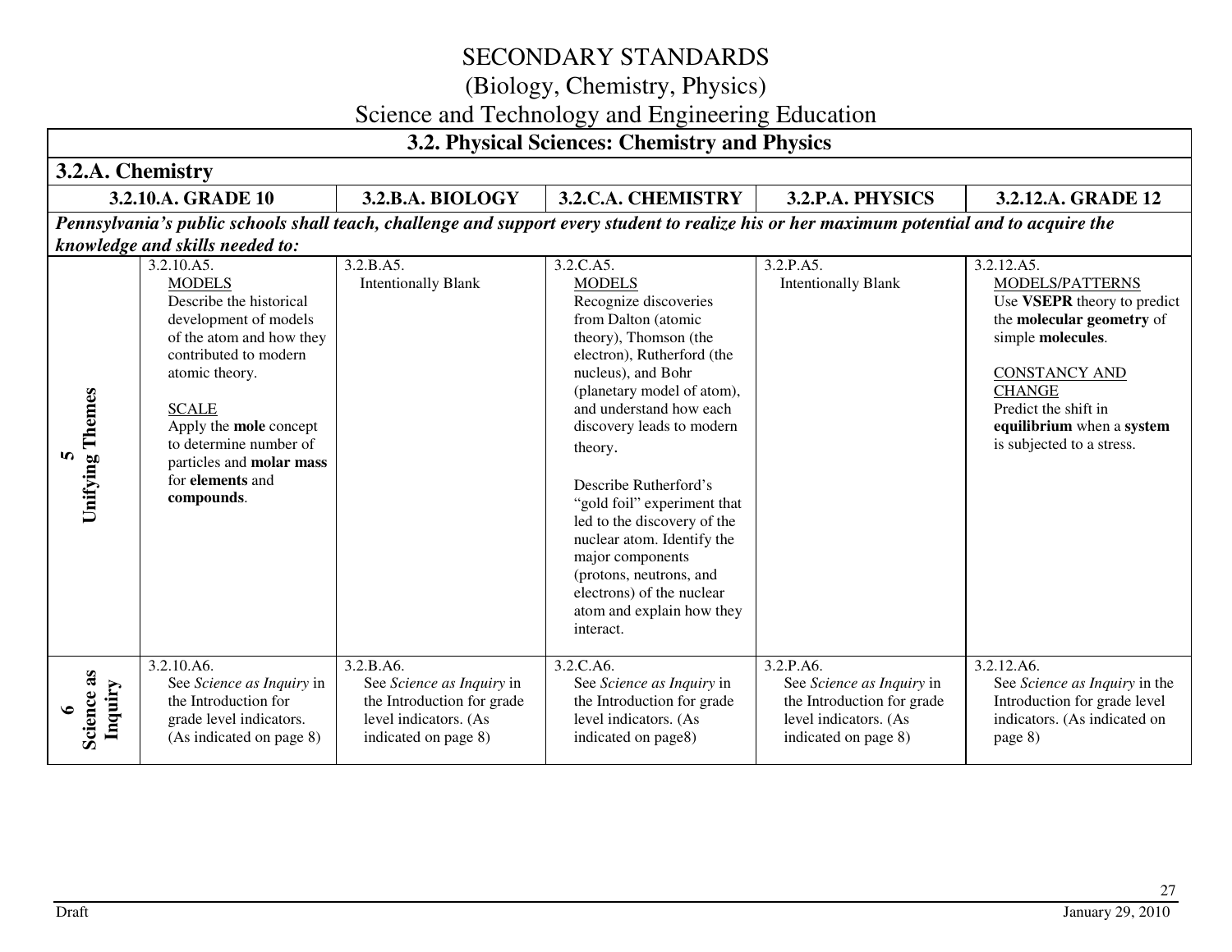# SECONDARY STANDARDS
## (Biology, Chemistry, Physics)
## Science and Technology and Engineering Education

### 3.2. Physical Sciences: Chemistry and Physics

#### 3.2.A. Chemistry

| | 3.2.10.A. GRADE 10 | 3.2.B.A. BIOLOGY | 3.2.C.A. CHEMISTRY | 3.2.P.A. PHYSICS | 3.2.12.A. GRADE 12 |
|---|---|---|---|---|---|
| ***Pennsylvania's public schools shall teach, challenge and support every student to realize his or her maximum potential and to acquire the knowledge and skills needed to:*** | | | | | |
| **5 Unifying Themes** | 3.2.10.A5. MODELS Describe the historical development of models of the atom and how they contributed to modern atomic theory. SCALE Apply the **mole** concept to determine number of particles and **molar mass** for **elements** and **compounds**. | 3.2.B.A5. Intentionally Blank | 3.2.C.A5. MODELS Recognize discoveries from Dalton (atomic theory), Thomson (the electron), Rutherford (the nucleus), and Bohr (planetary model of atom), and understand how each discovery leads to modern theory. Describe Rutherford's "gold foil" experiment that led to the discovery of the nuclear atom. Identify the major components (protons, neutrons, and electrons) of the nuclear atom and explain how they interact. | 3.2.P.A5. Intentionally Blank | 3.2.12.A5. MODELS/PATTERNS Use **VSEPR** theory to predict the **molecular geometry** of simple **molecules**. CONSTANCY AND CHANGE Predict the shift in **equilibrium** when a **system** is subjected to a stress. |
| **6 Science as Inquiry** | 3.2.10.A6. See *Science as Inquiry* in the Introduction for grade level indicators. (As indicated on page 8) | 3.2.B.A6. See *Science as Inquiry* in the Introduction for grade level indicators. (As indicated on page 8) | 3.2.C.A6. See *Science as Inquiry* in the Introduction for grade level indicators. (As indicated on page8) | 3.2.P.A6. See *Science as Inquiry* in the Introduction for grade level indicators. (As indicated on page 8) | 3.2.12.A6. See *Science as Inquiry* in the Introduction for grade level indicators. (As indicated on page 8) |

Draft January 29, 2010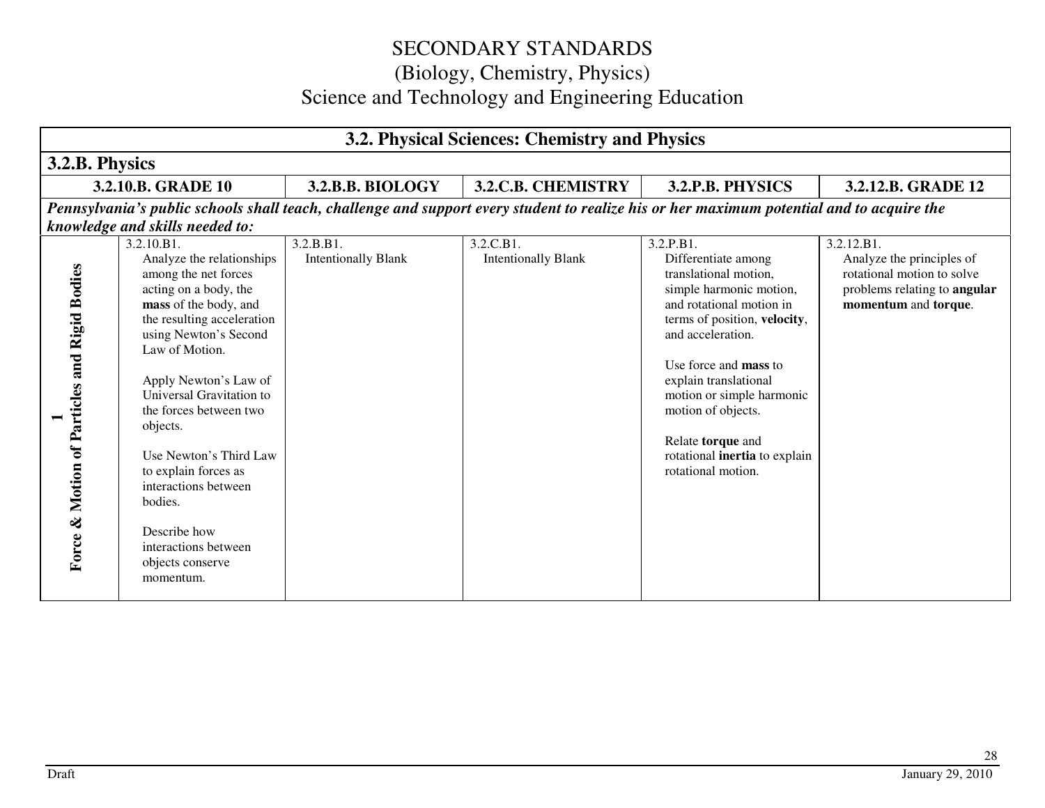# SECONDARY STANDARDS
# (Biology, Chemistry, Physics)
# Science and Technology and Engineering Education

| 3.2. Physical Sciences: Chemistry and Physics | | | | | |
|---|---|---|---|---|---|
| **3.2.B. Physics** | | | | | |
| | **3.2.10.B. GRADE 10** | **3.2.B.B. BIOLOGY** | **3.2.C.B. CHEMISTRY** | **3.2.P.B. PHYSICS** | **3.2.12.B. GRADE 12** |
| ***Pennsylvania's public schools shall teach, challenge and support every student to realize his or her maximum potential and to acquire the knowledge and skills needed to:*** | | | | | |
| **1 Force & Motion of Particles and Rigid Bodies** | 3.2.10.B1. Analyze the relationships among the net forces acting on a body, the **mass** of the body, and the resulting acceleration using Newton's Second Law of Motion.<br><br>Apply Newton's Law of Universal Gravitation to the forces between two objects.<br><br>Use Newton's Third Law to explain forces as interactions between bodies.<br><br>Describe how interactions between objects conserve momentum. | 3.2.B.B1. Intentionally Blank | 3.2.C.B1. Intentionally Blank | 3.2.P.B1. Differentiate among translational motion, simple harmonic motion, and rotational motion in terms of position, **velocity**, and acceleration.<br><br>Use force and **mass** to explain translational motion or simple harmonic motion of objects.<br><br>Relate **torque** and rotational **inertia** to explain rotational motion. | 3.2.12.B1. Analyze the principles of rotational motion to solve problems relating to **angular momentum** and **torque**. |

Draft

January 29, 2010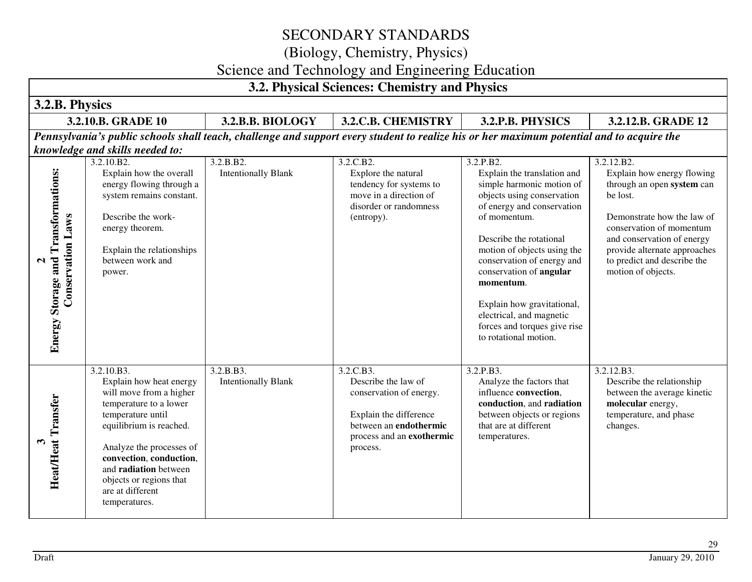# SECONDARY STANDARDS
## (Biology, Chemistry, Physics)
## Science and Technology and Engineering Education

| 3.2. Physical Sciences: Chemistry and Physics | | | | | |
|---|---|---|---|---|---|
| **3.2.B. Physics** | | | | | |
| | **3.2.10.B. GRADE 10** | **3.2.B.B. BIOLOGY** | **3.2.C.B. CHEMISTRY** | **3.2.P.B. PHYSICS** | **3.2.12.B. GRADE 12** |
| ***Pennsylvania's public schools shall teach, challenge and support every student to realize his or her maximum potential and to acquire the knowledge and skills needed to:*** | | | | | |
| **2 Energy Storage and Transformations: Conservation Laws** | 3.2.10.B2.<br>Explain how the overall energy flowing through a system remains constant.<br><br>Describe the work-energy theorem.<br><br>Explain the relationships between work and power. | 3.2.B.B2.<br>Intentionally Blank | 3.2.C.B2.<br>Explore the natural tendency for systems to move in a direction of disorder or randomness (entropy). | 3.2.P.B2.<br>Explain the translation and simple harmonic motion of objects using conservation of energy and conservation of momentum.<br><br>Describe the rotational motion of objects using the conservation of energy and conservation of **angular momentum**.<br><br>Explain how gravitational, electrical, and magnetic forces and torques give rise to rotational motion. | 3.2.12.B2.<br>Explain how energy flowing through an open **system** can be lost.<br><br>Demonstrate how the law of conservation of momentum and conservation of energy provide alternate approaches to predict and describe the motion of objects. |
| **3 Heat/Heat Transfer** | 3.2.10.B3.<br>Explain how heat energy will move from a higher temperature to a lower temperature until equilibrium is reached.<br><br>Analyze the processes of **convection**, **conduction**, and **radiation** between objects or regions that are at different temperatures. | 3.2.B.B3.<br>Intentionally Blank | 3.2.C.B3.<br>Describe the law of conservation of energy.<br><br>Explain the difference between an **endothermic** process and an **exothermic** process. | 3.2.P.B3.<br>Analyze the factors that influence **convection**, **conduction**, and **radiation** between objects or regions that are at different temperatures. | 3.2.12.B3.<br>Describe the relationship between the average kinetic **molecular** energy, temperature, and phase changes. |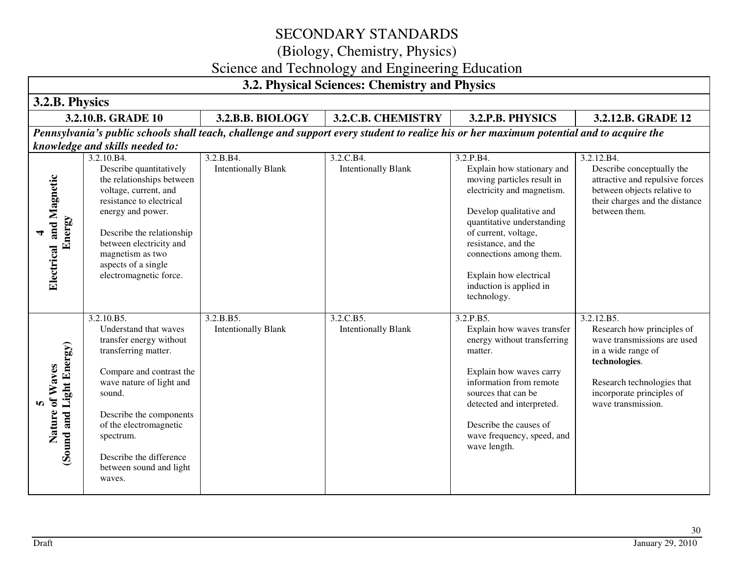# SECONDARY STANDARDS
## (Biology, Chemistry, Physics)
## Science and Technology and Engineering Education

| 3.2. Physical Sciences: Chemistry and Physics | | | | | |
|---|---|---|---|---|---|
| **3.2.B. Physics** | | | | | |
| | **3.2.10.B. GRADE 10** | **3.2.B.B. BIOLOGY** | **3.2.C.B. CHEMISTRY** | **3.2.P.B. PHYSICS** | **3.2.12.B. GRADE 12** |
| ***Pennsylvania's public schools shall teach, challenge and support every student to realize his or her maximum potential and to acquire the knowledge and skills needed to:*** | | | | | |
| **4 Electrical and Magnetic Energy** | 3.2.10.B4. Describe quantitatively the relationships between voltage, current, and resistance to electrical energy and power. <br><br> Describe the relationship between electricity and magnetism as two aspects of a single electromagnetic force. | 3.2.B.B4. Intentionally Blank | 3.2.C.B4. Intentionally Blank | 3.2.P.B4. Explain how stationary and moving particles result in electricity and magnetism. <br><br> Develop qualitative and quantitative understanding of current, voltage, resistance, and the connections among them. <br><br> Explain how electrical induction is applied in technology. | 3.2.12.B4. Describe conceptually the attractive and repulsive forces between objects relative to their charges and the distance between them. |
| **5 Nature of Waves (Sound and Light Energy)** | 3.2.10.B5. Understand that waves transfer energy without transferring matter. <br><br> Compare and contrast the wave nature of light and sound. <br><br> Describe the components of the electromagnetic spectrum. <br><br> Describe the difference between sound and light waves. | 3.2.B.B5. Intentionally Blank | 3.2.C.B5. Intentionally Blank | 3.2.P.B5. Explain how waves transfer energy without transferring matter. <br><br> Explain how waves carry information from remote sources that can be detected and interpreted. <br><br> Describe the causes of wave frequency, speed, and wave length. | 3.2.12.B5. Research how principles of wave transmissions are used in a wide range of **technologies**. <br><br> Research technologies that incorporate principles of wave transmission. |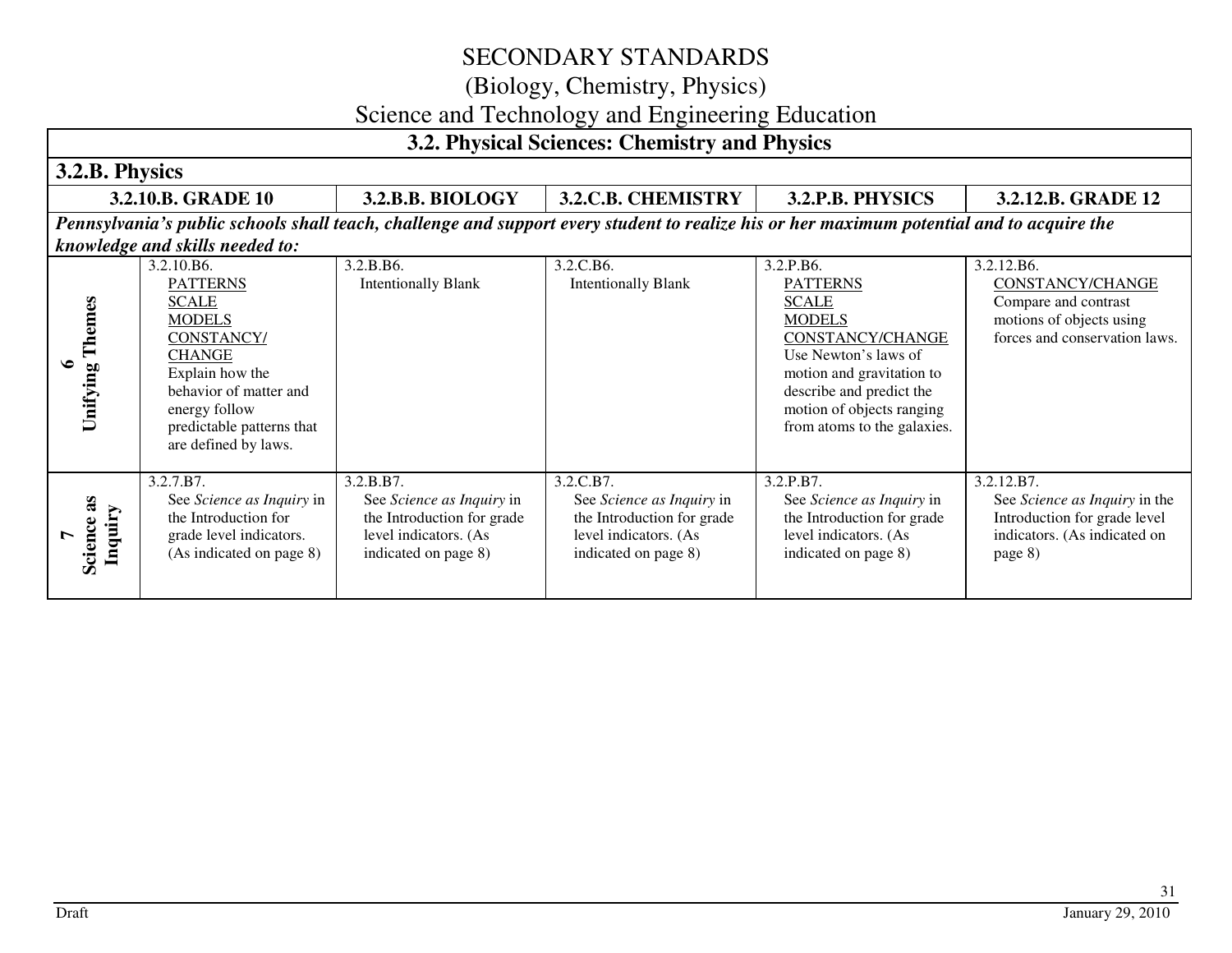# SECONDARY STANDARDS
## (Biology, Chemistry, Physics)
## Science and Technology and Engineering Education

| 3.2. Physical Sciences: Chemistry and Physics | | | | | |
|---|---|---|---|---|---|
| **3.2.B. Physics** | | | | | |
| | **3.2.10.B. GRADE 10** | **3.2.B.B. BIOLOGY** | **3.2.C.B. CHEMISTRY** | **3.2.P.B. PHYSICS** | **3.2.12.B. GRADE 12** |
| ***Pennsylvania's public schools shall teach, challenge and support every student to realize his or her maximum potential and to acquire the knowledge and skills needed to:*** | | | | | |
| **6 Unifying Themes** | 3.2.10.B6. PATTERNS SCALE MODELS CONSTANCY/CHANGE Explain how the behavior of matter and energy follow predictable patterns that are defined by laws. | 3.2.B.B6. Intentionally Blank | 3.2.C.B6. Intentionally Blank | 3.2.P.B6. PATTERNS SCALE MODELS CONSTANCY/CHANGE Use Newton's laws of motion and gravitation to describe and predict the motion of objects ranging from atoms to the galaxies. | 3.2.12.B6. CONSTANCY/CHANGE Compare and contrast motions of objects using forces and conservation laws. |
| **7 Science as Inquiry** | 3.2.7.B7. See *Science as Inquiry* in the Introduction for grade level indicators. (As indicated on page 8) | 3.2.B.B7. See *Science as Inquiry* in the Introduction for grade level indicators. (As indicated on page 8) | 3.2.C.B7. See *Science as Inquiry* in the Introduction for grade level indicators. (As indicated on page 8) | 3.2.P.B7. See *Science as Inquiry* in the Introduction for grade level indicators. (As indicated on page 8) | 3.2.12.B7. See *Science as Inquiry* in the Introduction for grade level indicators. (As indicated on page 8) |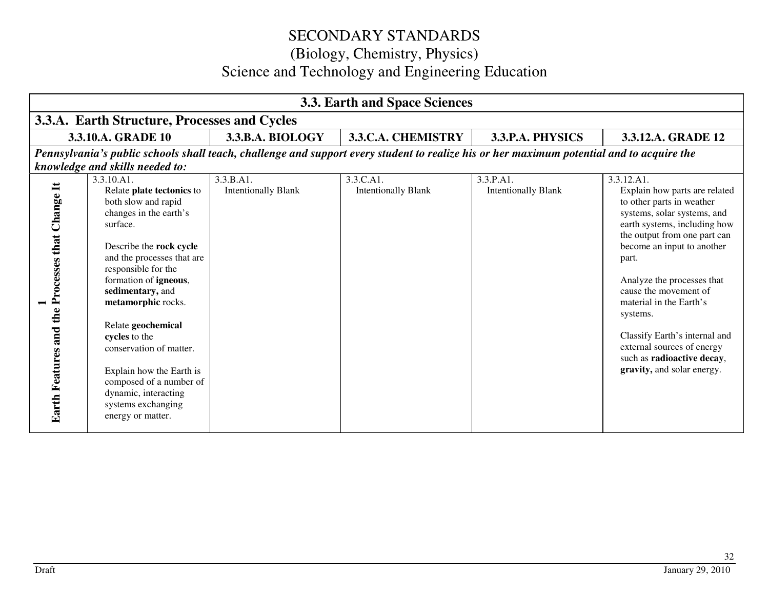# SECONDARY STANDARDS
## (Biology, Chemistry, Physics)
## Science and Technology and Engineering Education

| 3.3. Earth and Space Sciences | | | | | |
|---|---|---|---|---|---|
| **3.3.A. Earth Structure, Processes and Cycles** | | | | | |
| | **3.3.10.A. GRADE 10** | **3.3.B.A. BIOLOGY** | **3.3.C.A. CHEMISTRY** | **3.3.P.A. PHYSICS** | **3.3.12.A. GRADE 12** |
| ***Pennsylvania's public schools shall teach, challenge and support every student to realize his or her maximum potential and to acquire the knowledge and skills needed to:*** | | | | | |
| **1 Earth Features and the Processes that Change It** | 3.3.10.A1. Relate **plate tectonics** to both slow and rapid changes in the earth's surface. <br><br> Describe the **rock cycle** and the processes that are responsible for the formation of **igneous**, **sedimentary,** and **metamorphic** rocks. <br><br> Relate **geochemical cycles** to the conservation of matter. <br><br> Explain how the Earth is composed of a number of dynamic, interacting systems exchanging energy or matter. | 3.3.B.A1. Intentionally Blank | 3.3.C.A1. Intentionally Blank | 3.3.P.A1. Intentionally Blank | 3.3.12.A1. Explain how parts are related to other parts in weather systems, solar systems, and earth systems, including how the output from one part can become an input to another part. <br><br> Analyze the processes that cause the movement of material in the Earth's systems. <br><br> Classify Earth's internal and external sources of energy such as **radioactive decay**, **gravity,** and solar energy. |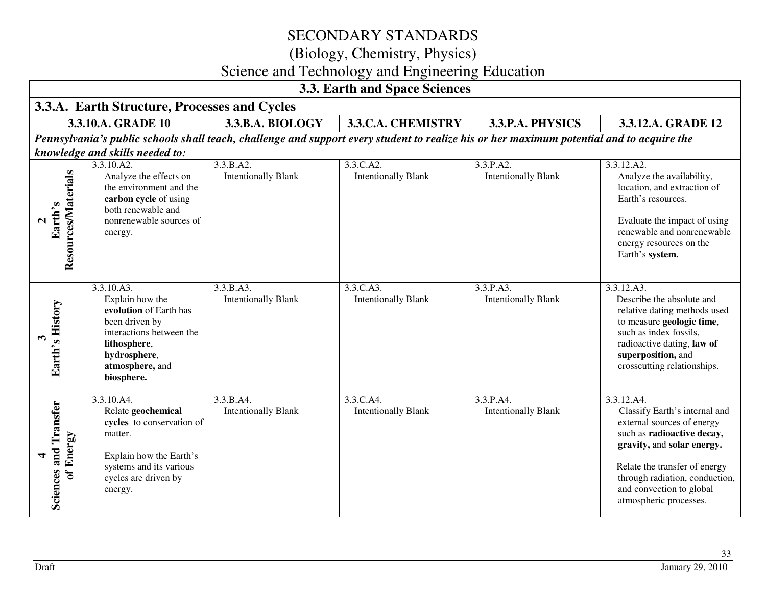# SECONDARY STANDARDS
## (Biology, Chemistry, Physics)
## Science and Technology and Engineering Education

| 3.3. Earth and Space Sciences | | | | | |
|---|---|---|---|---|---|
| **3.3.A. Earth Structure, Processes and Cycles** | | | | | |
| | **3.3.10.A. GRADE 10** | **3.3.B.A. BIOLOGY** | **3.3.C.A. CHEMISTRY** | **3.3.P.A. PHYSICS** | **3.3.12.A. GRADE 12** |
| ***Pennsylvania's public schools shall teach, challenge and support every student to realize his or her maximum potential and to acquire the knowledge and skills needed to:*** | | | | | |
| **2 Earth's Resources/Materials** | 3.3.10.A2. Analyze the effects on the environment and the **carbon cycle** of using both renewable and nonrenewable sources of energy. | 3.3.B.A2. Intentionally Blank | 3.3.C.A2. Intentionally Blank | 3.3.P.A2. Intentionally Blank | 3.3.12.A2. Analyze the availability, location, and extraction of Earth's resources.<br><br>Evaluate the impact of using renewable and nonrenewable energy resources on the Earth's **system.** |
| **3 Earth's History** | 3.3.10.A3. Explain how the **evolution** of Earth has been driven by interactions between the **lithosphere**, **hydrosphere**, **atmosphere,** and **biosphere.** | 3.3.B.A3. Intentionally Blank | 3.3.C.A3. Intentionally Blank | 3.3.P.A3. Intentionally Blank | 3.3.12.A3. Describe the absolute and relative dating methods used to measure **geologic time**, such as index fossils, radioactive dating, **law of superposition,** and crosscutting relationships. |
| **4 Sciences and Transfer of Energy** | 3.3.10.A4. Relate **geochemical cycles** to conservation of matter.<br><br>Explain how the Earth's systems and its various cycles are driven by energy. | 3.3.B.A4. Intentionally Blank | 3.3.C.A4. Intentionally Blank | 3.3.P.A4. Intentionally Blank | 3.3.12.A4. Classify Earth's internal and external sources of energy such as **radioactive decay, gravity,** and **solar energy.**<br><br>Relate the transfer of energy through radiation, conduction, and convection to global atmospheric processes. |

Draft January 29, 2010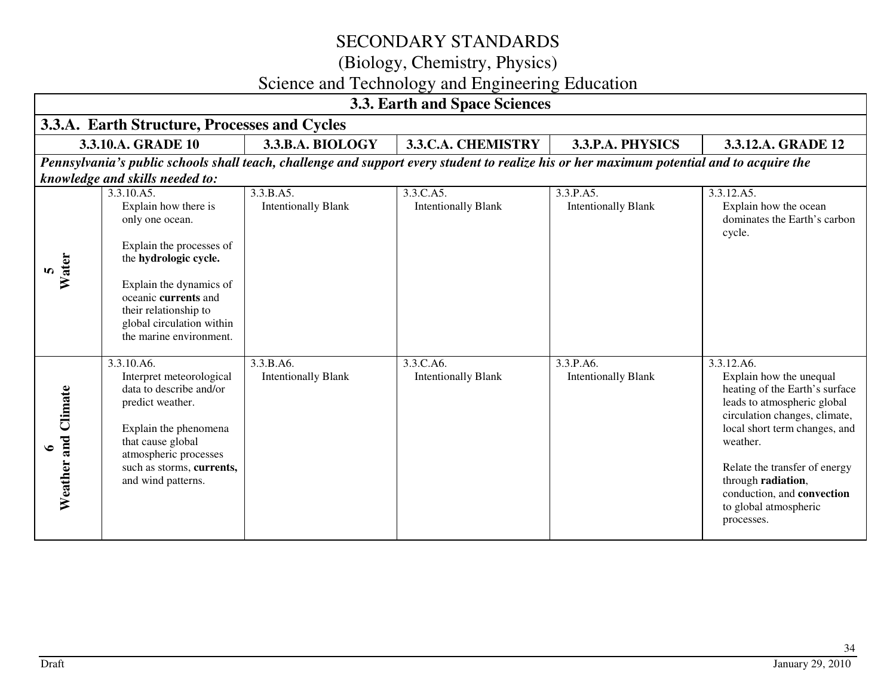# SECONDARY STANDARDS
## (Biology, Chemistry, Physics)
## Science and Technology and Engineering Education

| 3.3. Earth and Space Sciences | | | | | |
|---|---|---|---|---|---|
| **3.3.A. Earth Structure, Processes and Cycles** | | | | | |
| | **3.3.10.A. GRADE 10** | **3.3.B.A. BIOLOGY** | **3.3.C.A. CHEMISTRY** | **3.3.P.A. PHYSICS** | **3.3.12.A. GRADE 12** |
| ***Pennsylvania's public schools shall teach, challenge and support every student to realize his or her maximum potential and to acquire the knowledge and skills needed to:*** | | | | | |
| **5 Water** | 3.3.10.A5. Explain how there is only one ocean. Explain the processes of the **hydrologic cycle.** Explain the dynamics of oceanic **currents** and their relationship to global circulation within the marine environment. | 3.3.B.A5. Intentionally Blank | 3.3.C.A5. Intentionally Blank | 3.3.P.A5. Intentionally Blank | 3.3.12.A5. Explain how the ocean dominates the Earth's carbon cycle. |
| **6 Weather and Climate** | 3.3.10.A6. Interpret meteorological data to describe and/or predict weather. Explain the phenomena that cause global atmospheric processes such as storms, **currents,** and wind patterns. | 3.3.B.A6. Intentionally Blank | 3.3.C.A6. Intentionally Blank | 3.3.P.A6. Intentionally Blank | 3.3.12.A6. Explain how the unequal heating of the Earth's surface leads to atmospheric global circulation changes, climate, local short term changes, and weather. Relate the transfer of energy through **radiation**, conduction, and **convection** to global atmospheric processes. |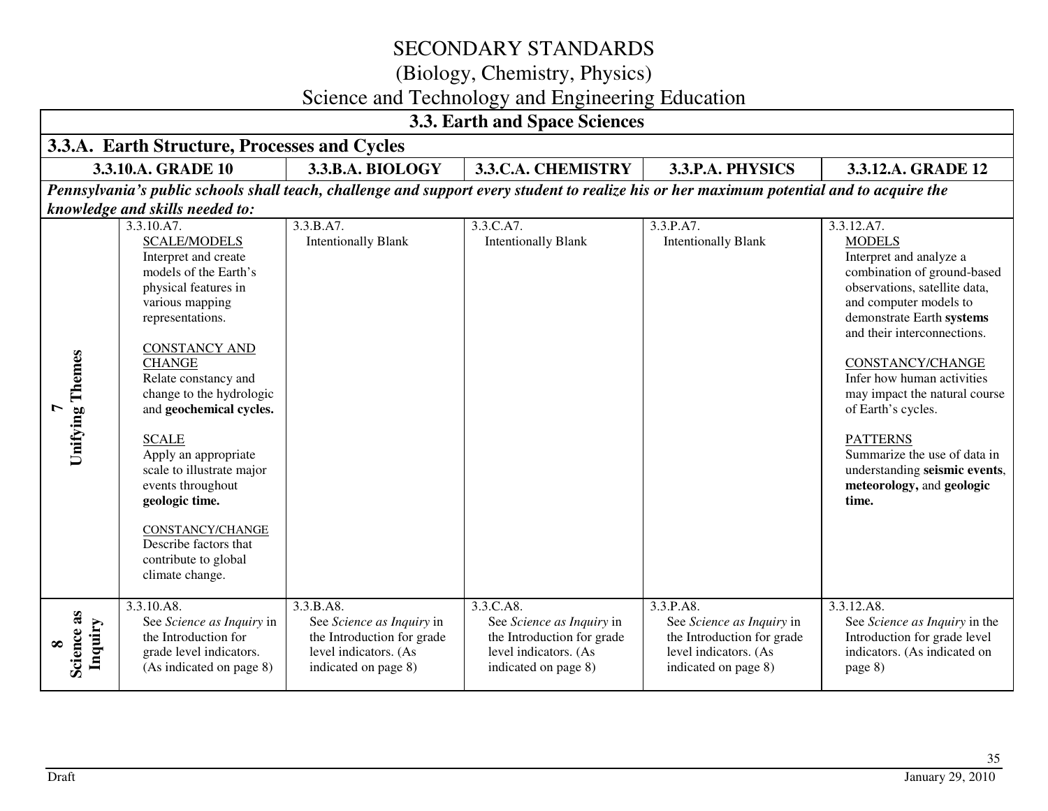# SECONDARY STANDARDS
## (Biology, Chemistry, Physics)
## Science and Technology and Engineering Education

| 3.3. Earth and Space Sciences | | | | | |
|---|---|---|---|---|---|
| **3.3.A. Earth Structure, Processes and Cycles** | | | | | |
| | **3.3.10.A. GRADE 10** | **3.3.B.A. BIOLOGY** | **3.3.C.A. CHEMISTRY** | **3.3.P.A. PHYSICS** | **3.3.12.A. GRADE 12** |
| ***Pennsylvania's public schools shall teach, challenge and support every student to realize his or her maximum potential and to acquire the knowledge and skills needed to:*** | | | | | |
| **7 Unifying Themes** | 3.3.10.A7.<br>SCALE/MODELS<br>Interpret and create models of the Earth's physical features in various mapping representations.<br><br>CONSTANCY AND CHANGE<br>Relate constancy and change to the hydrologic and **geochemical cycles.**<br><br>SCALE<br>Apply an appropriate scale to illustrate major events throughout **geologic time.**<br><br>CONSTANCY/CHANGE<br>Describe factors that contribute to global climate change. | 3.3.B.A7.<br>Intentionally Blank | 3.3.C.A7.<br>Intentionally Blank | 3.3.P.A7.<br>Intentionally Blank | 3.3.12.A7.<br>MODELS<br>Interpret and analyze a combination of ground-based observations, satellite data, and computer models to demonstrate Earth **systems** and their interconnections.<br><br>CONSTANCY/CHANGE<br>Infer how human activities may impact the natural course of Earth's cycles.<br><br>PATTERNS<br>Summarize the use of data in understanding **seismic events**, **meteorology,** and **geologic time.** |
| **8 Science as Inquiry** | 3.3.10.A8.<br>See *Science as Inquiry* in the Introduction for grade level indicators. (As indicated on page 8) | 3.3.B.A8.<br>See *Science as Inquiry* in the Introduction for grade level indicators. (As indicated on page 8) | 3.3.C.A8.<br>See *Science as Inquiry* in the Introduction for grade level indicators. (As indicated on page 8) | 3.3.P.A8.<br>See *Science as Inquiry* in the Introduction for grade level indicators. (As indicated on page 8) | 3.3.12.A8.<br>See *Science as Inquiry* in the Introduction for grade level indicators. (As indicated on page 8) |

Draft January 29, 2010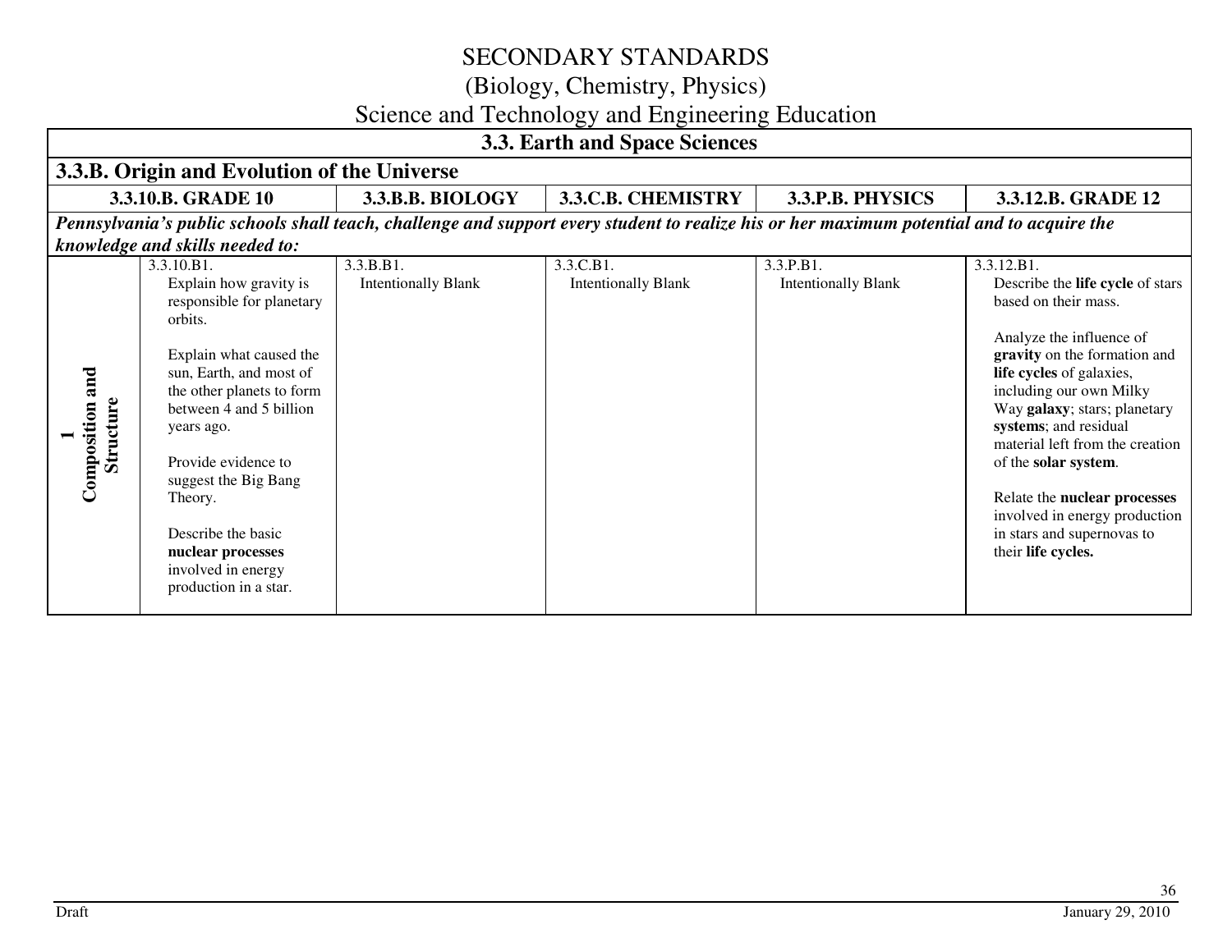# SECONDARY STANDARDS
## (Biology, Chemistry, Physics)
## Science and Technology and Engineering Education

| 3.3. Earth and Space Sciences | | | | | |
|---|---|---|---|---|---|
| **3.3.B. Origin and Evolution of the Universe** | | | | | |
| **3.3.10.B. GRADE 10** | | **3.3.B.B. BIOLOGY** | **3.3.C.B. CHEMISTRY** | **3.3.P.B. PHYSICS** | **3.3.12.B. GRADE 12** |
| ***Pennsylvania's public schools shall teach, challenge and support every student to realize his or her maximum potential and to acquire the knowledge and skills needed to:*** | | | | | |
| **1 Composition and Structure** | 3.3.10.B1. Explain how gravity is responsible for planetary orbits.<br><br>Explain what caused the sun, Earth, and most of the other planets to form between 4 and 5 billion years ago.<br><br>Provide evidence to suggest the Big Bang Theory.<br><br>Describe the basic **nuclear processes** involved in energy production in a star. | 3.3.B.B1. Intentionally Blank | 3.3.C.B1. Intentionally Blank | 3.3.P.B1. Intentionally Blank | 3.3.12.B1. Describe the **life cycle** of stars based on their mass.<br><br>Analyze the influence of **gravity** on the formation and **life cycles** of galaxies, including our own Milky Way **galaxy**; stars; planetary **systems**; and residual material left from the creation of the **solar system**.<br><br>Relate the **nuclear processes** involved in energy production in stars and supernovas to their **life cycles.** |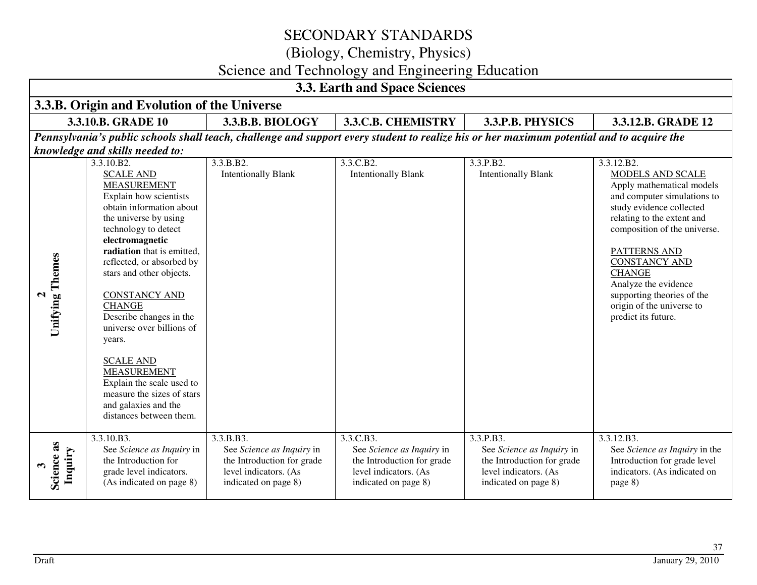# SECONDARY STANDARDS
## (Biology, Chemistry, Physics)
## Science and Technology and Engineering Education

| 3.3. Earth and Space Sciences | | | | | |
|---|---|---|---|---|---|
| **3.3.B. Origin and Evolution of the Universe** | | | | | |
| | **3.3.10.B. GRADE 10** | **3.3.B.B. BIOLOGY** | **3.3.C.B. CHEMISTRY** | **3.3.P.B. PHYSICS** | **3.3.12.B. GRADE 12** |
| ***Pennsylvania's public schools shall teach, challenge and support every student to realize his or her maximum potential and to acquire the knowledge and skills needed to:*** | | | | | |
| **2 Unifying Themes** | 3.3.10.B2. SCALE AND MEASUREMENT Explain how scientists obtain information about the universe by using technology to detect **electromagnetic radiation** that is emitted, reflected, or absorbed by stars and other objects. CONSTANCY AND CHANGE Describe changes in the universe over billions of years. SCALE AND MEASUREMENT Explain the scale used to measure the sizes of stars and galaxies and the distances between them. | 3.3.B.B2. Intentionally Blank | 3.3.C.B2. Intentionally Blank | 3.3.P.B2. Intentionally Blank | 3.3.12.B2. MODELS AND SCALE Apply mathematical models and computer simulations to study evidence collected relating to the extent and composition of the universe. PATTERNS AND CONSTANCY AND CHANGE Analyze the evidence supporting theories of the origin of the universe to predict its future. |
| **3 Science as Inquiry** | 3.3.10.B3. See *Science as Inquiry* in the Introduction for grade level indicators. (As indicated on page 8) | 3.3.B.B3. See *Science as Inquiry* in the Introduction for grade level indicators. (As indicated on page 8) | 3.3.C.B3. See *Science as Inquiry* in the Introduction for grade level indicators. (As indicated on page 8) | 3.3.P.B3. See *Science as Inquiry* in the Introduction for grade level indicators. (As indicated on page 8) | 3.3.12.B3. See *Science as Inquiry* in the Introduction for grade level indicators. (As indicated on page 8) |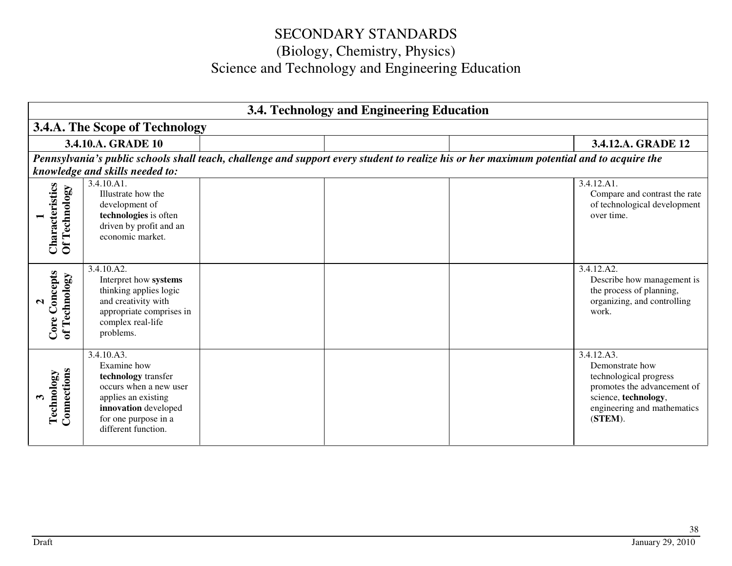# SECONDARY STANDARDS
## (Biology, Chemistry, Physics)
## Science and Technology and Engineering Education

| 3.4. Technology and Engineering Education | | | | | |
|---|---|---|---|---|---|
| **3.4.A. The Scope of Technology** | | | | | |
| | **3.4.10.A. GRADE 10** | | | | **3.4.12.A. GRADE 12** |
| ***Pennsylvania's public schools shall teach, challenge and support every student to realize his or her maximum potential and to acquire the knowledge and skills needed to:*** | | | | | |
| **1 Characteristics Of Technology** | 3.4.10.A1. Illustrate how the development of **technologies** is often driven by profit and an economic market. | | | | 3.4.12.A1. Compare and contrast the rate of technological development over time. |
| **2 Core Concepts of Technology** | 3.4.10.A2. Interpret how **systems** thinking applies logic and creativity with appropriate comprises in complex real-life problems. | | | | 3.4.12.A2. Describe how management is the process of planning, organizing, and controlling work. |
| **3 Technology Connections** | 3.4.10.A3. Examine how **technology** transfer occurs when a new user applies an existing **innovation** developed for one purpose in a different function. | | | | 3.4.12.A3. Demonstrate how technological progress promotes the advancement of science, **technology**, engineering and mathematics (**STEM**). |

Draft

January 29, 2010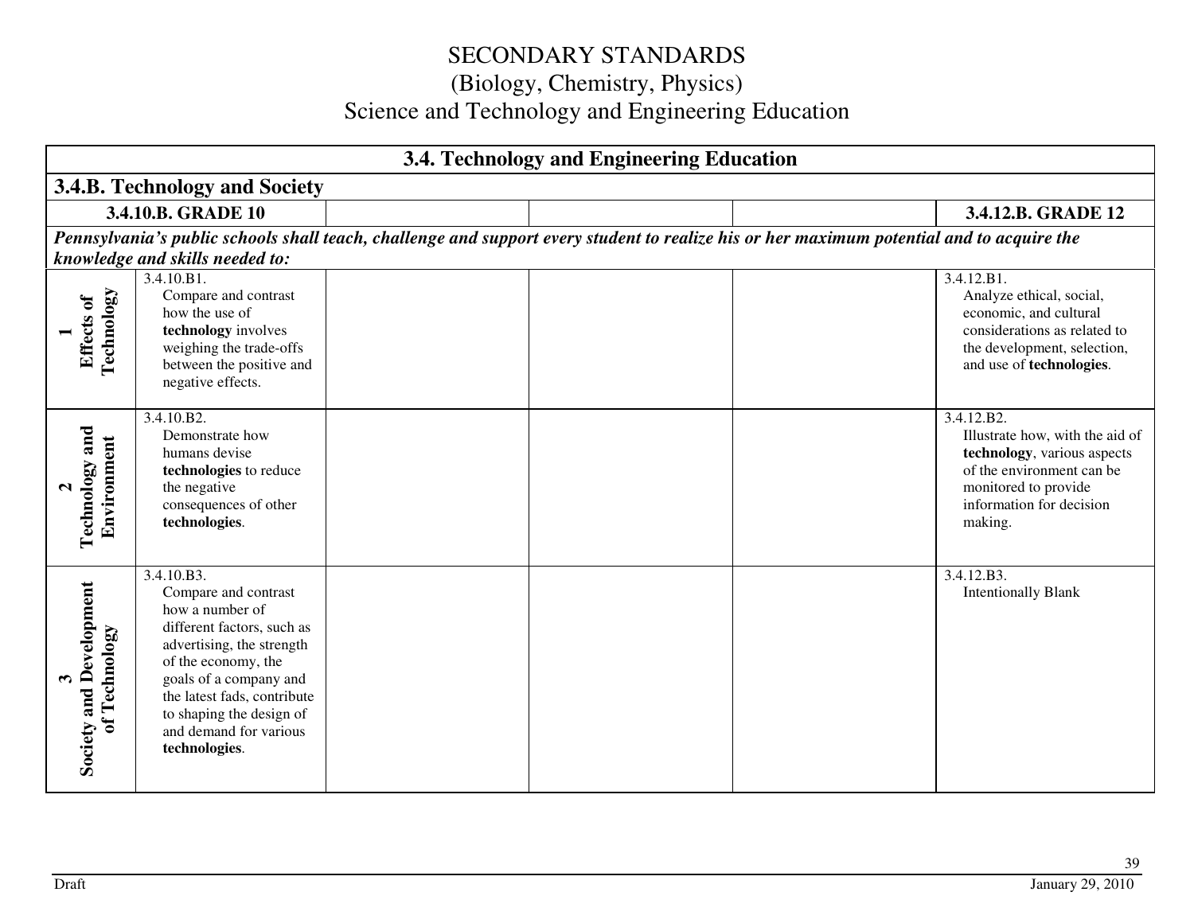# SECONDARY STANDARDS
## (Biology, Chemistry, Physics)
## Science and Technology and Engineering Education

| 3.4. Technology and Engineering Education | | | | | |
|---|---|---|---|---|---|
| **3.4.B. Technology and Society** | | | | | |
| | **3.4.10.B. GRADE 10** | | | | **3.4.12.B. GRADE 12** |
| ***Pennsylvania's public schools shall teach, challenge and support every student to realize his or her maximum potential and to acquire the knowledge and skills needed to:*** | | | | | |
| **1 Effects of Technology** | 3.4.10.B1. Compare and contrast how the use of **technology** involves weighing the trade-offs between the positive and negative effects. | | | | 3.4.12.B1. Analyze ethical, social, economic, and cultural considerations as related to the development, selection, and use of **technologies**. |
| **2 Technology and Environment** | 3.4.10.B2. Demonstrate how humans devise **technologies** to reduce the negative consequences of other **technologies**. | | | | 3.4.12.B2. Illustrate how, with the aid of **technology**, various aspects of the environment can be monitored to provide information for decision making. |
| **3 Society and Development of Technology** | 3.4.10.B3. Compare and contrast how a number of different factors, such as advertising, the strength of the economy, the goals of a company and the latest fads, contribute to shaping the design of and demand for various **technologies**. | | | | 3.4.12.B3. Intentionally Blank |

Draft January 29, 2010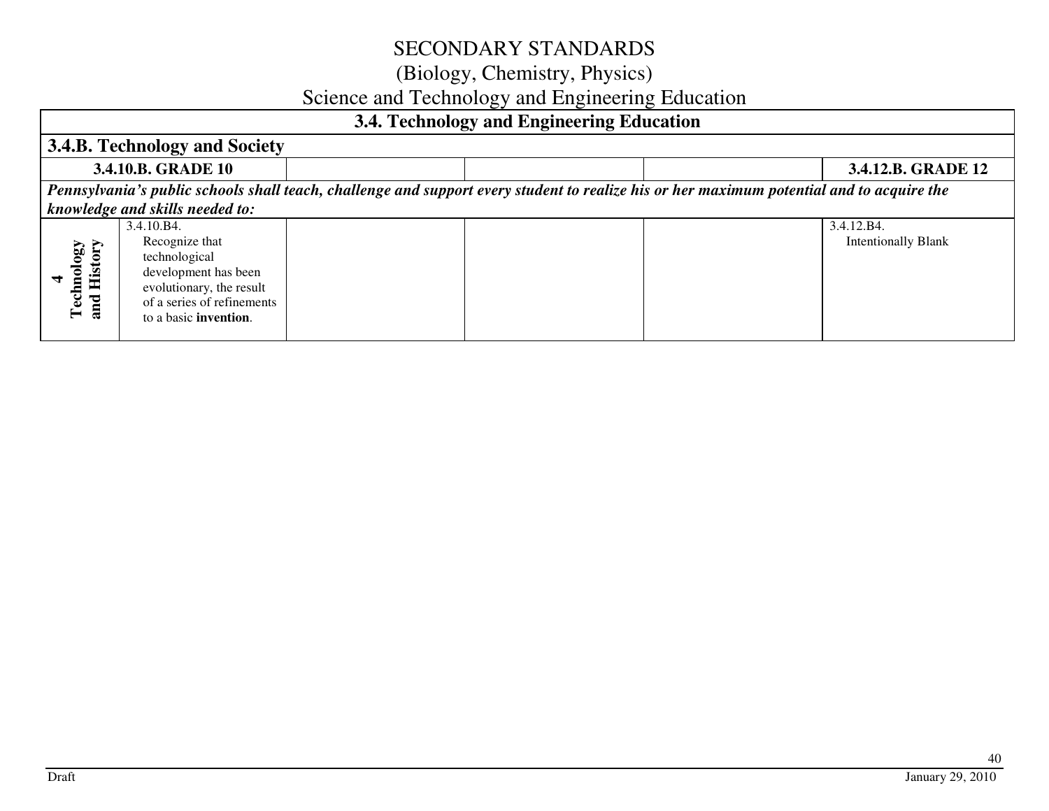# SECONDARY STANDARDS
## (Biology, Chemistry, Physics)
## Science and Technology and Engineering Education

| 3.4. Technology and Engineering Education | | | | | |
|---|---|---|---|---|---|
| **3.4.B. Technology and Society** | | | | | |
| **3.4.10.B. GRADE 10** | | | | | **3.4.12.B. GRADE 12** |
| ***Pennsylvania's public schools shall teach, challenge and support every student to realize his or her maximum potential and to acquire the knowledge and skills needed to:*** | | | | | |
| **4 Technology and History** | 3.4.10.B4. Recognize that technological development has been evolutionary, the result of a series of refinements to a basic **invention**. | | | | 3.4.12.B4. Intentionally Blank |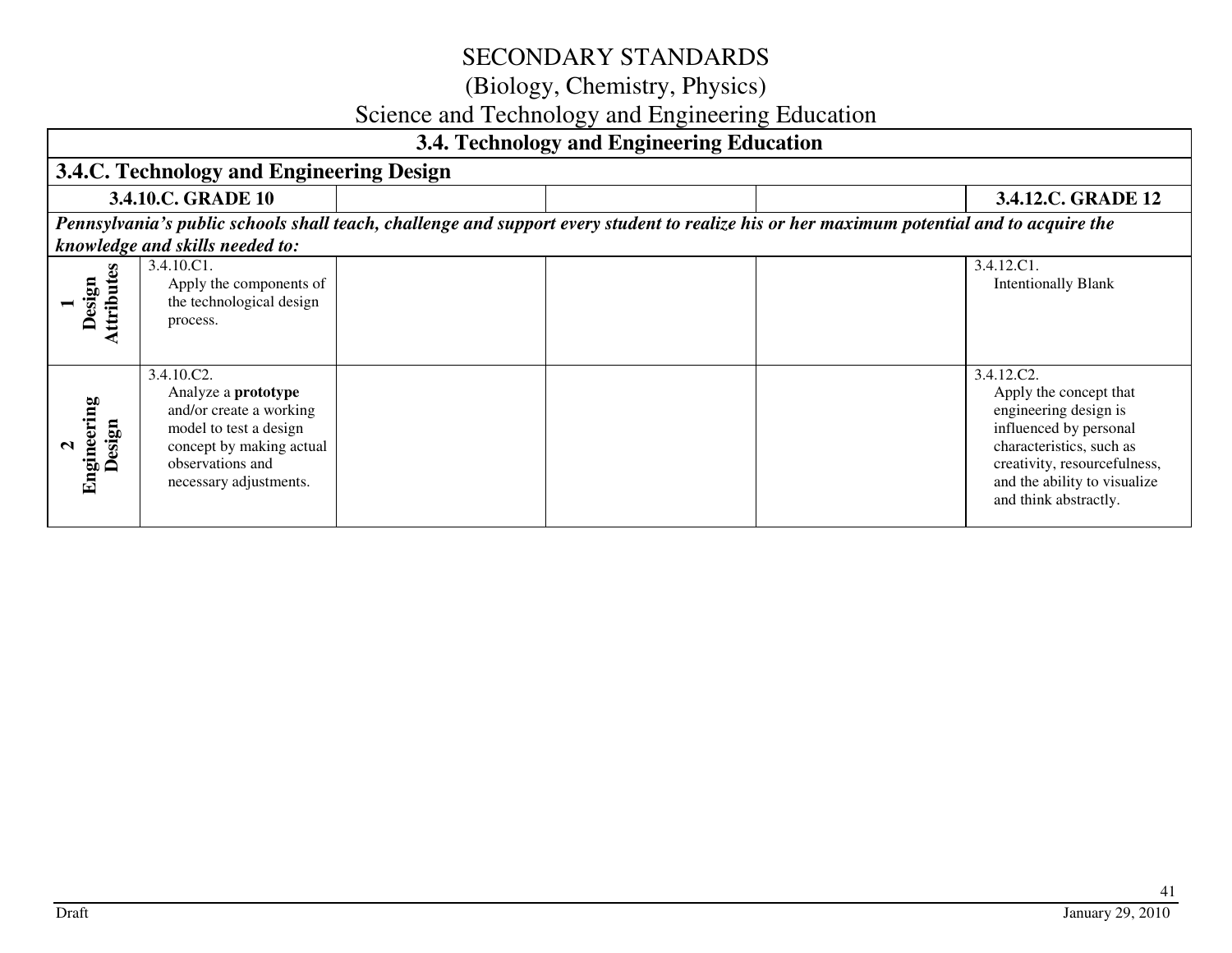# SECONDARY STANDARDS
## (Biology, Chemistry, Physics)
## Science and Technology and Engineering Education

| 3.4. Technology and Engineering Education | | | | | |
|---|---|---|---|---|---|
| **3.4.C. Technology and Engineering Design** | | | | | |
| | **3.4.10.C. GRADE 10** | | | | **3.4.12.C. GRADE 12** |
| ***Pennsylvania's public schools shall teach, challenge and support every student to realize his or her maximum potential and to acquire the knowledge and skills needed to:*** | | | | | |
| **1 Design Attributes** | 3.4.10.C1. Apply the components of the technological design process. | | | | 3.4.12.C1. Intentionally Blank |
| **2 Engineering Design** | 3.4.10.C2. Analyze a **prototype** and/or create a working model to test a design concept by making actual observations and necessary adjustments. | | | | 3.4.12.C2. Apply the concept that engineering design is influenced by personal characteristics, such as creativity, resourcefulness, and the ability to visualize and think abstractly. |

Draft January 29, 2010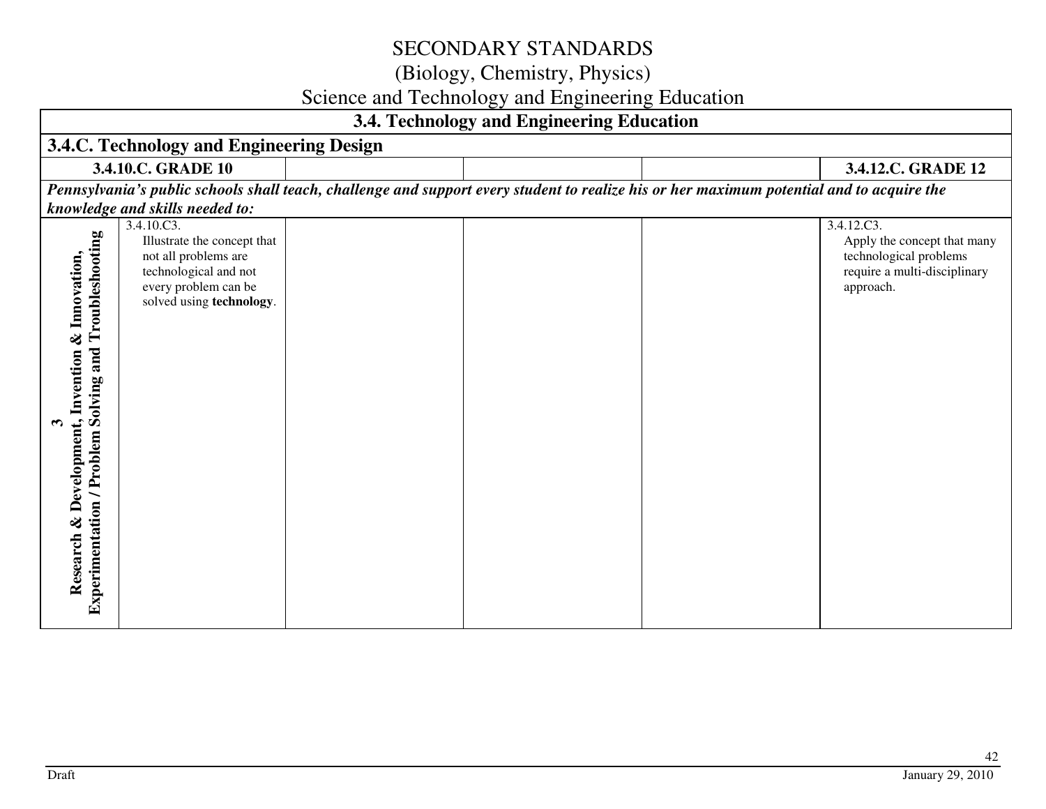# SECONDARY STANDARDS

## (Biology, Chemistry, Physics)

## Science and Technology and Engineering Education

| 3.4. Technology and Engineering Education | | | | | |
|---|---|---|---|---|---|
| **3.4.C. Technology and Engineering Design** | | | | | |
| | **3.4.10.C. GRADE 10** | | | | **3.4.12.C. GRADE 12** |
| ***Pennsylvania's public schools shall teach, challenge and support every student to realize his or her maximum potential and to acquire the knowledge and skills needed to:*** | | | | | |
| **3 Research & Development, Invention & Innovation, Experimentation / Problem Solving and Troubleshooting** | 3.4.10.C3. Illustrate the concept that not all problems are technological and not every problem can be solved using **technology**. | | | | 3.4.12.C3. Apply the concept that many technological problems require a multi-disciplinary approach. |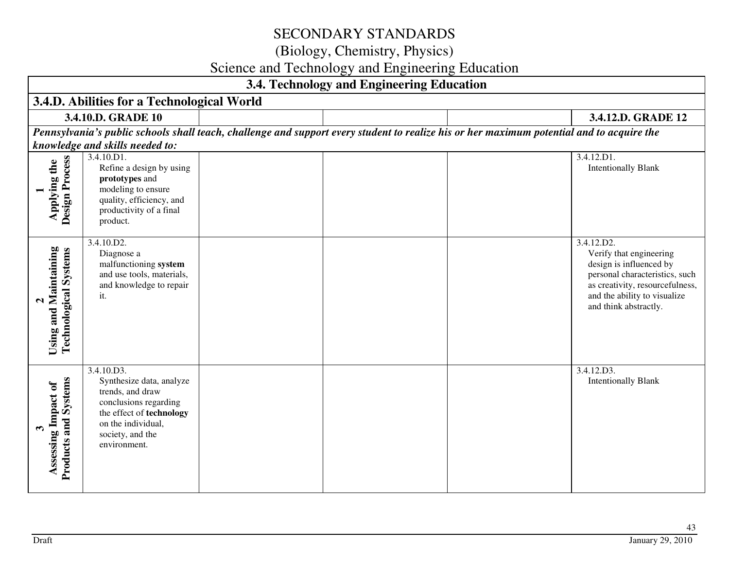# SECONDARY STANDARDS
## (Biology, Chemistry, Physics)
## Science and Technology and Engineering Education

| 3.4. Technology and Engineering Education | | | | | |
|---|---|---|---|---|---|
| **3.4.D. Abilities for a Technological World** | | | | | |
| **3.4.10.D. GRADE 10** | | | | | **3.4.12.D. GRADE 12** |
| ***Pennsylvania's public schools shall teach, challenge and support every student to realize his or her maximum potential and to acquire the knowledge and skills needed to:*** | | | | | |
| **1 Applying the Design Process** | 3.4.10.D1. Refine a design by using **prototypes** and modeling to ensure quality, efficiency, and productivity of a final product. | | | | 3.4.12.D1. Intentionally Blank |
| **2 Using and Maintaining Technological Systems** | 3.4.10.D2. Diagnose a malfunctioning **system** and use tools, materials, and knowledge to repair it. | | | | 3.4.12.D2. Verify that engineering design is influenced by personal characteristics, such as creativity, resourcefulness, and the ability to visualize and think abstractly. |
| **3 Assessing Impact of Products and Systems** | 3.4.10.D3. Synthesize data, analyze trends, and draw conclusions regarding the effect of **technology** on the individual, society, and the environment. | | | | 3.4.12.D3. Intentionally Blank |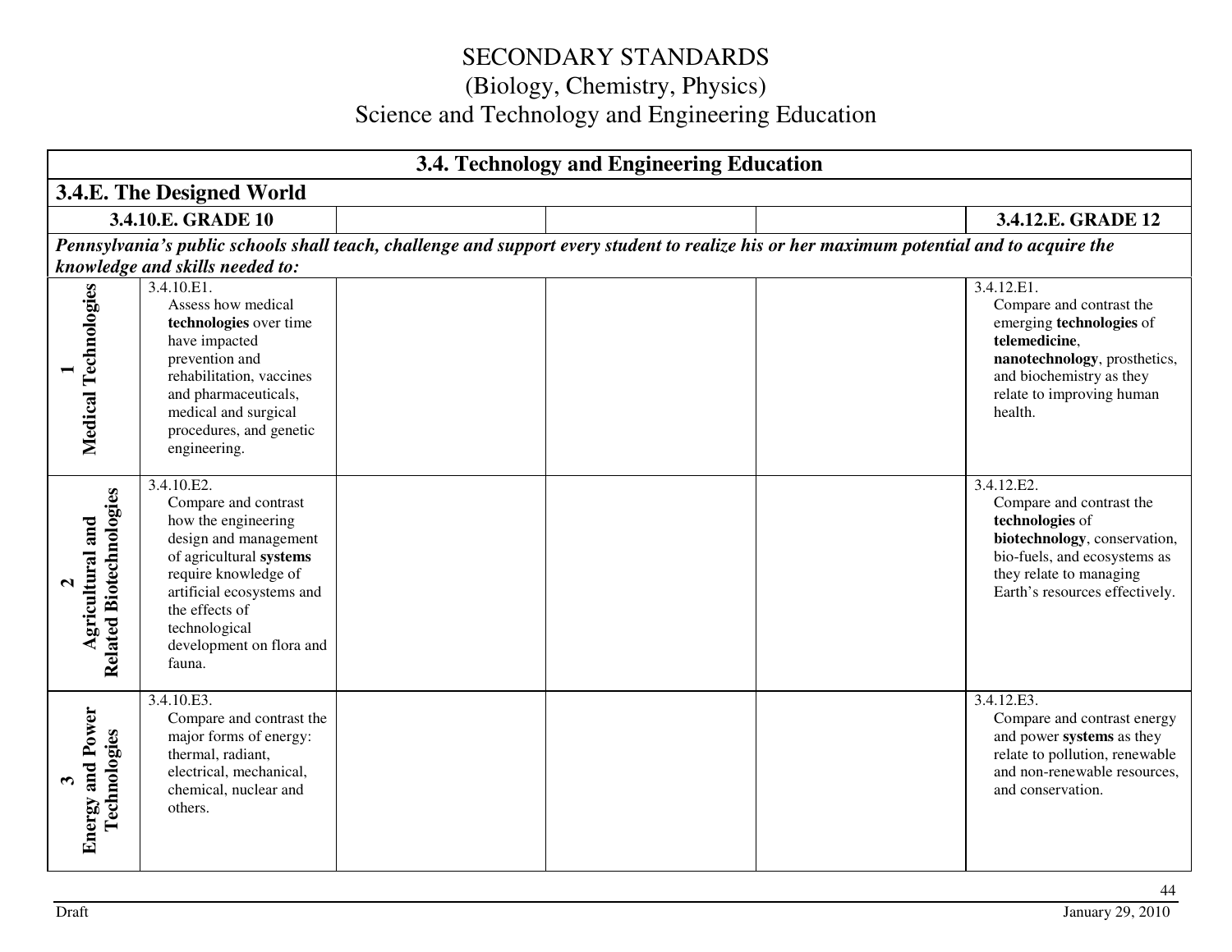# SECONDARY STANDARDS
## (Biology, Chemistry, Physics)
## Science and Technology and Engineering Education

| 3.4. Technology and Engineering Education | | | | | |
|---|---|---|---|---|---|
| **3.4.E. The Designed World** | | | | | |
| | **3.4.10.E. GRADE 10** | | | | **3.4.12.E. GRADE 12** |
| ***Pennsylvania's public schools shall teach, challenge and support every student to realize his or her maximum potential and to acquire the knowledge and skills needed to:*** | | | | | |
| **1 Medical Technologies** | 3.4.10.E1. Assess how medical **technologies** over time have impacted prevention and rehabilitation, vaccines and pharmaceuticals, medical and surgical procedures, and genetic engineering. | | | | 3.4.12.E1. Compare and contrast the emerging **technologies** of **telemedicine**, **nanotechnology**, prosthetics, and biochemistry as they relate to improving human health. |
| **2 Agricultural and Related Biotechnologies** | 3.4.10.E2. Compare and contrast how the engineering design and management of agricultural **systems** require knowledge of artificial ecosystems and the effects of technological development on flora and fauna. | | | | 3.4.12.E2. Compare and contrast the **technologies** of **biotechnology**, conservation, bio-fuels, and ecosystems as they relate to managing Earth's resources effectively. |
| **3 Energy and Power Technologies** | 3.4.10.E3. Compare and contrast the major forms of energy: thermal, radiant, electrical, mechanical, chemical, nuclear and others. | | | | 3.4.12.E3. Compare and contrast energy and power **systems** as they relate to pollution, renewable and non-renewable resources, and conservation. |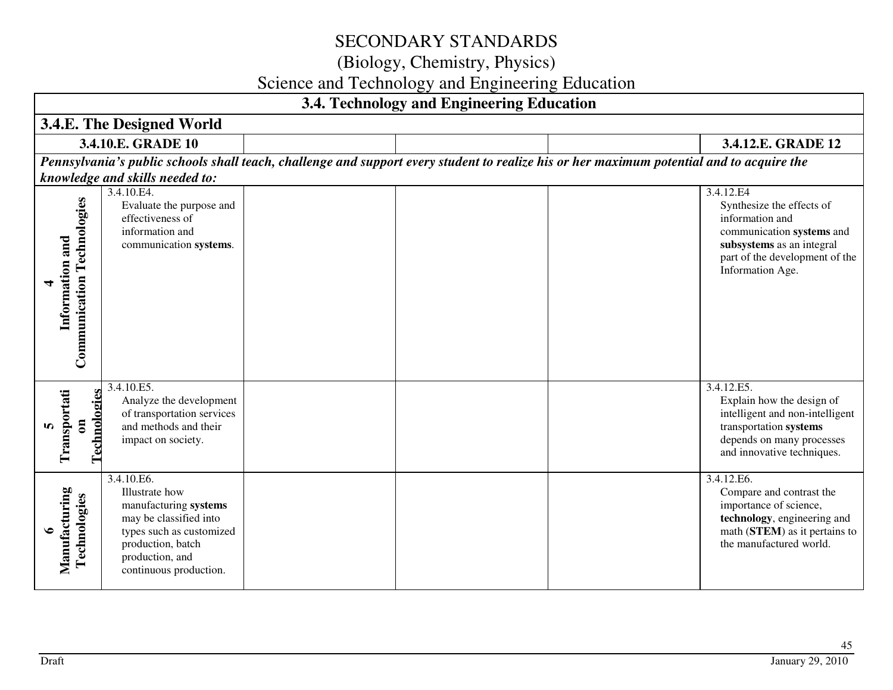# SECONDARY STANDARDS

## (Biology, Chemistry, Physics)

## Science and Technology and Engineering Education

| 3.4. Technology and Engineering Education | | | | | |
|---|---|---|---|---|---|
| **3.4.E. The Designed World** | | | | | |
| | **3.4.10.E. GRADE 10** | | | | **3.4.12.E. GRADE 12** |
| ***Pennsylvania's public schools shall teach, challenge and support every student to realize his or her maximum potential and to acquire the knowledge and skills needed to:*** | | | | | |
| **4 Information and Communication Technologies** | 3.4.10.E4. Evaluate the purpose and effectiveness of information and communication **systems**. | | | | 3.4.12.E4 Synthesize the effects of information and communication **systems** and **subsystems** as an integral part of the development of the Information Age. |
| **5 Transportation Technologies** | 3.4.10.E5. Analyze the development of transportation services and methods and their impact on society. | | | | 3.4.12.E5. Explain how the design of intelligent and non-intelligent transportation **systems** depends on many processes and innovative techniques. |
| **6 Manufacturing Technologies** | 3.4.10.E6. Illustrate how manufacturing **systems** may be classified into types such as customized production, batch production, and continuous production. | | | | 3.4.12.E6. Compare and contrast the importance of science, **technology**, engineering and math (**STEM**) as it pertains to the manufactured world. |

Draft January 29, 2010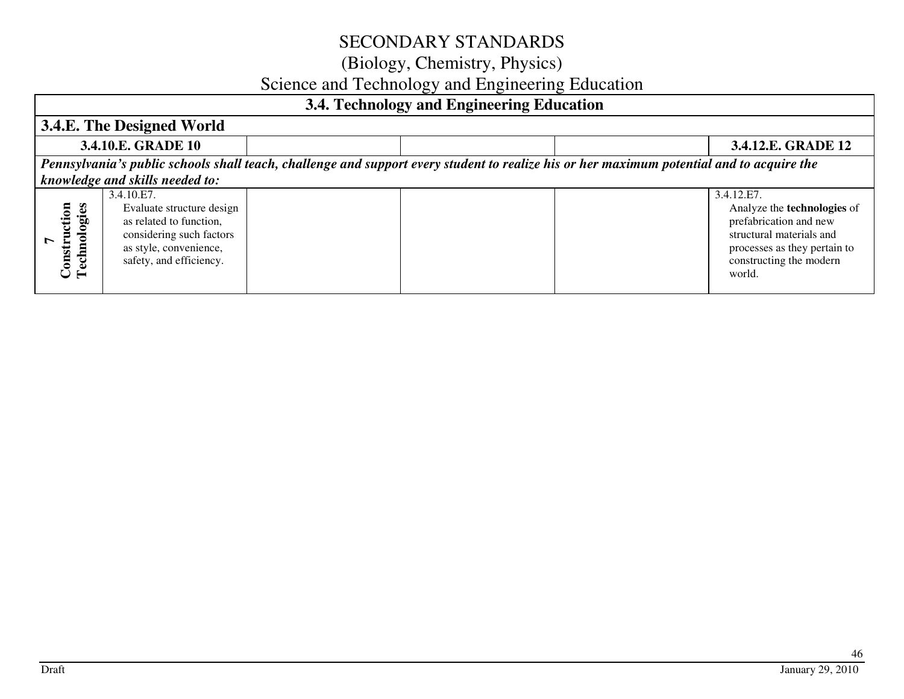# SECONDARY STANDARDS
## (Biology, Chemistry, Physics)
## Science and Technology and Engineering Education

| 3.4. Technology and Engineering Education | | | | | |
|---|---|---|---|---|---|
| **3.4.E. The Designed World** | | | | | |
| | **3.4.10.E. GRADE 10** | | | | **3.4.12.E. GRADE 12** |
| ***Pennsylvania's public schools shall teach, challenge and support every student to realize his or her maximum potential and to acquire the knowledge and skills needed to:*** | | | | | |
| **7 Construction Technologies** | 3.4.10.E7. Evaluate structure design as related to function, considering such factors as style, convenience, safety, and efficiency. | | | | 3.4.12.E7. Analyze the **technologies** of prefabrication and new structural materials and processes as they pertain to constructing the modern world. |

Draft January 29, 2010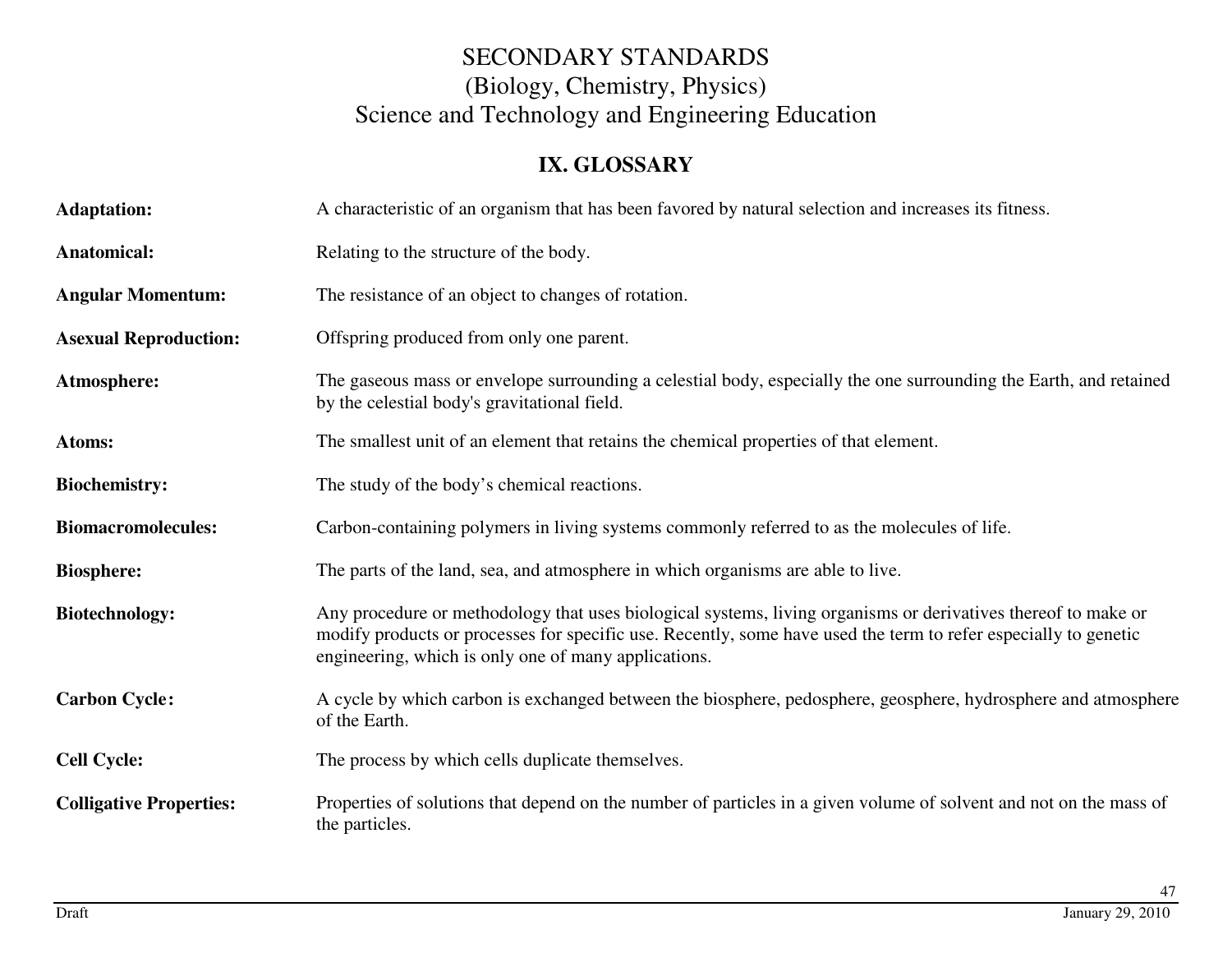# SECONDARY STANDARDS
# (Biology, Chemistry, Physics)
# Science and Technology and Engineering Education

## IX. GLOSSARY

**Adaptation:** A characteristic of an organism that has been favored by natural selection and increases its fitness.

**Anatomical:** Relating to the structure of the body.

**Angular Momentum:** The resistance of an object to changes of rotation.

**Asexual Reproduction:** Offspring produced from only one parent.

**Atmosphere:** The gaseous mass or envelope surrounding a celestial body, especially the one surrounding the Earth, and retained by the celestial body's gravitational field.

**Atoms:** The smallest unit of an element that retains the chemical properties of that element.

**Biochemistry:** The study of the body's chemical reactions.

**Biomacromolecules:** Carbon-containing polymers in living systems commonly referred to as the molecules of life.

**Biosphere:** The parts of the land, sea, and atmosphere in which organisms are able to live.

**Biotechnology:** Any procedure or methodology that uses biological systems, living organisms or derivatives thereof to make or modify products or processes for specific use. Recently, some have used the term to refer especially to genetic engineering, which is only one of many applications.

**Carbon Cycle:** A cycle by which carbon is exchanged between the biosphere, pedosphere, geosphere, hydrosphere and atmosphere of the Earth.

**Cell Cycle:** The process by which cells duplicate themselves.

**Colligative Properties:** Properties of solutions that depend on the number of particles in a given volume of solvent and not on the mass of the particles.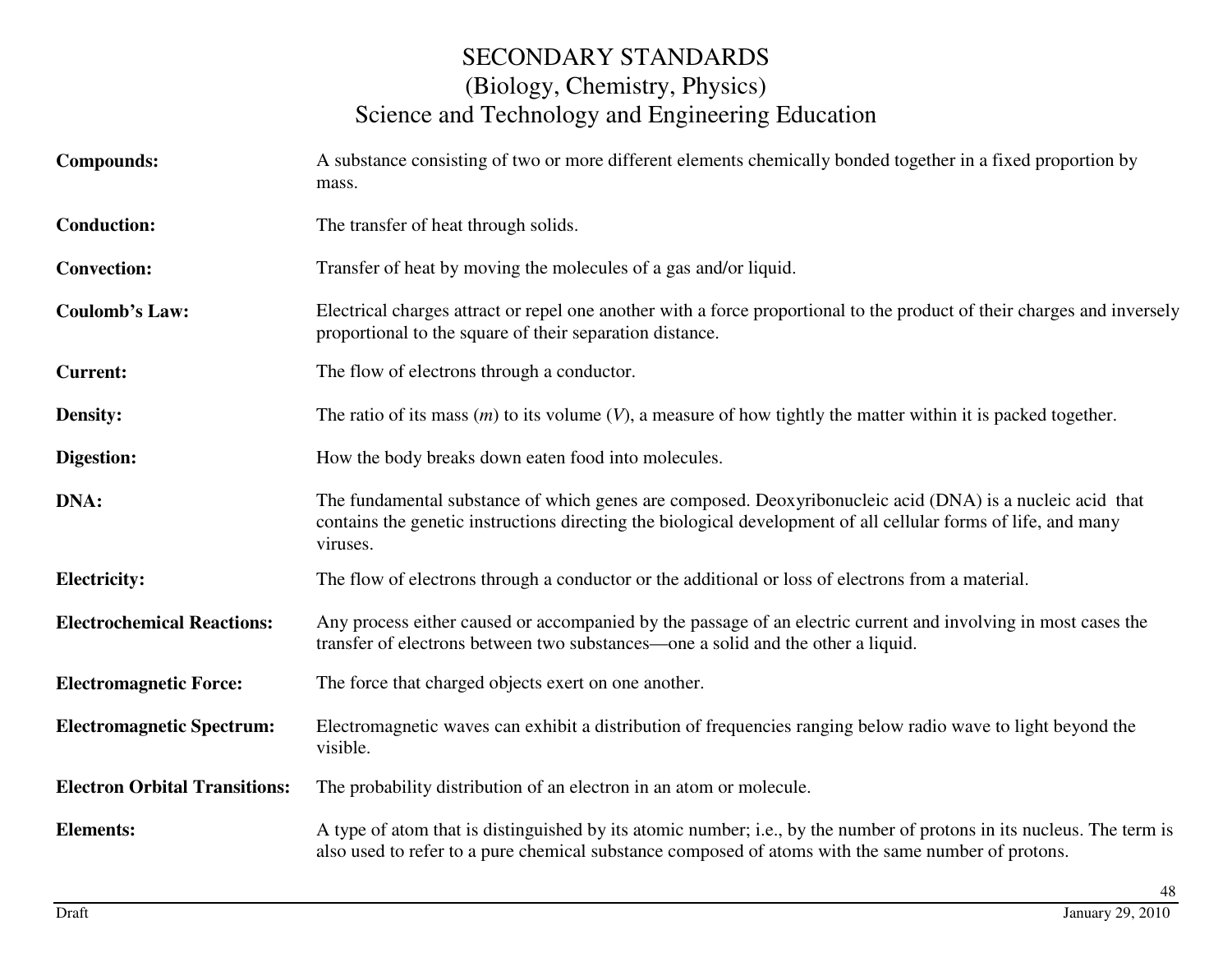**Compounds:** A substance consisting of two or more different elements chemically bonded together in a fixed proportion by mass.

**Conduction:** The transfer of heat through solids.

**Convection:** Transfer of heat by moving the molecules of a gas and/or liquid.

**Coulomb's Law:** Electrical charges attract or repel one another with a force proportional to the product of their charges and inversely proportional to the square of their separation distance.

**Current:** The flow of electrons through a conductor.

**Density:** The ratio of its mass ($m$) to its volume ($V$), a measure of how tightly the matter within it is packed together.

**Digestion:** How the body breaks down eaten food into molecules.

**DNA:** The fundamental substance of which genes are composed. Deoxyribonucleic acid (DNA) is a nucleic acid that contains the genetic instructions directing the biological development of all cellular forms of life, and many viruses.

**Electricity:** The flow of electrons through a conductor or the additional or loss of electrons from a material.

**Electrochemical Reactions:** Any process either caused or accompanied by the passage of an electric current and involving in most cases the transfer of electrons between two substances—one a solid and the other a liquid.

**Electromagnetic Force:** The force that charged objects exert on one another.

**Electromagnetic Spectrum:** Electromagnetic waves can exhibit a distribution of frequencies ranging below radio wave to light beyond the visible.

**Electron Orbital Transitions:** The probability distribution of an electron in an atom or molecule.

**Elements:** A type of atom that is distinguished by its atomic number; i.e., by the number of protons in its nucleus. The term is also used to refer to a pure chemical substance composed of atoms with the same number of protons.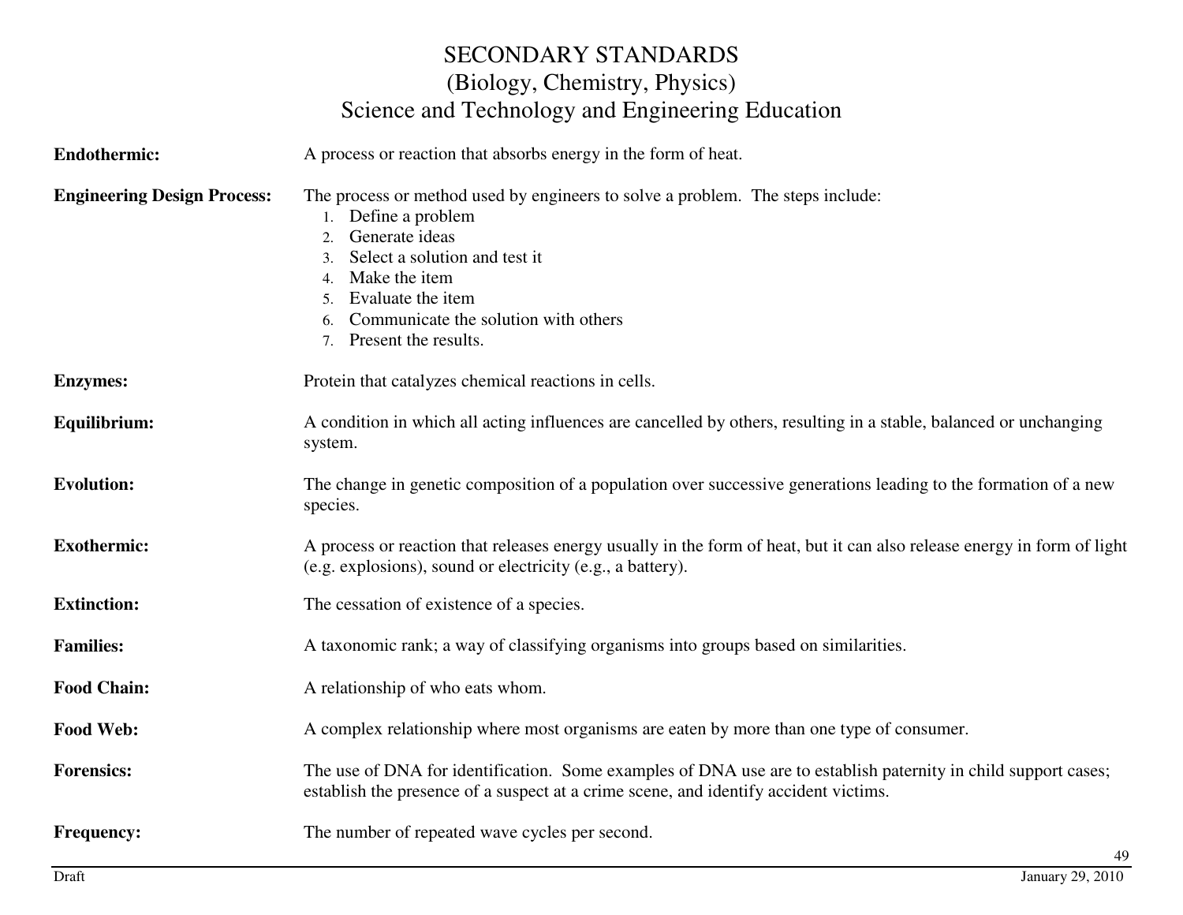# SECONDARY STANDARDS
## (Biology, Chemistry, Physics)
## Science and Technology and Engineering Education

**Endothermic:** A process or reaction that absorbs energy in the form of heat.

**Engineering Design Process:** The process or method used by engineers to solve a problem. The steps include:

1. Define a problem
2. Generate ideas
3. Select a solution and test it
4. Make the item
5. Evaluate the item
6. Communicate the solution with others
7. Present the results.

**Enzymes:** Protein that catalyzes chemical reactions in cells.

**Equilibrium:** A condition in which all acting influences are cancelled by others, resulting in a stable, balanced or unchanging system.

**Evolution:** The change in genetic composition of a population over successive generations leading to the formation of a new species.

**Exothermic:** A process or reaction that releases energy usually in the form of heat, but it can also release energy in form of light (e.g. explosions), sound or electricity (e.g., a battery).

**Extinction:** The cessation of existence of a species.

**Families:** A taxonomic rank; a way of classifying organisms into groups based on similarities.

**Food Chain:** A relationship of who eats whom.

**Food Web:** A complex relationship where most organisms are eaten by more than one type of consumer.

**Forensics:** The use of DNA for identification. Some examples of DNA use are to establish paternity in child support cases; establish the presence of a suspect at a crime scene, and identify accident victims.

**Frequency:** The number of repeated wave cycles per second.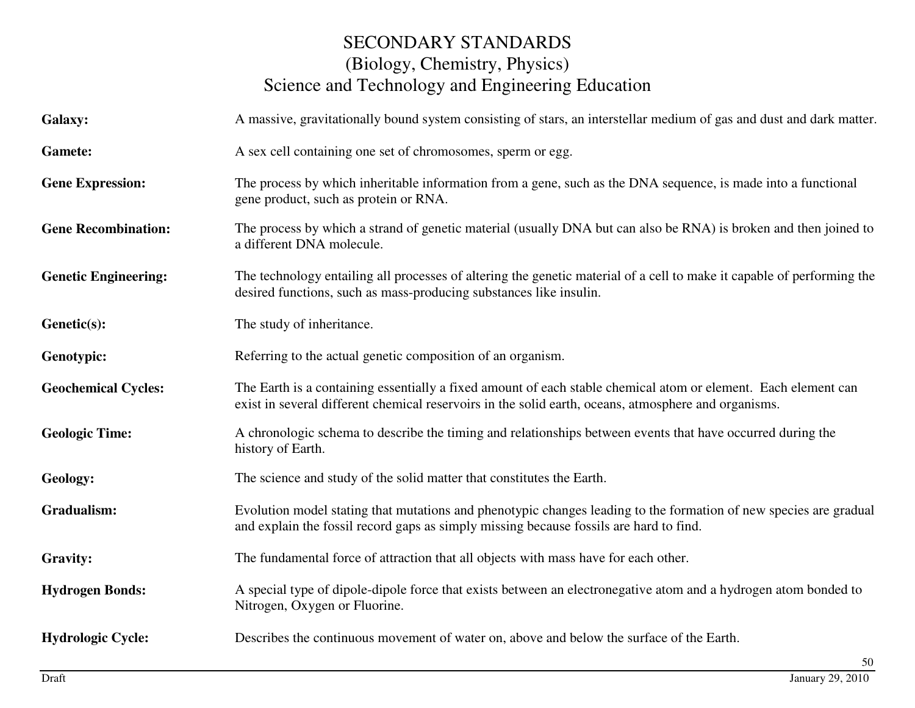# SECONDARY STANDARDS
## (Biology, Chemistry, Physics)
## Science and Technology and Engineering Education

| | |
|---|---|
| **Galaxy:** | A massive, gravitationally bound system consisting of stars, an interstellar medium of gas and dust and dark matter. |
| **Gamete:** | A sex cell containing one set of chromosomes, sperm or egg. |
| **Gene Expression:** | The process by which inheritable information from a gene, such as the DNA sequence, is made into a functional gene product, such as protein or RNA. |
| **Gene Recombination:** | The process by which a strand of genetic material (usually DNA but can also be RNA) is broken and then joined to a different DNA molecule. |
| **Genetic Engineering:** | The technology entailing all processes of altering the genetic material of a cell to make it capable of performing the desired functions, such as mass-producing substances like insulin. |
| **Genetic(s):** | The study of inheritance. |
| **Genotypic:** | Referring to the actual genetic composition of an organism. |
| **Geochemical Cycles:** | The Earth is a containing essentially a fixed amount of each stable chemical atom or element. Each element can exist in several different chemical reservoirs in the solid earth, oceans, atmosphere and organisms. |
| **Geologic Time:** | A chronologic schema to describe the timing and relationships between events that have occurred during the history of Earth. |
| **Geology:** | The science and study of the solid matter that constitutes the Earth. |
| **Gradualism:** | Evolution model stating that mutations and phenotypic changes leading to the formation of new species are gradual and explain the fossil record gaps as simply missing because fossils are hard to find. |
| **Gravity:** | The fundamental force of attraction that all objects with mass have for each other. |
| **Hydrogen Bonds:** | A special type of dipole-dipole force that exists between an electronegative atom and a hydrogen atom bonded to Nitrogen, Oxygen or Fluorine. |
| **Hydrologic Cycle:** | Describes the continuous movement of water on, above and below the surface of the Earth. |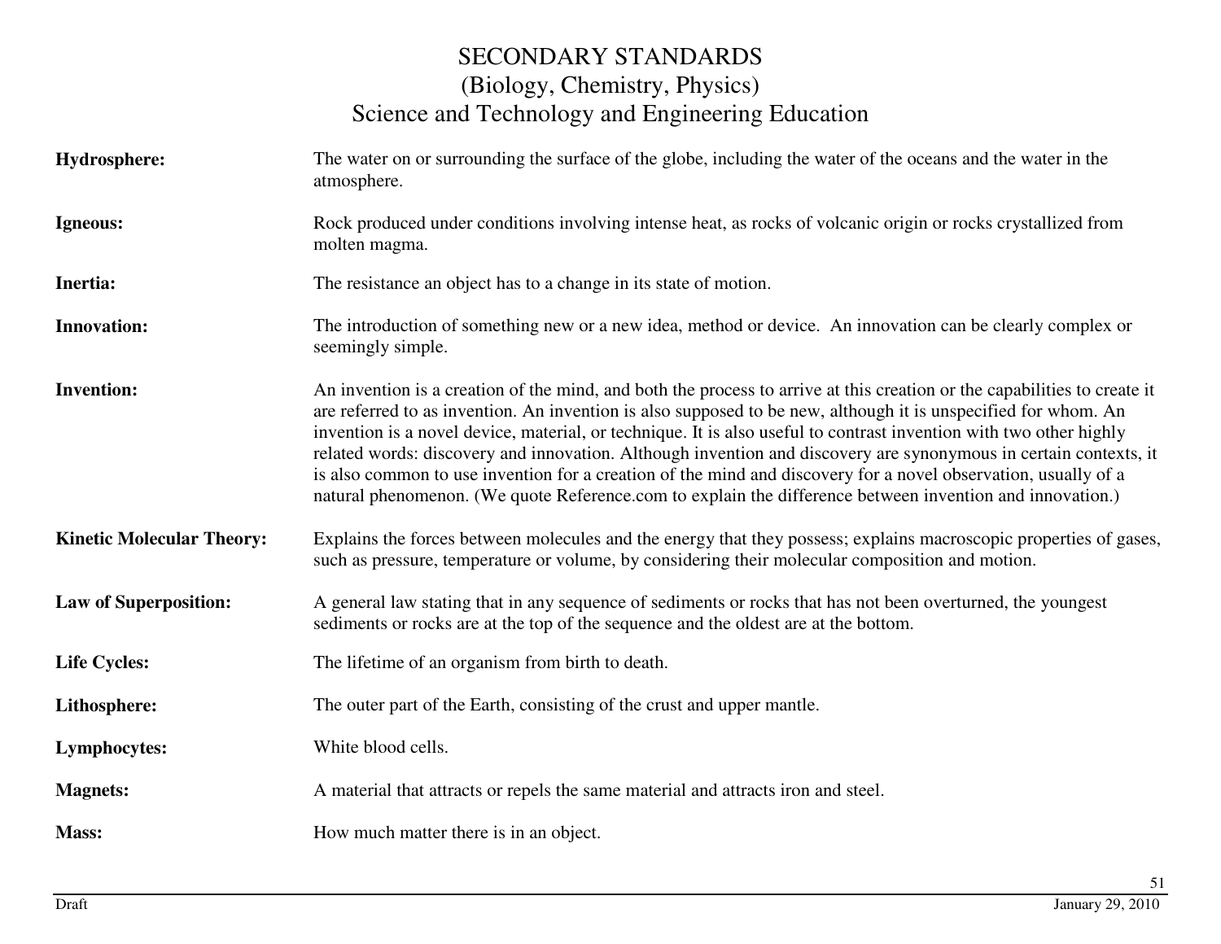# SECONDARY STANDARDS
## (Biology, Chemistry, Physics)
## Science and Technology and Engineering Education

**Hydrosphere:** The water on or surrounding the surface of the globe, including the water of the oceans and the water in the atmosphere.

**Igneous:** Rock produced under conditions involving intense heat, as rocks of volcanic origin or rocks crystallized from molten magma.

**Inertia:** The resistance an object has to a change in its state of motion.

**Innovation:** The introduction of something new or a new idea, method or device. An innovation can be clearly complex or seemingly simple.

**Invention:** An invention is a creation of the mind, and both the process to arrive at this creation or the capabilities to create it are referred to as invention. An invention is also supposed to be new, although it is unspecified for whom. An invention is a novel device, material, or technique. It is also useful to contrast invention with two other highly related words: discovery and innovation. Although invention and discovery are synonymous in certain contexts, it is also common to use invention for a creation of the mind and discovery for a novel observation, usually of a natural phenomenon. (We quote Reference.com to explain the difference between invention and innovation.)

**Kinetic Molecular Theory:** Explains the forces between molecules and the energy that they possess; explains macroscopic properties of gases, such as pressure, temperature or volume, by considering their molecular composition and motion.

**Law of Superposition:** A general law stating that in any sequence of sediments or rocks that has not been overturned, the youngest sediments or rocks are at the top of the sequence and the oldest are at the bottom.

**Life Cycles:** The lifetime of an organism from birth to death.

**Lithosphere:** The outer part of the Earth, consisting of the crust and upper mantle.

**Lymphocytes:** White blood cells.

**Magnets:** A material that attracts or repels the same material and attracts iron and steel.

**Mass:** How much matter there is in an object.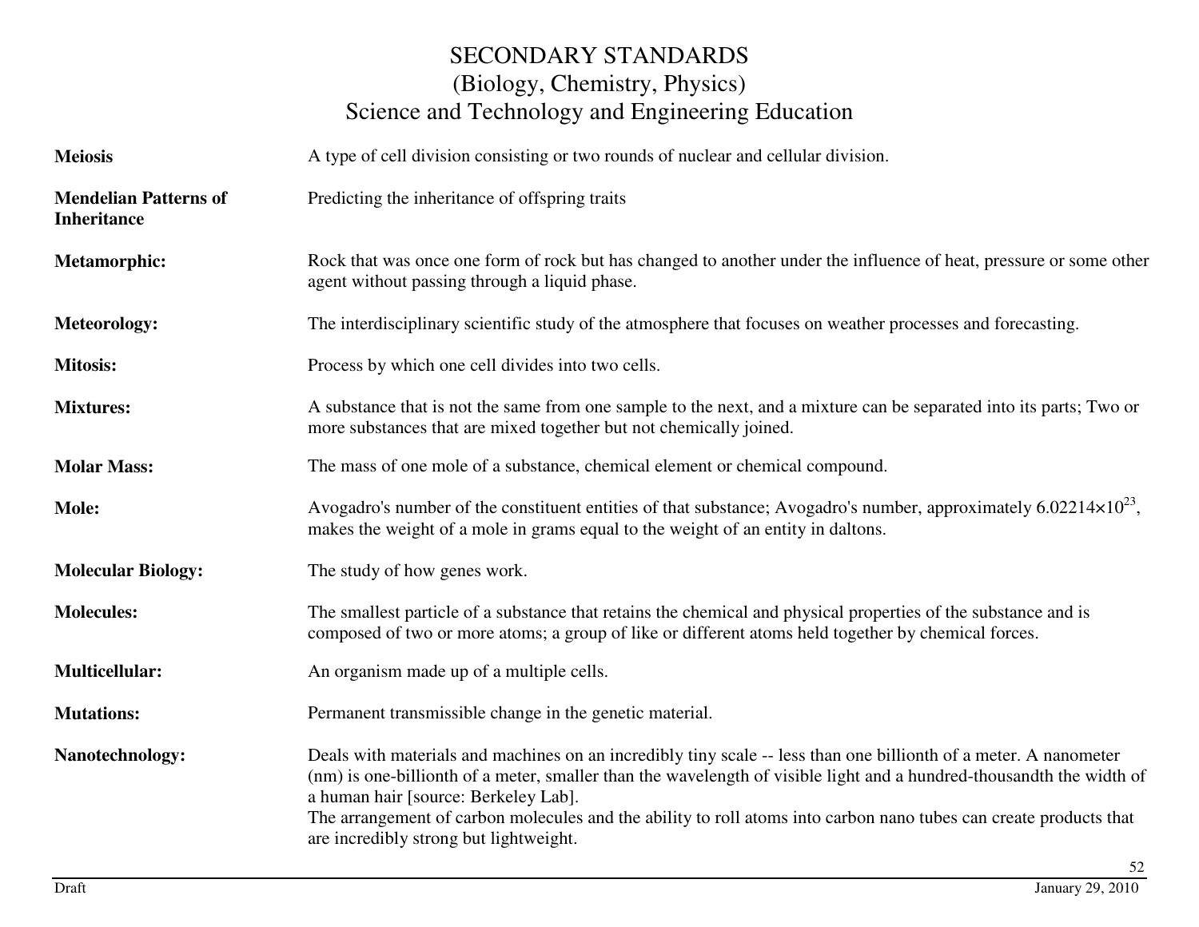# SECONDARY STANDARDS
## (Biology, Chemistry, Physics)
## Science and Technology and Engineering Education

| | |
|---|---|
| **Meiosis** | A type of cell division consisting or two rounds of nuclear and cellular division. |
| **Mendelian Patterns of Inheritance** | Predicting the inheritance of offspring traits |
| **Metamorphic:** | Rock that was once one form of rock but has changed to another under the influence of heat, pressure or some other agent without passing through a liquid phase. |
| **Meteorology:** | The interdisciplinary scientific study of the atmosphere that focuses on weather processes and forecasting. |
| **Mitosis:** | Process by which one cell divides into two cells. |
| **Mixtures:** | A substance that is not the same from one sample to the next, and a mixture can be separated into its parts; Two or more substances that are mixed together but not chemically joined. |
| **Molar Mass:** | The mass of one mole of a substance, chemical element or chemical compound. |
| **Mole:** | Avogadro's number of the constituent entities of that substance; Avogadro's number, approximately $6.02214\times10^{23}$, makes the weight of a mole in grams equal to the weight of an entity in daltons. |
| **Molecular Biology:** | The study of how genes work. |
| **Molecules:** | The smallest particle of a substance that retains the chemical and physical properties of the substance and is composed of two or more atoms; a group of like or different atoms held together by chemical forces. |
| **Multicellular:** | An organism made up of a multiple cells. |
| **Mutations:** | Permanent transmissible change in the genetic material. |
| **Nanotechnology:** | Deals with materials and machines on an incredibly tiny scale -- less than one billionth of a meter. A nanometer (nm) is one-billionth of a meter, smaller than the wavelength of visible light and a hundred-thousandth the width of a human hair [source: Berkeley Lab]. The arrangement of carbon molecules and the ability to roll atoms into carbon nano tubes can create products that are incredibly strong but lightweight. |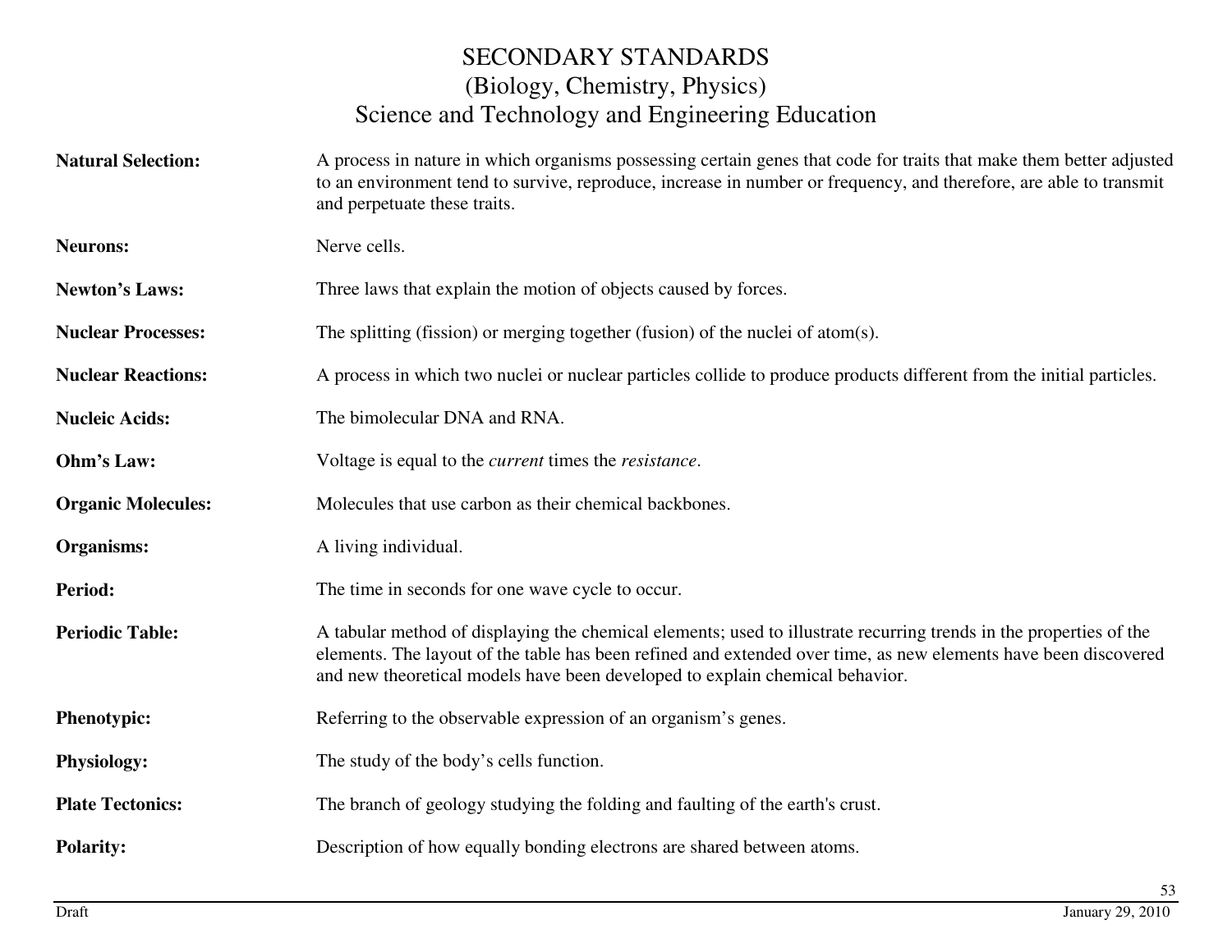# SECONDARY STANDARDS
## (Biology, Chemistry, Physics)
## Science and Technology and Engineering Education

**Natural Selection:** A process in nature in which organisms possessing certain genes that code for traits that make them better adjusted to an environment tend to survive, reproduce, increase in number or frequency, and therefore, are able to transmit and perpetuate these traits.

**Neurons:** Nerve cells.

**Newton's Laws:** Three laws that explain the motion of objects caused by forces.

**Nuclear Processes:** The splitting (fission) or merging together (fusion) of the nuclei of atom(s).

**Nuclear Reactions:** A process in which two nuclei or nuclear particles collide to produce products different from the initial particles.

**Nucleic Acids:** The bimolecular DNA and RNA.

**Ohm's Law:** Voltage is equal to the *current* times the *resistance*.

**Organic Molecules:** Molecules that use carbon as their chemical backbones.

**Organisms:** A living individual.

**Period:** The time in seconds for one wave cycle to occur.

**Periodic Table:** A tabular method of displaying the chemical elements; used to illustrate recurring trends in the properties of the elements. The layout of the table has been refined and extended over time, as new elements have been discovered and new theoretical models have been developed to explain chemical behavior.

**Phenotypic:** Referring to the observable expression of an organism's genes.

**Physiology:** The study of the body's cells function.

**Plate Tectonics:** The branch of geology studying the folding and faulting of the earth's crust.

**Polarity:** Description of how equally bonding electrons are shared between atoms.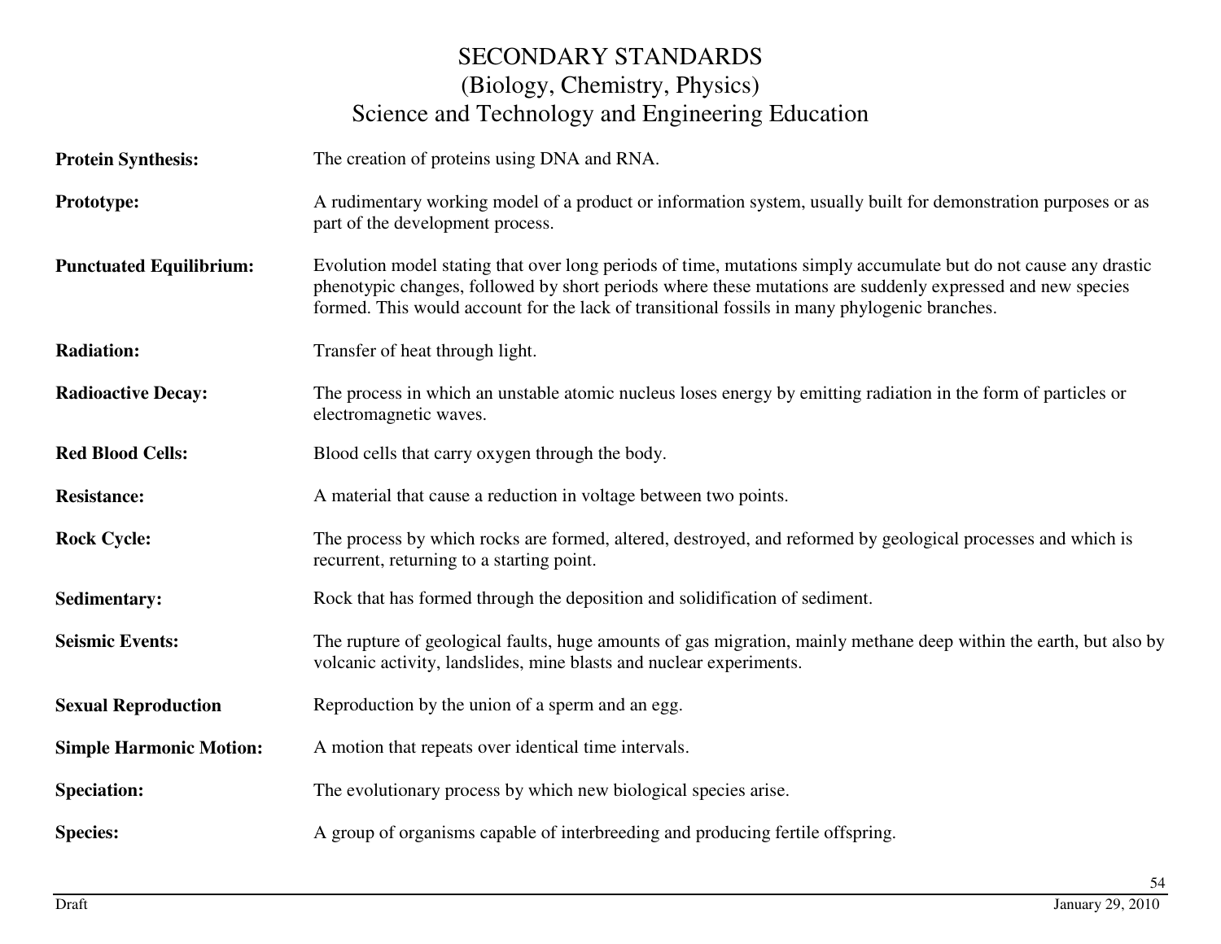# SECONDARY STANDARDS
## (Biology, Chemistry, Physics)
## Science and Technology and Engineering Education

**Protein Synthesis:** The creation of proteins using DNA and RNA.

**Prototype:** A rudimentary working model of a product or information system, usually built for demonstration purposes or as part of the development process.

**Punctuated Equilibrium:** Evolution model stating that over long periods of time, mutations simply accumulate but do not cause any drastic phenotypic changes, followed by short periods where these mutations are suddenly expressed and new species formed. This would account for the lack of transitional fossils in many phylogenic branches.

**Radiation:** Transfer of heat through light.

**Radioactive Decay:** The process in which an unstable atomic nucleus loses energy by emitting radiation in the form of particles or electromagnetic waves.

**Red Blood Cells:** Blood cells that carry oxygen through the body.

**Resistance:** A material that cause a reduction in voltage between two points.

**Rock Cycle:** The process by which rocks are formed, altered, destroyed, and reformed by geological processes and which is recurrent, returning to a starting point.

**Sedimentary:** Rock that has formed through the deposition and solidification of sediment.

**Seismic Events:** The rupture of geological faults, huge amounts of gas migration, mainly methane deep within the earth, but also by volcanic activity, landslides, mine blasts and nuclear experiments.

**Sexual Reproduction** Reproduction by the union of a sperm and an egg.

**Simple Harmonic Motion:** A motion that repeats over identical time intervals.

**Speciation:** The evolutionary process by which new biological species arise.

**Species:** A group of organisms capable of interbreeding and producing fertile offspring.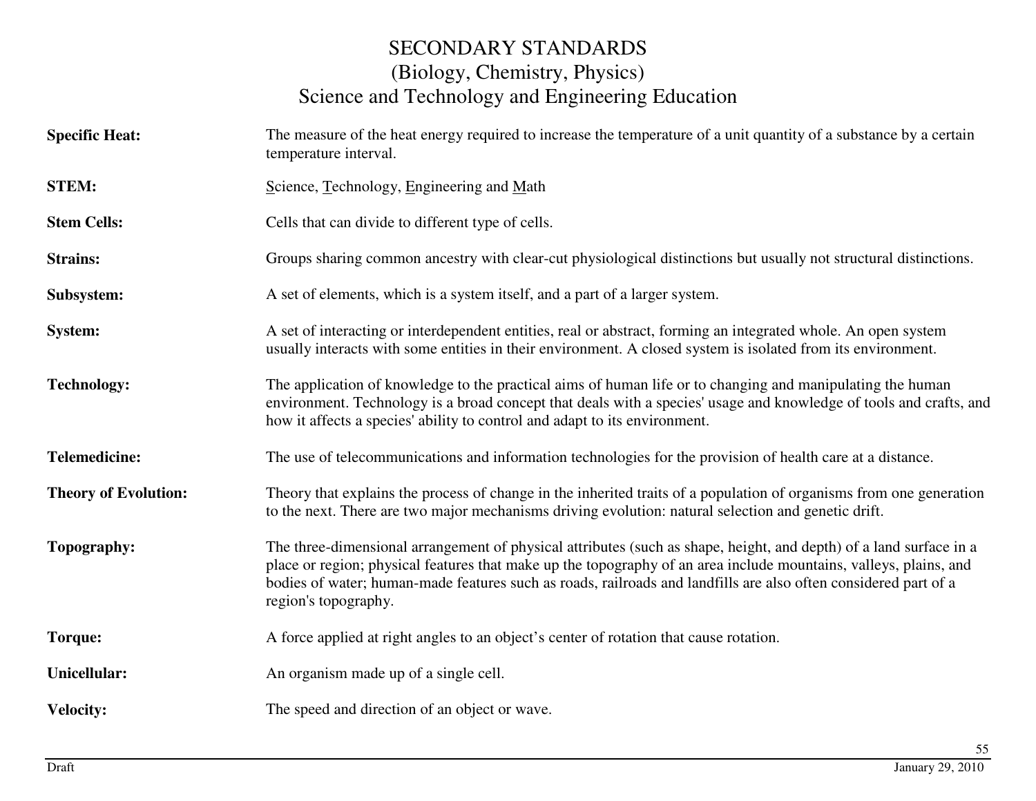# SECONDARY STANDARDS
## (Biology, Chemistry, Physics)
## Science and Technology and Engineering Education

**Specific Heat:** The measure of the heat energy required to increase the temperature of a unit quantity of a substance by a certain temperature interval.

**STEM:** <u>S</u>cience, <u>T</u>echnology, <u>E</u>ngineering and <u>M</u>ath

**Stem Cells:** Cells that can divide to different type of cells.

**Strains:** Groups sharing common ancestry with clear-cut physiological distinctions but usually not structural distinctions.

**Subsystem:** A set of elements, which is a system itself, and a part of a larger system.

**System:** A set of interacting or interdependent entities, real or abstract, forming an integrated whole. An open system usually interacts with some entities in their environment. A closed system is isolated from its environment.

**Technology:** The application of knowledge to the practical aims of human life or to changing and manipulating the human environment. Technology is a broad concept that deals with a species' usage and knowledge of tools and crafts, and how it affects a species' ability to control and adapt to its environment.

**Telemedicine:** The use of telecommunications and information technologies for the provision of health care at a distance.

**Theory of Evolution:** Theory that explains the process of change in the inherited traits of a population of organisms from one generation to the next. There are two major mechanisms driving evolution: natural selection and genetic drift.

**Topography:** The three-dimensional arrangement of physical attributes (such as shape, height, and depth) of a land surface in a place or region; physical features that make up the topography of an area include mountains, valleys, plains, and bodies of water; human-made features such as roads, railroads and landfills are also often considered part of a region's topography.

**Torque:** A force applied at right angles to an object's center of rotation that cause rotation.

**Unicellular:** An organism made up of a single cell.

**Velocity:** The speed and direction of an object or wave.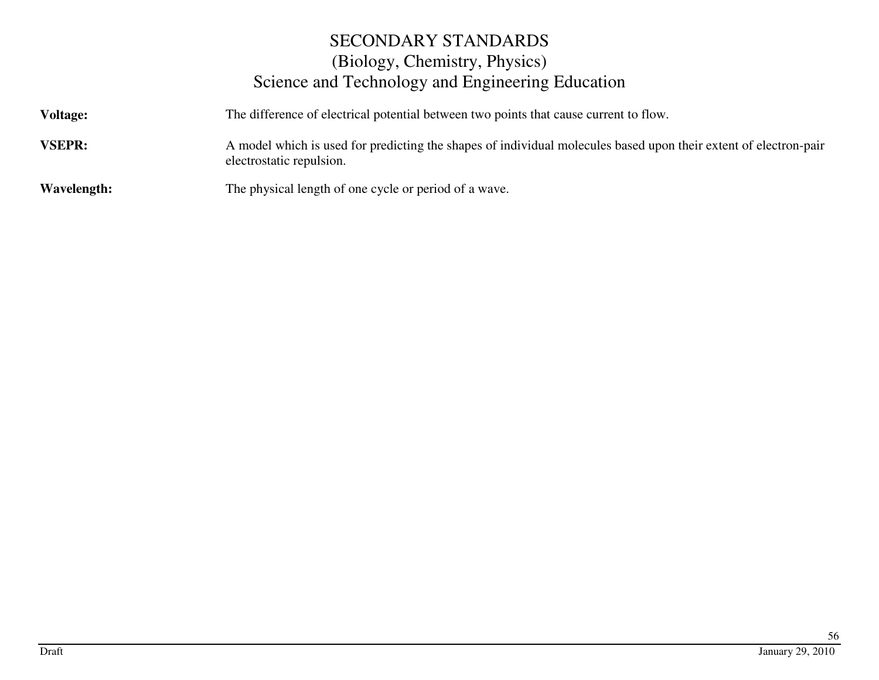**Voltage:** The difference of electrical potential between two points that cause current to flow.

**VSEPR:** A model which is used for predicting the shapes of individual molecules based upon their extent of electron-pair electrostatic repulsion.

**Wavelength:** The physical length of one cycle or period of a wave.